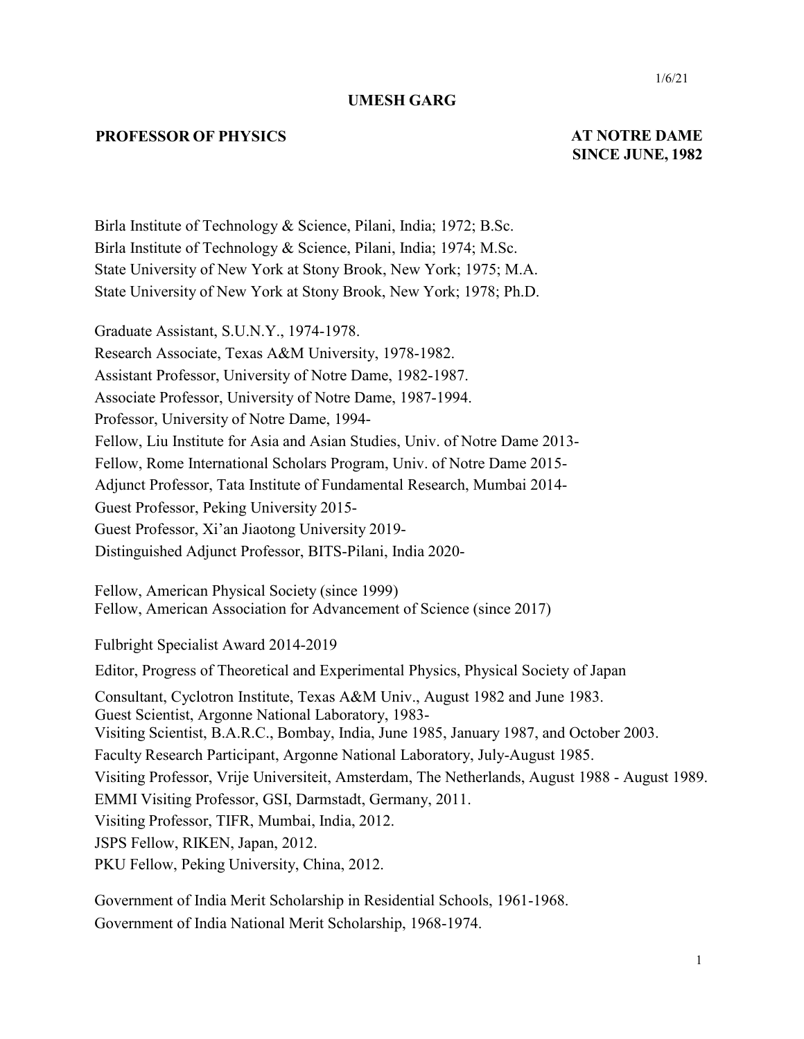1/6/21

# UMESH GARG

**PROFESSOR OF PHYSICS** **AT NOTRE DAME SINCE JUNE, 1982**

Birla Institute of Technology & Science, Pilani, India; 1972; B.Sc.
Birla Institute of Technology & Science, Pilani, India; 1974; M.Sc.
State University of New York at Stony Brook, New York; 1975; M.A.
State University of New York at Stony Brook, New York; 1978; Ph.D.

Graduate Assistant, S.U.N.Y., 1974-1978.
Research Associate, Texas A&M University, 1978-1982.
Assistant Professor, University of Notre Dame, 1982-1987.
Associate Professor, University of Notre Dame, 1987-1994.
Professor, University of Notre Dame, 1994-
Fellow, Liu Institute for Asia and Asian Studies, Univ. of Notre Dame 2013-
Fellow, Rome International Scholars Program, Univ. of Notre Dame 2015-
Adjunct Professor, Tata Institute of Fundamental Research, Mumbai 2014-
Guest Professor, Peking University 2015-
Guest Professor, Xi'an Jiaotong University 2019-
Distinguished Adjunct Professor, BITS-Pilani, India 2020-

Fellow, American Physical Society (since 1999)
Fellow, American Association for Advancement of Science (since 2017)

Fulbright Specialist Award 2014-2019

Editor, Progress of Theoretical and Experimental Physics, Physical Society of Japan

Consultant, Cyclotron Institute, Texas A&M Univ., August 1982 and June 1983.
Guest Scientist, Argonne National Laboratory, 1983-
Visiting Scientist, B.A.R.C., Bombay, India, June 1985, January 1987, and October 2003.
Faculty Research Participant, Argonne National Laboratory, July-August 1985.
Visiting Professor, Vrije Universiteit, Amsterdam, The Netherlands, August 1988 - August 1989.
EMMI Visiting Professor, GSI, Darmstadt, Germany, 2011.
Visiting Professor, TIFR, Mumbai, India, 2012.
JSPS Fellow, RIKEN, Japan, 2012.
PKU Fellow, Peking University, China, 2012.

Government of India Merit Scholarship in Residential Schools, 1961-1968.
Government of India National Merit Scholarship, 1968-1974.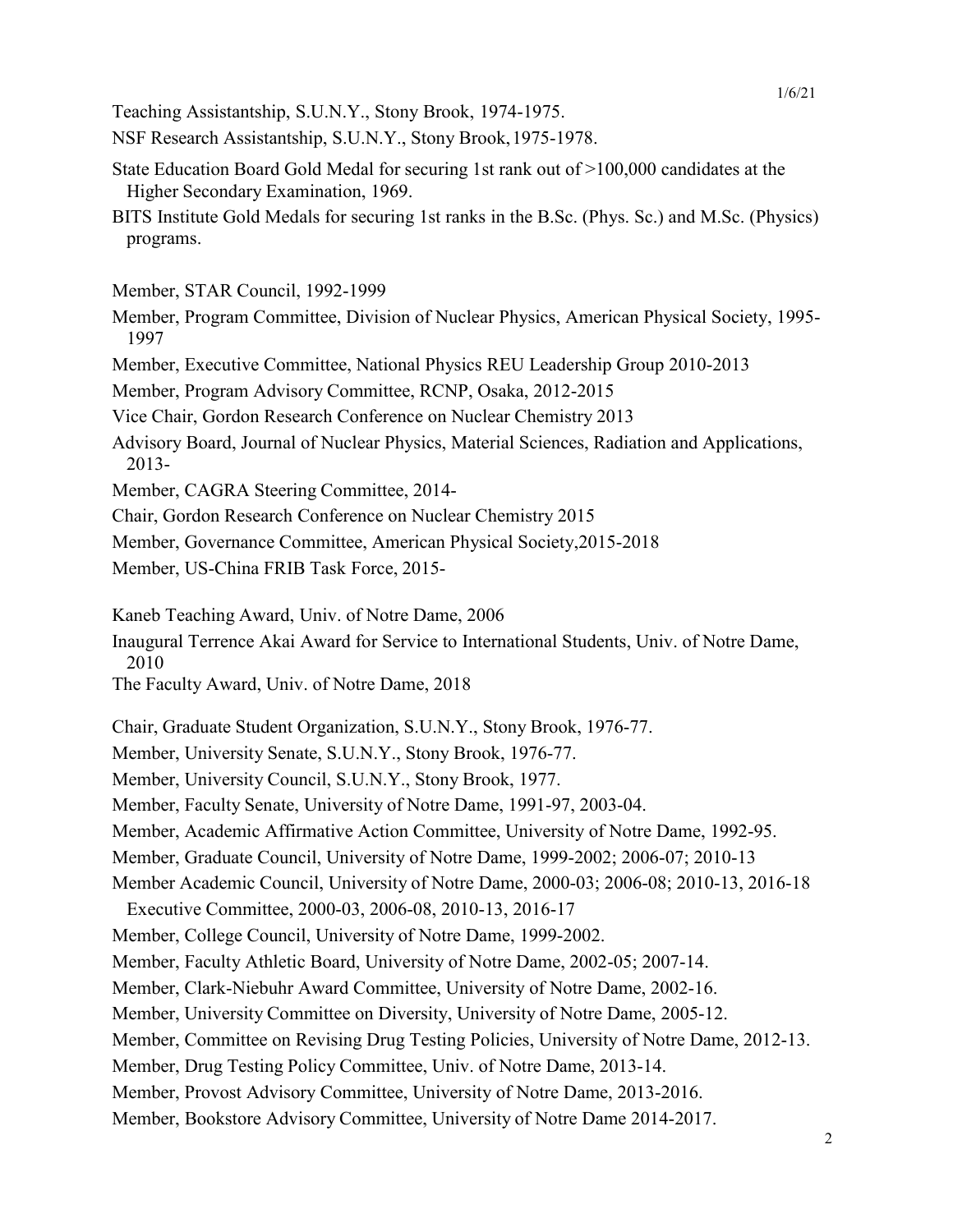Teaching Assistantship, S.U.N.Y., Stony Brook, 1974-1975.

NSF Research Assistantship, S.U.N.Y., Stony Brook, 1975-1978.

State Education Board Gold Medal for securing 1st rank out of >100,000 candidates at the Higher Secondary Examination, 1969.

BITS Institute Gold Medals for securing 1st ranks in the B.Sc. (Phys. Sc.) and M.Sc. (Physics) programs.

Member, STAR Council, 1992-1999

Member, Program Committee, Division of Nuclear Physics, American Physical Society, 1995-1997

Member, Executive Committee, National Physics REU Leadership Group 2010-2013

Member, Program Advisory Committee, RCNP, Osaka, 2012-2015

Vice Chair, Gordon Research Conference on Nuclear Chemistry 2013

Advisory Board, Journal of Nuclear Physics, Material Sciences, Radiation and Applications, 2013-

Member, CAGRA Steering Committee, 2014-

Chair, Gordon Research Conference on Nuclear Chemistry 2015

Member, Governance Committee, American Physical Society, 2015-2018

Member, US-China FRIB Task Force, 2015-

Kaneb Teaching Award, Univ. of Notre Dame, 2006

Inaugural Terrence Akai Award for Service to International Students, Univ. of Notre Dame, 2010

The Faculty Award, Univ. of Notre Dame, 2018

Chair, Graduate Student Organization, S.U.N.Y., Stony Brook, 1976-77.

Member, University Senate, S.U.N.Y., Stony Brook, 1976-77.

Member, University Council, S.U.N.Y., Stony Brook, 1977.

Member, Faculty Senate, University of Notre Dame, 1991-97, 2003-04.

Member, Academic Affirmative Action Committee, University of Notre Dame, 1992-95.

Member, Graduate Council, University of Notre Dame, 1999-2002; 2006-07; 2010-13

Member Academic Council, University of Notre Dame, 2000-03; 2006-08; 2010-13, 2016-18

Executive Committee, 2000-03, 2006-08, 2010-13, 2016-17

Member, College Council, University of Notre Dame, 1999-2002.

Member, Faculty Athletic Board, University of Notre Dame, 2002-05; 2007-14.

Member, Clark-Niebuhr Award Committee, University of Notre Dame, 2002-16.

Member, University Committee on Diversity, University of Notre Dame, 2005-12.

Member, Committee on Revising Drug Testing Policies, University of Notre Dame, 2012-13.

Member, Drug Testing Policy Committee, Univ. of Notre Dame, 2013-14.

Member, Provost Advisory Committee, University of Notre Dame, 2013-2016.

Member, Bookstore Advisory Committee, University of Notre Dame 2014-2017.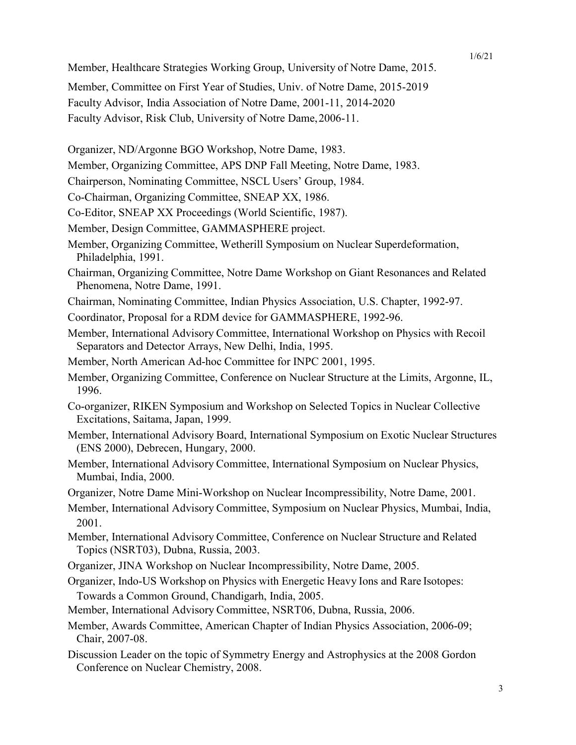Member, Healthcare Strategies Working Group, University of Notre Dame, 2015.

Member, Committee on First Year of Studies, Univ. of Notre Dame, 2015-2019

Faculty Advisor, India Association of Notre Dame, 2001-11, 2014-2020

Faculty Advisor, Risk Club, University of Notre Dame, 2006-11.

Organizer, ND/Argonne BGO Workshop, Notre Dame, 1983.

Member, Organizing Committee, APS DNP Fall Meeting, Notre Dame, 1983.

Chairperson, Nominating Committee, NSCL Users' Group, 1984.

Co-Chairman, Organizing Committee, SNEAP XX, 1986.

Co-Editor, SNEAP XX Proceedings (World Scientific, 1987).

Member, Design Committee, GAMMASPHERE project.

Member, Organizing Committee, Wetherill Symposium on Nuclear Superdeformation, Philadelphia, 1991.

Chairman, Organizing Committee, Notre Dame Workshop on Giant Resonances and Related Phenomena, Notre Dame, 1991.

Chairman, Nominating Committee, Indian Physics Association, U.S. Chapter, 1992-97.

Coordinator, Proposal for a RDM device for GAMMASPHERE, 1992-96.

Member, International Advisory Committee, International Workshop on Physics with Recoil Separators and Detector Arrays, New Delhi, India, 1995.

Member, North American Ad-hoc Committee for INPC 2001, 1995.

Member, Organizing Committee, Conference on Nuclear Structure at the Limits, Argonne, IL, 1996.

Co-organizer, RIKEN Symposium and Workshop on Selected Topics in Nuclear Collective Excitations, Saitama, Japan, 1999.

Member, International Advisory Board, International Symposium on Exotic Nuclear Structures (ENS 2000), Debrecen, Hungary, 2000.

Member, International Advisory Committee, International Symposium on Nuclear Physics, Mumbai, India, 2000.

Organizer, Notre Dame Mini-Workshop on Nuclear Incompressibility, Notre Dame, 2001.

Member, International Advisory Committee, Symposium on Nuclear Physics, Mumbai, India, 2001.

Member, International Advisory Committee, Conference on Nuclear Structure and Related Topics (NSRT03), Dubna, Russia, 2003.

Organizer, JINA Workshop on Nuclear Incompressibility, Notre Dame, 2005.

Organizer, Indo-US Workshop on Physics with Energetic Heavy Ions and Rare Isotopes: Towards a Common Ground, Chandigarh, India, 2005.

Member, International Advisory Committee, NSRT06, Dubna, Russia, 2006.

Member, Awards Committee, American Chapter of Indian Physics Association, 2006-09; Chair, 2007-08.

Discussion Leader on the topic of Symmetry Energy and Astrophysics at the 2008 Gordon Conference on Nuclear Chemistry, 2008.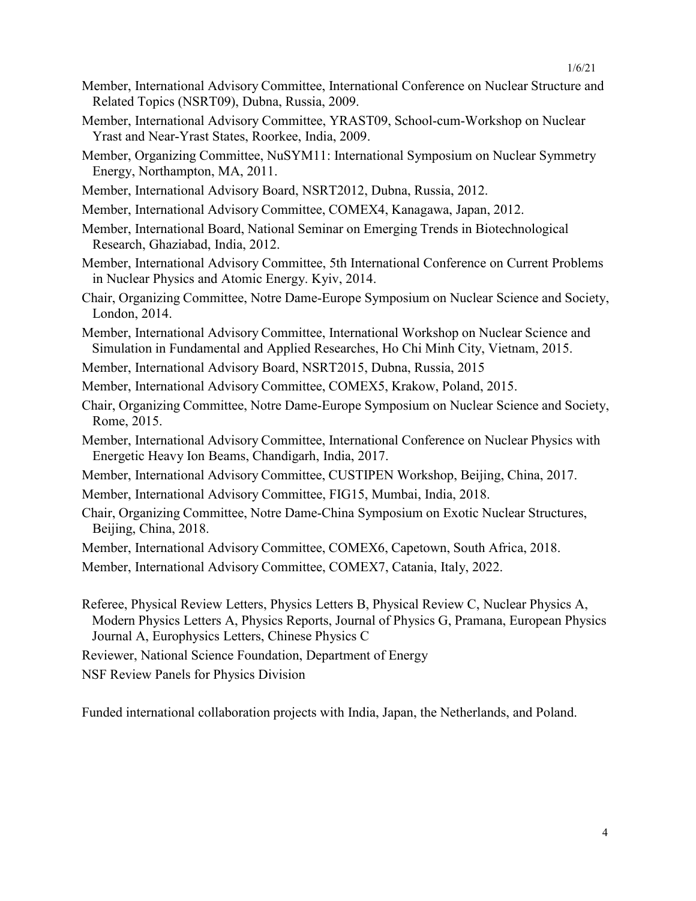Member, International Advisory Committee, International Conference on Nuclear Structure and Related Topics (NSRT09), Dubna, Russia, 2009.

Member, International Advisory Committee, YRAST09, School-cum-Workshop on Nuclear Yrast and Near-Yrast States, Roorkee, India, 2009.

Member, Organizing Committee, NuSYM11: International Symposium on Nuclear Symmetry Energy, Northampton, MA, 2011.

Member, International Advisory Board, NSRT2012, Dubna, Russia, 2012.

Member, International Advisory Committee, COMEX4, Kanagawa, Japan, 2012.

Member, International Board, National Seminar on Emerging Trends in Biotechnological Research, Ghaziabad, India, 2012.

Member, International Advisory Committee, 5th International Conference on Current Problems in Nuclear Physics and Atomic Energy. Kyiv, 2014.

Chair, Organizing Committee, Notre Dame-Europe Symposium on Nuclear Science and Society, London, 2014.

Member, International Advisory Committee, International Workshop on Nuclear Science and Simulation in Fundamental and Applied Researches, Ho Chi Minh City, Vietnam, 2015.

Member, International Advisory Board, NSRT2015, Dubna, Russia, 2015

Member, International Advisory Committee, COMEX5, Krakow, Poland, 2015.

Chair, Organizing Committee, Notre Dame-Europe Symposium on Nuclear Science and Society, Rome, 2015.

Member, International Advisory Committee, International Conference on Nuclear Physics with Energetic Heavy Ion Beams, Chandigarh, India, 2017.

Member, International Advisory Committee, CUSTIPEN Workshop, Beijing, China, 2017.

Member, International Advisory Committee, FIG15, Mumbai, India, 2018.

Chair, Organizing Committee, Notre Dame-China Symposium on Exotic Nuclear Structures, Beijing, China, 2018.

Member, International Advisory Committee, COMEX6, Capetown, South Africa, 2018.

Member, International Advisory Committee, COMEX7, Catania, Italy, 2022.

Referee, Physical Review Letters, Physics Letters B, Physical Review C, Nuclear Physics A, Modern Physics Letters A, Physics Reports, Journal of Physics G, Pramana, European Physics Journal A, Europhysics Letters, Chinese Physics C

Reviewer, National Science Foundation, Department of Energy

NSF Review Panels for Physics Division

Funded international collaboration projects with India, Japan, the Netherlands, and Poland.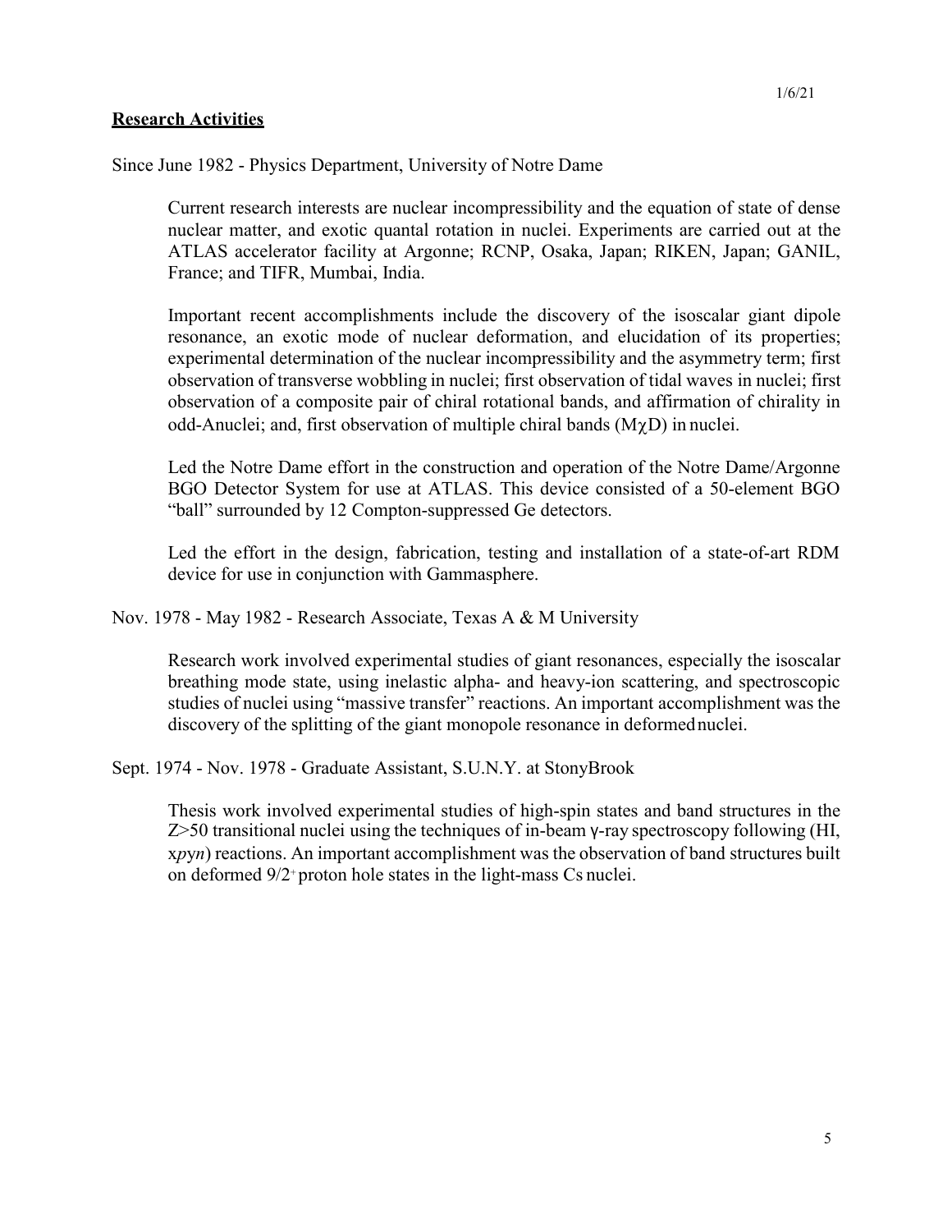## Research Activities

Since June 1982 - Physics Department, University of Notre Dame

Current research interests are nuclear incompressibility and the equation of state of dense nuclear matter, and exotic quantal rotation in nuclei. Experiments are carried out at the ATLAS accelerator facility at Argonne; RCNP, Osaka, Japan; RIKEN, Japan; GANIL, France; and TIFR, Mumbai, India.

Important recent accomplishments include the discovery of the isoscalar giant dipole resonance, an exotic mode of nuclear deformation, and elucidation of its properties; experimental determination of the nuclear incompressibility and the asymmetry term; first observation of transverse wobbling in nuclei; first observation of tidal waves in nuclei; first observation of a composite pair of chiral rotational bands, and affirmation of chirality in odd-Anuclei; and, first observation of multiple chiral bands ($M\chi D$) in nuclei.

Led the Notre Dame effort in the construction and operation of the Notre Dame/Argonne BGO Detector System for use at ATLAS. This device consisted of a 50-element BGO "ball" surrounded by 12 Compton-suppressed Ge detectors.

Led the effort in the design, fabrication, testing and installation of a state-of-art RDM device for use in conjunction with Gammasphere.

Nov. 1978 - May 1982 - Research Associate, Texas A & M University

Research work involved experimental studies of giant resonances, especially the isoscalar breathing mode state, using inelastic alpha- and heavy-ion scattering, and spectroscopic studies of nuclei using "massive transfer" reactions. An important accomplishment was the discovery of the splitting of the giant monopole resonance in deformed nuclei.

Sept. 1974 - Nov. 1978 - Graduate Assistant, S.U.N.Y. at StonyBrook

Thesis work involved experimental studies of high-spin states and band structures in the $Z>50$ transitional nuclei using the techniques of in-beam γ-ray spectroscopy following (HI, $xpyn$) reactions. An important accomplishment was the observation of band structures built on deformed $9/2^+$ proton hole states in the light-mass Cs nuclei.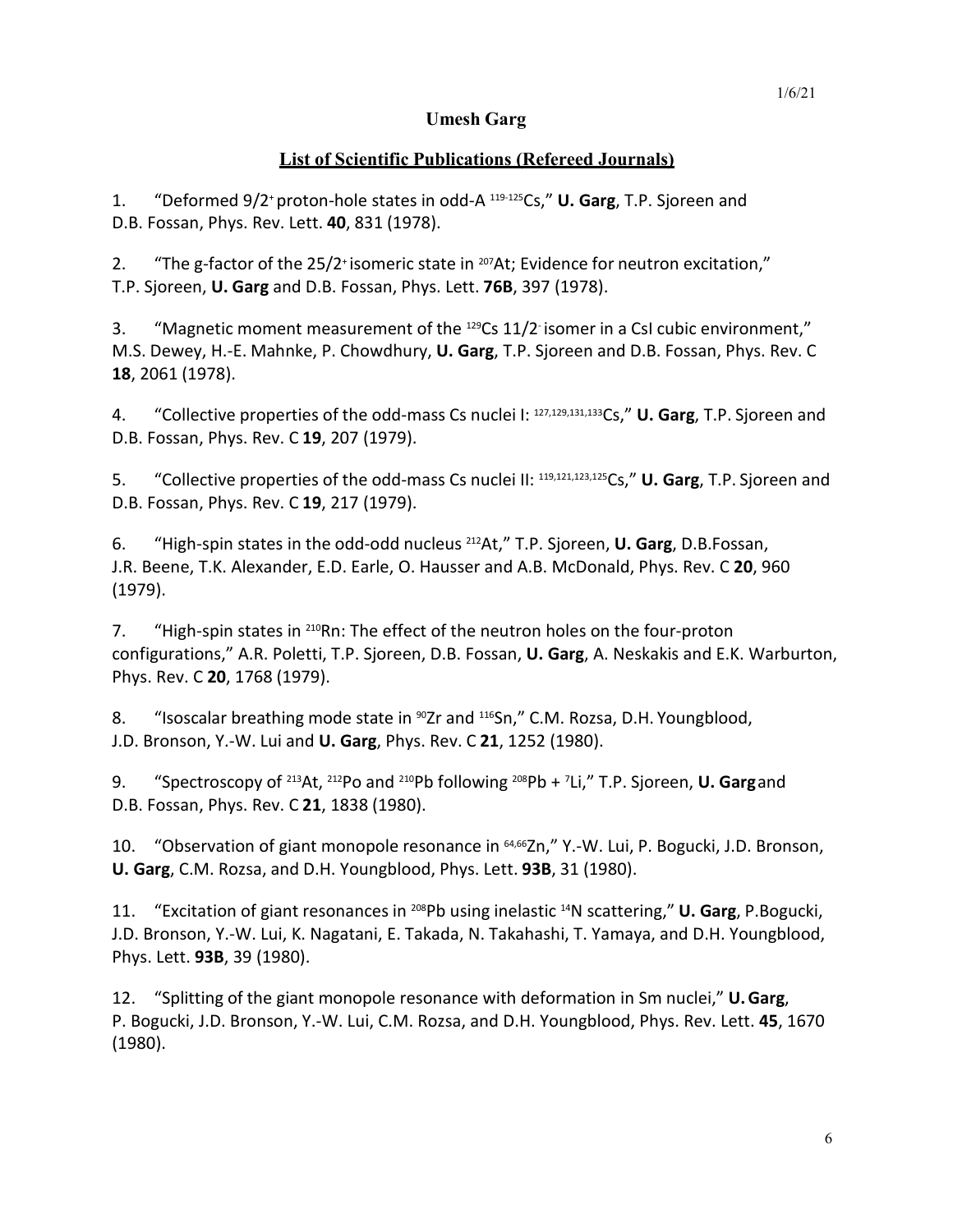1/6/21

**Umesh Garg**

## List of Scientific Publications (Refereed Journals)

1. "Deformed $9/2^+$ proton-hole states in odd-A $^{119\text{-}125}$Cs," **U. Garg**, T.P. Sjoreen and D.B. Fossan, Phys. Rev. Lett. **40**, 831 (1978).

2. "The g-factor of the $25/2^+$ isomeric state in $^{207}$At; Evidence for neutron excitation," T.P. Sjoreen, **U. Garg** and D.B. Fossan, Phys. Lett. **76B**, 397 (1978).

3. "Magnetic moment measurement of the $^{129}$Cs $11/2^-$ isomer in a CsI cubic environment," M.S. Dewey, H.-E. Mahnke, P. Chowdhury, **U. Garg**, T.P. Sjoreen and D.B. Fossan, Phys. Rev. C **18**, 2061 (1978).

4. "Collective properties of the odd-mass Cs nuclei I: $^{127,129,131,133}$Cs," **U. Garg**, T.P. Sjoreen and D.B. Fossan, Phys. Rev. C **19**, 207 (1979).

5. "Collective properties of the odd-mass Cs nuclei II: $^{119,121,123,125}$Cs," **U. Garg**, T.P. Sjoreen and D.B. Fossan, Phys. Rev. C **19**, 217 (1979).

6. "High-spin states in the odd-odd nucleus $^{212}$At," T.P. Sjoreen, **U. Garg**, D.B.Fossan, J.R. Beene, T.K. Alexander, E.D. Earle, O. Hausser and A.B. McDonald, Phys. Rev. C **20**, 960 (1979).

7. "High-spin states in $^{210}$Rn: The effect of the neutron holes on the four-proton configurations," A.R. Poletti, T.P. Sjoreen, D.B. Fossan, **U. Garg**, A. Neskakis and E.K. Warburton, Phys. Rev. C **20**, 1768 (1979).

8. "Isoscalar breathing mode state in $^{90}$Zr and $^{116}$Sn," C.M. Rozsa, D.H. Youngblood, J.D. Bronson, Y.-W. Lui and **U. Garg**, Phys. Rev. C **21**, 1252 (1980).

9. "Spectroscopy of $^{213}$At, $^{212}$Po and $^{210}$Pb following $^{208}$Pb + $^{7}$Li," T.P. Sjoreen, **U. Garg** and D.B. Fossan, Phys. Rev. C **21**, 1838 (1980).

10. "Observation of giant monopole resonance in $^{64,66}$Zn," Y.-W. Lui, P. Bogucki, J.D. Bronson, **U. Garg**, C.M. Rozsa, and D.H. Youngblood, Phys. Lett. **93B**, 31 (1980).

11. "Excitation of giant resonances in $^{208}$Pb using inelastic $^{14}$N scattering," **U. Garg**, P.Bogucki, J.D. Bronson, Y.-W. Lui, K. Nagatani, E. Takada, N. Takahashi, T. Yamaya, and D.H. Youngblood, Phys. Lett. **93B**, 39 (1980).

12. "Splitting of the giant monopole resonance with deformation in Sm nuclei," **U. Garg**, P. Bogucki, J.D. Bronson, Y.-W. Lui, C.M. Rozsa, and D.H. Youngblood, Phys. Rev. Lett. **45**, 1670 (1980).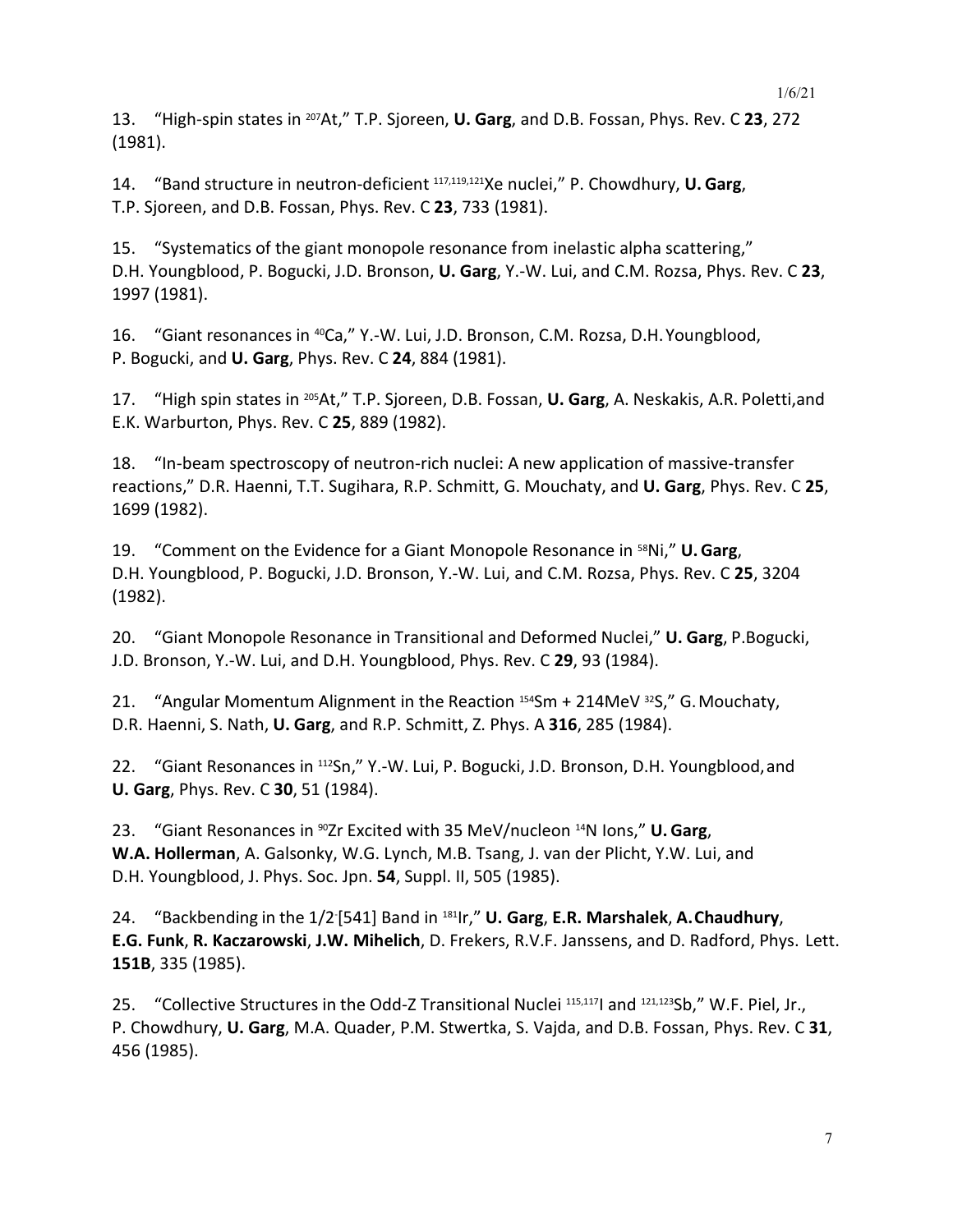13. “High-spin states in $^{207}$At,” T.P. Sjoreen, **U. Garg**, and D.B. Fossan, Phys. Rev. C **23**, 272 (1981).

14. “Band structure in neutron-deficient $^{117,119,121}$Xe nuclei,” P. Chowdhury, **U. Garg**, T.P. Sjoreen, and D.B. Fossan, Phys. Rev. C **23**, 733 (1981).

15. “Systematics of the giant monopole resonance from inelastic alpha scattering,” D.H. Youngblood, P. Bogucki, J.D. Bronson, **U. Garg**, Y.-W. Lui, and C.M. Rozsa, Phys. Rev. C **23**, 1997 (1981).

16. “Giant resonances in $^{40}$Ca,” Y.-W. Lui, J.D. Bronson, C.M. Rozsa, D.H. Youngblood, P. Bogucki, and **U. Garg**, Phys. Rev. C **24**, 884 (1981).

17. “High spin states in $^{205}$At,” T.P. Sjoreen, D.B. Fossan, **U. Garg**, A. Neskakis, A.R. Poletti,and E.K. Warburton, Phys. Rev. C **25**, 889 (1982).

18. “In-beam spectroscopy of neutron-rich nuclei: A new application of massive-transfer reactions,” D.R. Haenni, T.T. Sugihara, R.P. Schmitt, G. Mouchaty, and **U. Garg**, Phys. Rev. C **25**, 1699 (1982).

19. “Comment on the Evidence for a Giant Monopole Resonance in $^{58}$Ni,” **U. Garg**, D.H. Youngblood, P. Bogucki, J.D. Bronson, Y.-W. Lui, and C.M. Rozsa, Phys. Rev. C **25**, 3204 (1982).

20. “Giant Monopole Resonance in Transitional and Deformed Nuclei,” **U. Garg**, P.Bogucki, J.D. Bronson, Y.-W. Lui, and D.H. Youngblood, Phys. Rev. C **29**, 93 (1984).

21. “Angular Momentum Alignment in the Reaction $^{154}$Sm + 214MeV $^{32}$S,” G. Mouchaty, D.R. Haenni, S. Nath, **U. Garg**, and R.P. Schmitt, Z. Phys. A **316**, 285 (1984).

22. “Giant Resonances in $^{112}$Sn,” Y.-W. Lui, P. Bogucki, J.D. Bronson, D.H. Youngblood, and **U. Garg**, Phys. Rev. C **30**, 51 (1984).

23. “Giant Resonances in $^{90}$Zr Excited with 35 MeV/nucleon $^{14}$N Ions,” **U. Garg**, **W.A. Hollerman**, A. Galsonky, W.G. Lynch, M.B. Tsang, J. van der Plicht, Y.W. Lui, and D.H. Youngblood, J. Phys. Soc. Jpn. **54**, Suppl. II, 505 (1985).

24. “Backbending in the $1/2^-$[541] Band in $^{181}$Ir,” **U. Garg**, **E.R. Marshalek**, **A. Chaudhury**, **E.G. Funk**, **R. Kaczarowski**, **J.W. Mihelich**, D. Frekers, R.V.F. Janssens, and D. Radford, Phys. Lett. **151B**, 335 (1985).

25. “Collective Structures in the Odd-Z Transitional Nuclei $^{115,117}$I and $^{121,123}$Sb,” W.F. Piel, Jr., P. Chowdhury, **U. Garg**, M.A. Quader, P.M. Stwertka, S. Vajda, and D.B. Fossan, Phys. Rev. C **31**, 456 (1985).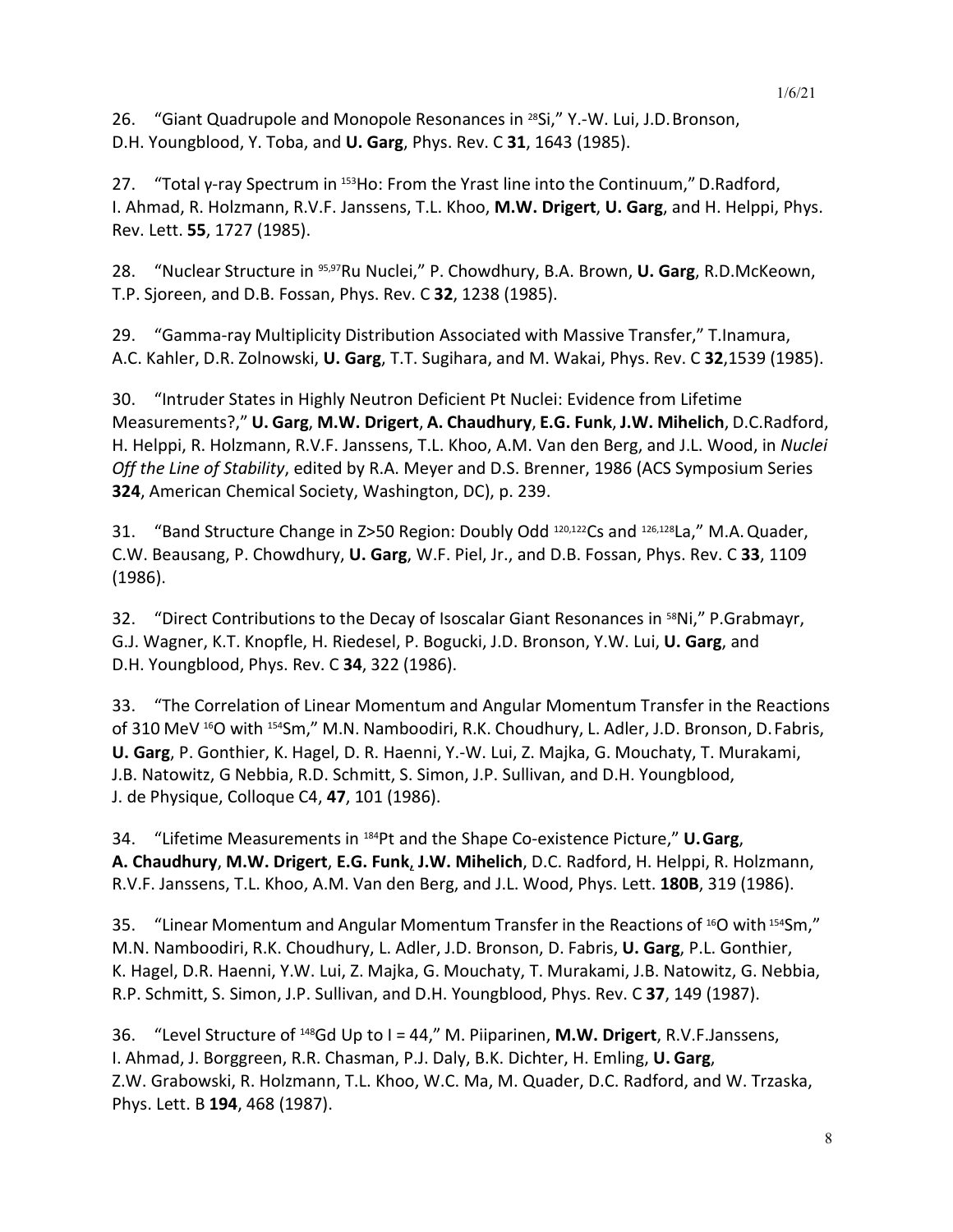26. “Giant Quadrupole and Monopole Resonances in $^{28}$Si,” Y.-W. Lui, J.D. Bronson, D.H. Youngblood, Y. Toba, and **U. Garg**, Phys. Rev. C **31**, 1643 (1985).

27. “Total γ-ray Spectrum in $^{153}$Ho: From the Yrast line into the Continuum,” D.Radford, I. Ahmad, R. Holzmann, R.V.F. Janssens, T.L. Khoo, **M.W. Drigert**, **U. Garg**, and H. Helppi, Phys. Rev. Lett. **55**, 1727 (1985).

28. “Nuclear Structure in $^{95,97}$Ru Nuclei,” P. Chowdhury, B.A. Brown, **U. Garg**, R.D.McKeown, T.P. Sjoreen, and D.B. Fossan, Phys. Rev. C **32**, 1238 (1985).

29. “Gamma-ray Multiplicity Distribution Associated with Massive Transfer,” T.Inamura, A.C. Kahler, D.R. Zolnowski, **U. Garg**, T.T. Sugihara, and M. Wakai, Phys. Rev. C **32**,1539 (1985).

30. “Intruder States in Highly Neutron Deficient Pt Nuclei: Evidence from Lifetime Measurements?,” **U. Garg**, **M.W. Drigert**, **A. Chaudhury**, **E.G. Funk**, **J.W. Mihelich**, D.C.Radford, H. Helppi, R. Holzmann, R.V.F. Janssens, T.L. Khoo, A.M. Van den Berg, and J.L. Wood, in *Nuclei Off the Line of Stability*, edited by R.A. Meyer and D.S. Brenner, 1986 (ACS Symposium Series **324**, American Chemical Society, Washington, DC), p. 239.

31. “Band Structure Change in Z>50 Region: Doubly Odd $^{120,122}$Cs and $^{126,128}$La,” M.A. Quader, C.W. Beausang, P. Chowdhury, **U. Garg**, W.F. Piel, Jr., and D.B. Fossan, Phys. Rev. C **33**, 1109 (1986).

32. “Direct Contributions to the Decay of Isoscalar Giant Resonances in $^{58}$Ni,” P.Grabmayr, G.J. Wagner, K.T. Knopfle, H. Riedesel, P. Bogucki, J.D. Bronson, Y.W. Lui, **U. Garg**, and D.H. Youngblood, Phys. Rev. C **34**, 322 (1986).

33. “The Correlation of Linear Momentum and Angular Momentum Transfer in the Reactions of 310 MeV $^{16}$O with $^{154}$Sm,” M.N. Namboodiri, R.K. Choudhury, L. Adler, J.D. Bronson, D. Fabris, **U. Garg**, P. Gonthier, K. Hagel, D. R. Haenni, Y.-W. Lui, Z. Majka, G. Mouchaty, T. Murakami, J.B. Natowitz, G Nebbia, R.D. Schmitt, S. Simon, J.P. Sullivan, and D.H. Youngblood, J. de Physique, Colloque C4, **47**, 101 (1986).

34. “Lifetime Measurements in $^{184}$Pt and the Shape Co-existence Picture,” **U. Garg**, **A. Chaudhury**, **M.W. Drigert**, **E.G. Funk**, **J.W. Mihelich**, D.C. Radford, H. Helppi, R. Holzmann, R.V.F. Janssens, T.L. Khoo, A.M. Van den Berg, and J.L. Wood, Phys. Lett. **180B**, 319 (1986).

35. “Linear Momentum and Angular Momentum Transfer in the Reactions of $^{16}$O with $^{154}$Sm,” M.N. Namboodiri, R.K. Choudhury, L. Adler, J.D. Bronson, D. Fabris, **U. Garg**, P.L. Gonthier, K. Hagel, D.R. Haenni, Y.W. Lui, Z. Majka, G. Mouchaty, T. Murakami, J.B. Natowitz, G. Nebbia, R.P. Schmitt, S. Simon, J.P. Sullivan, and D.H. Youngblood, Phys. Rev. C **37**, 149 (1987).

36. “Level Structure of $^{148}$Gd Up to I = 44,” M. Piiparinen, **M.W. Drigert**, R.V.F.Janssens, I. Ahmad, J. Borggreen, R.R. Chasman, P.J. Daly, B.K. Dichter, H. Emling, **U. Garg**, Z.W. Grabowski, R. Holzmann, T.L. Khoo, W.C. Ma, M. Quader, D.C. Radford, and W. Trzaska, Phys. Lett. B **194**, 468 (1987).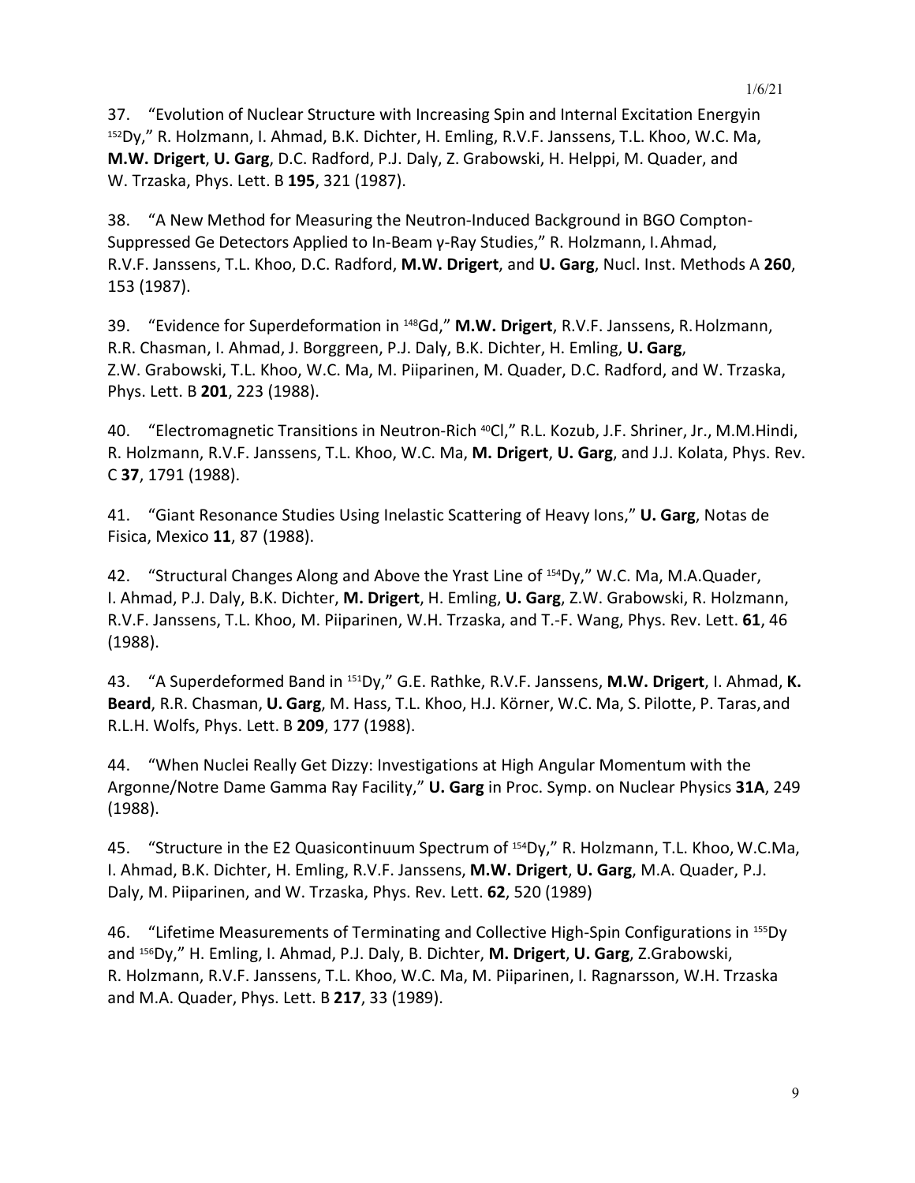37. "Evolution of Nuclear Structure with Increasing Spin and Internal Excitation Energyin $^{152}$Dy," R. Holzmann, I. Ahmad, B.K. Dichter, H. Emling, R.V.F. Janssens, T.L. Khoo, W.C. Ma, **M.W. Drigert**, **U. Garg**, D.C. Radford, P.J. Daly, Z. Grabowski, H. Helppi, M. Quader, and W. Trzaska, Phys. Lett. B **195**, 321 (1987).

38. "A New Method for Measuring the Neutron-Induced Background in BGO Compton-Suppressed Ge Detectors Applied to In-Beam γ-Ray Studies," R. Holzmann, I. Ahmad, R.V.F. Janssens, T.L. Khoo, D.C. Radford, **M.W. Drigert**, and **U. Garg**, Nucl. Inst. Methods A **260**, 153 (1987).

39. "Evidence for Superdeformation in $^{148}$Gd," **M.W. Drigert**, R.V.F. Janssens, R. Holzmann, R.R. Chasman, I. Ahmad, J. Borggreen, P.J. Daly, B.K. Dichter, H. Emling, **U. Garg**, Z.W. Grabowski, T.L. Khoo, W.C. Ma, M. Piiparinen, M. Quader, D.C. Radford, and W. Trzaska, Phys. Lett. B **201**, 223 (1988).

40. "Electromagnetic Transitions in Neutron-Rich $^{40}$Cl," R.L. Kozub, J.F. Shriner, Jr., M.M.Hindi, R. Holzmann, R.V.F. Janssens, T.L. Khoo, W.C. Ma, **M. Drigert**, **U. Garg**, and J.J. Kolata, Phys. Rev. C **37**, 1791 (1988).

41. "Giant Resonance Studies Using Inelastic Scattering of Heavy Ions," **U. Garg**, Notas de Fisica, Mexico **11**, 87 (1988).

42. "Structural Changes Along and Above the Yrast Line of $^{154}$Dy," W.C. Ma, M.A.Quader, I. Ahmad, P.J. Daly, B.K. Dichter, **M. Drigert**, H. Emling, **U. Garg**, Z.W. Grabowski, R. Holzmann, R.V.F. Janssens, T.L. Khoo, M. Piiparinen, W.H. Trzaska, and T.-F. Wang, Phys. Rev. Lett. **61**, 46 (1988).

43. "A Superdeformed Band in $^{151}$Dy," G.E. Rathke, R.V.F. Janssens, **M.W. Drigert**, I. Ahmad, **K. Beard**, R.R. Chasman, **U. Garg**, M. Hass, T.L. Khoo, H.J. Körner, W.C. Ma, S. Pilotte, P. Taras, and R.L.H. Wolfs, Phys. Lett. B **209**, 177 (1988).

44. "When Nuclei Really Get Dizzy: Investigations at High Angular Momentum with the Argonne/Notre Dame Gamma Ray Facility," **U. Garg** in Proc. Symp. on Nuclear Physics **31A**, 249 (1988).

45. "Structure in the E2 Quasicontinuum Spectrum of $^{154}$Dy," R. Holzmann, T.L. Khoo, W.C.Ma, I. Ahmad, B.K. Dichter, H. Emling, R.V.F. Janssens, **M.W. Drigert**, **U. Garg**, M.A. Quader, P.J. Daly, M. Piiparinen, and W. Trzaska, Phys. Rev. Lett. **62**, 520 (1989)

46. "Lifetime Measurements of Terminating and Collective High-Spin Configurations in $^{155}$Dy and $^{156}$Dy," H. Emling, I. Ahmad, P.J. Daly, B. Dichter, **M. Drigert**, **U. Garg**, Z.Grabowski, R. Holzmann, R.V.F. Janssens, T.L. Khoo, W.C. Ma, M. Piiparinen, I. Ragnarsson, W.H. Trzaska and M.A. Quader, Phys. Lett. B **217**, 33 (1989).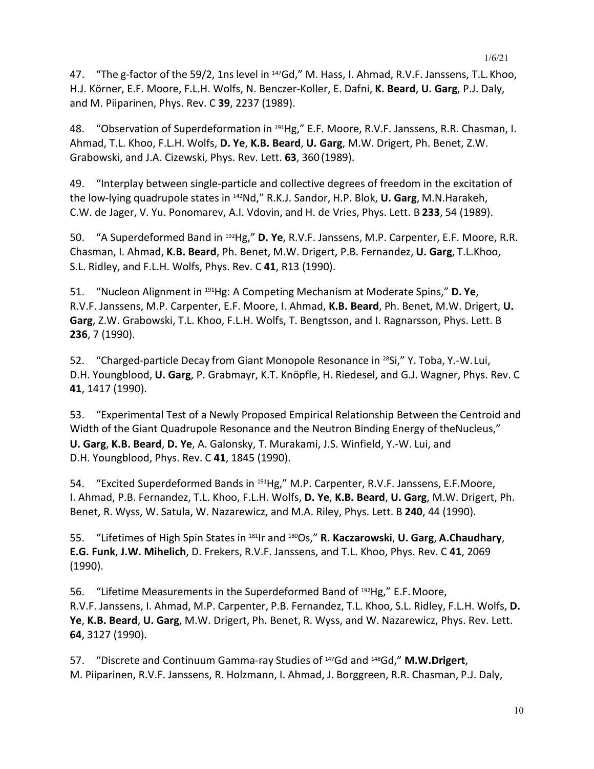47. "The g-factor of the 59/2, 1ns level in $^{147}$Gd," M. Hass, I. Ahmad, R.V.F. Janssens, T.L. Khoo, H.J. Körner, E.F. Moore, F.L.H. Wolfs, N. Benczer-Koller, E. Dafni, **K. Beard**, **U. Garg**, P.J. Daly, and M. Piiparinen, Phys. Rev. C **39**, 2237 (1989).

48. "Observation of Superdeformation in $^{191}$Hg," E.F. Moore, R.V.F. Janssens, R.R. Chasman, I. Ahmad, T.L. Khoo, F.L.H. Wolfs, **D. Ye**, **K.B. Beard**, **U. Garg**, M.W. Drigert, Ph. Benet, Z.W. Grabowski, and J.A. Cizewski, Phys. Rev. Lett. **63**, 360 (1989).

49. "Interplay between single-particle and collective degrees of freedom in the excitation of the low-lying quadrupole states in $^{142}$Nd," R.K.J. Sandor, H.P. Blok, **U. Garg**, M.N. Harakeh, C.W. de Jager, V. Yu. Ponomarev, A.I. Vdovin, and H. de Vries, Phys. Lett. B **233**, 54 (1989).

50. "A Superdeformed Band in $^{192}$Hg," **D. Ye**, R.V.F. Janssens, M.P. Carpenter, E.F. Moore, R.R. Chasman, I. Ahmad, **K.B. Beard**, Ph. Benet, M.W. Drigert, P.B. Fernandez, **U. Garg**, T.L. Khoo, S.L. Ridley, and F.L.H. Wolfs, Phys. Rev. C **41**, R13 (1990).

51. "Nucleon Alignment in $^{191}$Hg: A Competing Mechanism at Moderate Spins," **D. Ye**, R.V.F. Janssens, M.P. Carpenter, E.F. Moore, I. Ahmad, **K.B. Beard**, Ph. Benet, M.W. Drigert, **U. Garg**, Z.W. Grabowski, T.L. Khoo, F.L.H. Wolfs, T. Bengtsson, and I. Ragnarsson, Phys. Lett. B **236**, 7 (1990).

52. "Charged-particle Decay from Giant Monopole Resonance in $^{28}$Si," Y. Toba, Y.-W. Lui, D.H. Youngblood, **U. Garg**, P. Grabmayr, K.T. Knöpfle, H. Riedesel, and G.J. Wagner, Phys. Rev. C **41**, 1417 (1990).

53. "Experimental Test of a Newly Proposed Empirical Relationship Between the Centroid and Width of the Giant Quadrupole Resonance and the Neutron Binding Energy of the Nucleus," **U. Garg**, **K.B. Beard**, **D. Ye**, A. Galonsky, T. Murakami, J.S. Winfield, Y.-W. Lui, and D.H. Youngblood, Phys. Rev. C **41**, 1845 (1990).

54. "Excited Superdeformed Bands in $^{191}$Hg," M.P. Carpenter, R.V.F. Janssens, E.F. Moore, I. Ahmad, P.B. Fernandez, T.L. Khoo, F.L.H. Wolfs, **D. Ye**, **K.B. Beard**, **U. Garg**, M.W. Drigert, Ph. Benet, R. Wyss, W. Satula, W. Nazarewicz, and M.A. Riley, Phys. Lett. B **240**, 44 (1990).

55. "Lifetimes of High Spin States in $^{181}$Ir and $^{180}$Os," **R. Kaczarowski**, **U. Garg**, **A. Chaudhary**, **E.G. Funk**, **J.W. Mihelich**, D. Frekers, R.V.F. Janssens, and T.L. Khoo, Phys. Rev. C **41**, 2069 (1990).

56. "Lifetime Measurements in the Superdeformed Band of $^{192}$Hg," E.F. Moore, R.V.F. Janssens, I. Ahmad, M.P. Carpenter, P.B. Fernandez, T.L. Khoo, S.L. Ridley, F.L.H. Wolfs, **D. Ye**, **K.B. Beard**, **U. Garg**, M.W. Drigert, Ph. Benet, R. Wyss, and W. Nazarewicz, Phys. Rev. Lett. **64**, 3127 (1990).

57. "Discrete and Continuum Gamma-ray Studies of $^{147}$Gd and $^{148}$Gd," **M.W. Drigert**, M. Piiparinen, R.V.F. Janssens, R. Holzmann, I. Ahmad, J. Borggreen, R.R. Chasman, P.J. Daly,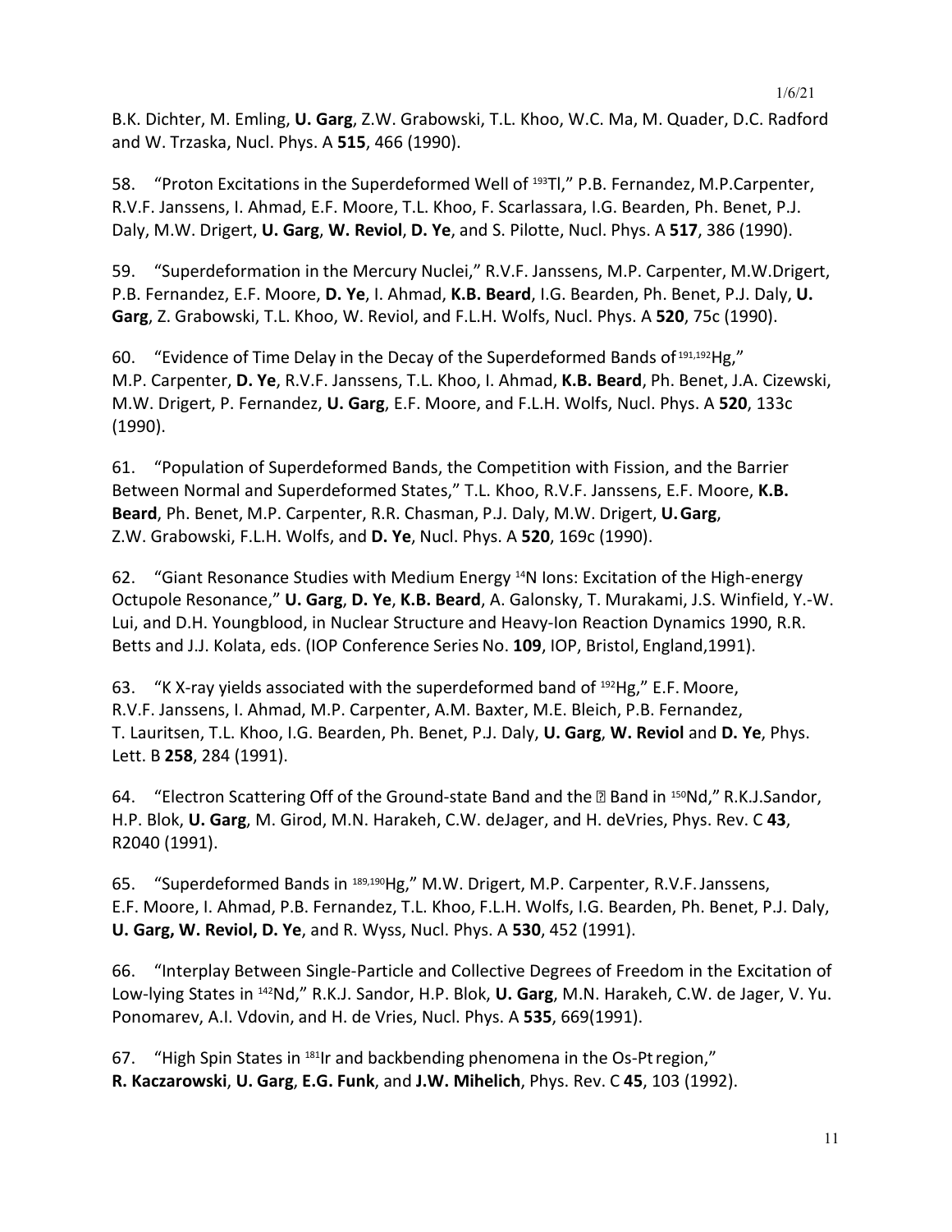B.K. Dichter, M. Emling, **U. Garg**, Z.W. Grabowski, T.L. Khoo, W.C. Ma, M. Quader, D.C. Radford and W. Trzaska, Nucl. Phys. A **515**, 466 (1990).

58. "Proton Excitations in the Superdeformed Well of $^{193}$Tl," P.B. Fernandez, M.P.Carpenter, R.V.F. Janssens, I. Ahmad, E.F. Moore, T.L. Khoo, F. Scarlassara, I.G. Bearden, Ph. Benet, P.J. Daly, M.W. Drigert, **U. Garg**, **W. Reviol**, **D. Ye**, and S. Pilotte, Nucl. Phys. A **517**, 386 (1990).

59. "Superdeformation in the Mercury Nuclei," R.V.F. Janssens, M.P. Carpenter, M.W.Drigert, P.B. Fernandez, E.F. Moore, **D. Ye**, I. Ahmad, **K.B. Beard**, I.G. Bearden, Ph. Benet, P.J. Daly, **U. Garg**, Z. Grabowski, T.L. Khoo, W. Reviol, and F.L.H. Wolfs, Nucl. Phys. A **520**, 75c (1990).

60. "Evidence of Time Delay in the Decay of the Superdeformed Bands of $^{191,192}$Hg," M.P. Carpenter, **D. Ye**, R.V.F. Janssens, T.L. Khoo, I. Ahmad, **K.B. Beard**, Ph. Benet, J.A. Cizewski, M.W. Drigert, P. Fernandez, **U. Garg**, E.F. Moore, and F.L.H. Wolfs, Nucl. Phys. A **520**, 133c (1990).

61. "Population of Superdeformed Bands, the Competition with Fission, and the Barrier Between Normal and Superdeformed States," T.L. Khoo, R.V.F. Janssens, E.F. Moore, **K.B. Beard**, Ph. Benet, M.P. Carpenter, R.R. Chasman, P.J. Daly, M.W. Drigert, **U. Garg**, Z.W. Grabowski, F.L.H. Wolfs, and **D. Ye**, Nucl. Phys. A **520**, 169c (1990).

62. "Giant Resonance Studies with Medium Energy $^{14}$N Ions: Excitation of the High-energy Octupole Resonance," **U. Garg**, **D. Ye**, **K.B. Beard**, A. Galonsky, T. Murakami, J.S. Winfield, Y.-W. Lui, and D.H. Youngblood, in Nuclear Structure and Heavy-Ion Reaction Dynamics 1990, R.R. Betts and J.J. Kolata, eds. (IOP Conference Series No. **109**, IOP, Bristol, England,1991).

63. "K X-ray yields associated with the superdeformed band of $^{192}$Hg," E.F. Moore, R.V.F. Janssens, I. Ahmad, M.P. Carpenter, A.M. Baxter, M.E. Bleich, P.B. Fernandez, T. Lauritsen, T.L. Khoo, I.G. Bearden, Ph. Benet, P.J. Daly, **U. Garg**, **W. Reviol** and **D. Ye**, Phys. Lett. B **258**, 284 (1991).

64. "Electron Scattering Off of the Ground-state Band and the ? Band in $^{150}$Nd," R.K.J.Sandor, H.P. Blok, **U. Garg**, M. Girod, M.N. Harakeh, C.W. deJager, and H. deVries, Phys. Rev. C **43**, R2040 (1991).

65. "Superdeformed Bands in $^{189,190}$Hg," M.W. Drigert, M.P. Carpenter, R.V.F. Janssens, E.F. Moore, I. Ahmad, P.B. Fernandez, T.L. Khoo, F.L.H. Wolfs, I.G. Bearden, Ph. Benet, P.J. Daly, **U. Garg, W. Reviol, D. Ye**, and R. Wyss, Nucl. Phys. A **530**, 452 (1991).

66. "Interplay Between Single-Particle and Collective Degrees of Freedom in the Excitation of Low-lying States in $^{142}$Nd," R.K.J. Sandor, H.P. Blok, **U. Garg**, M.N. Harakeh, C.W. de Jager, V. Yu. Ponomarev, A.I. Vdovin, and H. de Vries, Nucl. Phys. A **535**, 669(1991).

67. "High Spin States in $^{181}$Ir and backbending phenomena in the Os-Pt region," **R. Kaczarowski**, **U. Garg**, **E.G. Funk**, and **J.W. Mihelich**, Phys. Rev. C **45**, 103 (1992).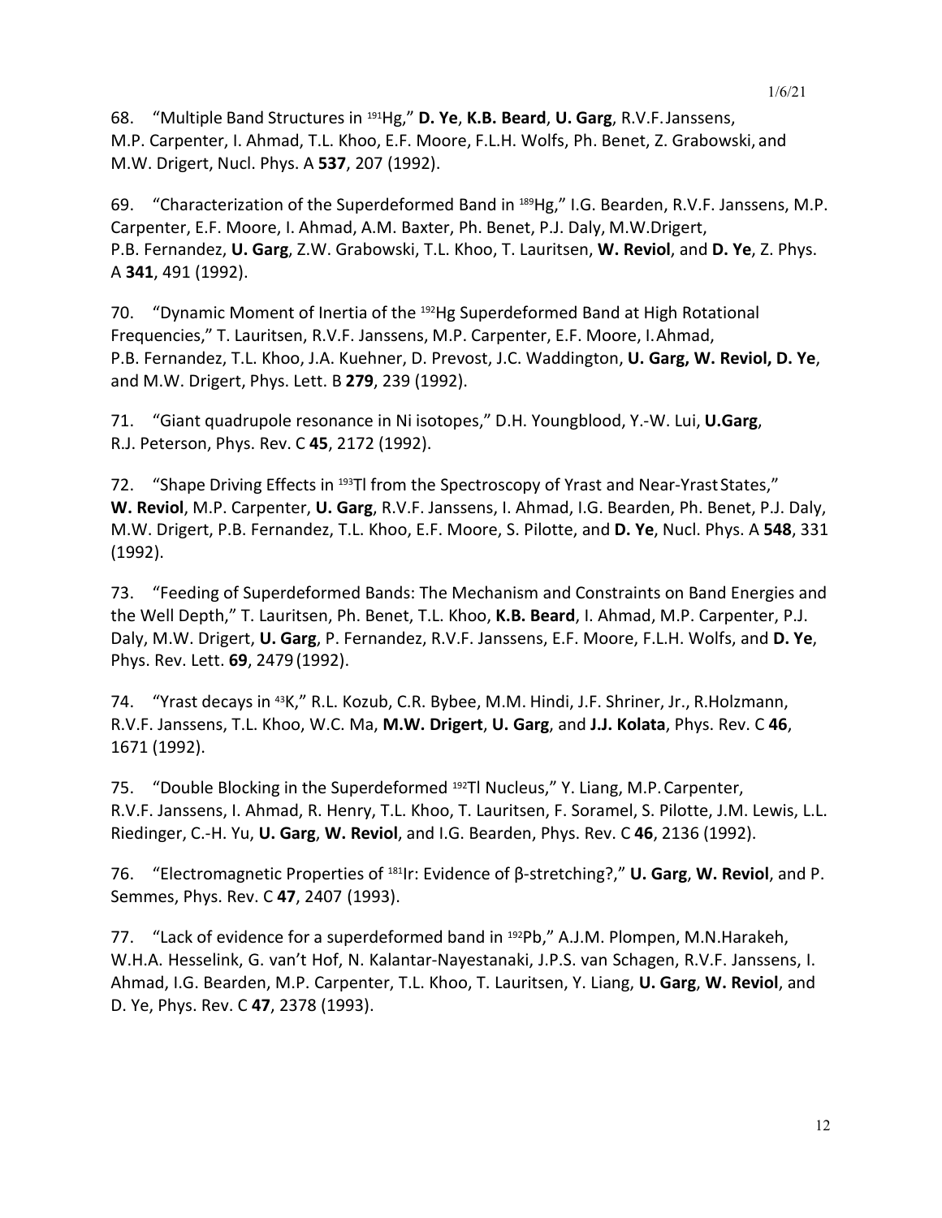68. "Multiple Band Structures in $^{191}$Hg," **D. Ye**, **K.B. Beard**, **U. Garg**, R.V.F. Janssens, M.P. Carpenter, I. Ahmad, T.L. Khoo, E.F. Moore, F.L.H. Wolfs, Ph. Benet, Z. Grabowski, and M.W. Drigert, Nucl. Phys. A **537**, 207 (1992).

69. "Characterization of the Superdeformed Band in $^{189}$Hg," I.G. Bearden, R.V.F. Janssens, M.P. Carpenter, E.F. Moore, I. Ahmad, A.M. Baxter, Ph. Benet, P.J. Daly, M.W. Drigert, P.B. Fernandez, **U. Garg**, Z.W. Grabowski, T.L. Khoo, T. Lauritsen, **W. Reviol**, and **D. Ye**, Z. Phys. A **341**, 491 (1992).

70. "Dynamic Moment of Inertia of the $^{192}$Hg Superdeformed Band at High Rotational Frequencies," T. Lauritsen, R.V.F. Janssens, M.P. Carpenter, E.F. Moore, I. Ahmad, P.B. Fernandez, T.L. Khoo, J.A. Kuehner, D. Prevost, J.C. Waddington, **U. Garg, W. Reviol, D. Ye**, and M.W. Drigert, Phys. Lett. B **279**, 239 (1992).

71. "Giant quadrupole resonance in Ni isotopes," D.H. Youngblood, Y.-W. Lui, **U. Garg**, R.J. Peterson, Phys. Rev. C **45**, 2172 (1992).

72. "Shape Driving Effects in $^{193}$Tl from the Spectroscopy of Yrast and Near-Yrast States," **W. Reviol**, M.P. Carpenter, **U. Garg**, R.V.F. Janssens, I. Ahmad, I.G. Bearden, Ph. Benet, P.J. Daly, M.W. Drigert, P.B. Fernandez, T.L. Khoo, E.F. Moore, S. Pilotte, and **D. Ye**, Nucl. Phys. A **548**, 331 (1992).

73. "Feeding of Superdeformed Bands: The Mechanism and Constraints on Band Energies and the Well Depth," T. Lauritsen, Ph. Benet, T.L. Khoo, **K.B. Beard**, I. Ahmad, M.P. Carpenter, P.J. Daly, M.W. Drigert, **U. Garg**, P. Fernandez, R.V.F. Janssens, E.F. Moore, F.L.H. Wolfs, and **D. Ye**, Phys. Rev. Lett. **69**, 2479 (1992).

74. "Yrast decays in $^{43}$K," R.L. Kozub, C.R. Bybee, M.M. Hindi, J.F. Shriner, Jr., R. Holzmann, R.V.F. Janssens, T.L. Khoo, W.C. Ma, **M.W. Drigert**, **U. Garg**, and **J.J. Kolata**, Phys. Rev. C **46**, 1671 (1992).

75. "Double Blocking in the Superdeformed $^{192}$Tl Nucleus," Y. Liang, M.P. Carpenter, R.V.F. Janssens, I. Ahmad, R. Henry, T.L. Khoo, T. Lauritsen, F. Soramel, S. Pilotte, J.M. Lewis, L.L. Riedinger, C.-H. Yu, **U. Garg**, **W. Reviol**, and I.G. Bearden, Phys. Rev. C **46**, 2136 (1992).

76. "Electromagnetic Properties of $^{181}$Ir: Evidence of β-stretching?," **U. Garg**, **W. Reviol**, and P. Semmes, Phys. Rev. C **47**, 2407 (1993).

77. "Lack of evidence for a superdeformed band in $^{192}$Pb," A.J.M. Plompen, M.N. Harakeh, W.H.A. Hesselink, G. van't Hof, N. Kalantar-Nayestanaki, J.P.S. van Schagen, R.V.F. Janssens, I. Ahmad, I.G. Bearden, M.P. Carpenter, T.L. Khoo, T. Lauritsen, Y. Liang, **U. Garg**, **W. Reviol**, and D. Ye, Phys. Rev. C **47**, 2378 (1993).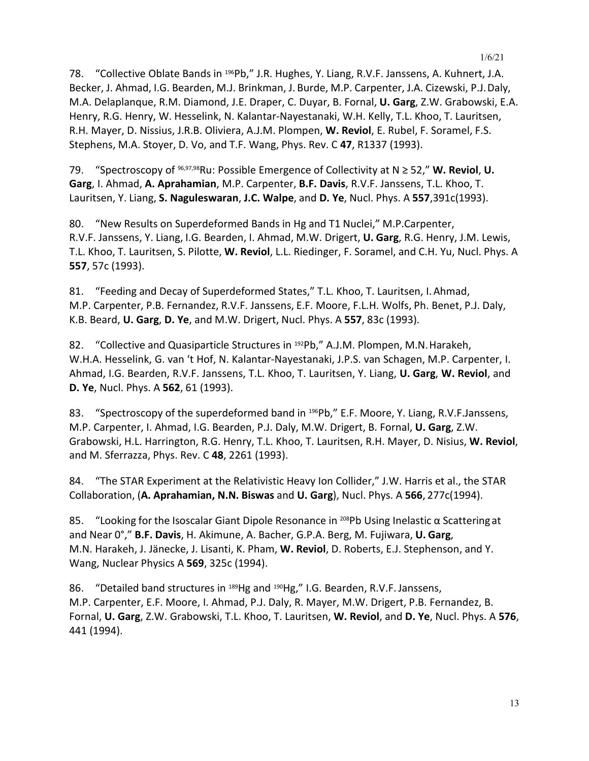78. "Collective Oblate Bands in $^{196}$Pb," J.R. Hughes, Y. Liang, R.V.F. Janssens, A. Kuhnert, J.A. Becker, J. Ahmad, I.G. Bearden, M.J. Brinkman, J. Burde, M.P. Carpenter, J.A. Cizewski, P.J. Daly, M.A. Delaplanque, R.M. Diamond, J.E. Draper, C. Duyar, B. Fornal, **U. Garg**, Z.W. Grabowski, E.A. Henry, R.G. Henry, W. Hesselink, N. Kalantar-Nayestanaki, W.H. Kelly, T.L. Khoo, T. Lauritsen, R.H. Mayer, D. Nissius, J.R.B. Oliviera, A.J.M. Plompen, **W. Reviol**, E. Rubel, F. Soramel, F.S. Stephens, M.A. Stoyer, D. Vo, and T.F. Wang, Phys. Rev. C **47**, R1337 (1993).

79. "Spectroscopy of $^{96,97,98}$Ru: Possible Emergence of Collectivity at N ≥ 52," **W. Reviol**, **U. Garg**, I. Ahmad, **A. Aprahamian**, M.P. Carpenter, **B.F. Davis**, R.V.F. Janssens, T.L. Khoo, T. Lauritsen, Y. Liang, **S. Naguleswaran**, **J.C. Walpe**, and **D. Ye**, Nucl. Phys. A **557**,391c(1993).

80. "New Results on Superdeformed Bands in Hg and T1 Nuclei," M.P.Carpenter, R.V.F. Janssens, Y. Liang, I.G. Bearden, I. Ahmad, M.W. Drigert, **U. Garg**, R.G. Henry, J.M. Lewis, T.L. Khoo, T. Lauritsen, S. Pilotte, **W. Reviol**, L.L. Riedinger, F. Soramel, and C.H. Yu, Nucl. Phys. A **557**, 57c (1993).

81. "Feeding and Decay of Superdeformed States," T.L. Khoo, T. Lauritsen, I. Ahmad, M.P. Carpenter, P.B. Fernandez, R.V.F. Janssens, E.F. Moore, F.L.H. Wolfs, Ph. Benet, P.J. Daly, K.B. Beard, **U. Garg**, **D. Ye**, and M.W. Drigert, Nucl. Phys. A **557**, 83c (1993).

82. "Collective and Quasiparticle Structures in $^{192}$Pb," A.J.M. Plompen, M.N. Harakeh, W.H.A. Hesselink, G. van 't Hof, N. Kalantar-Nayestanaki, J.P.S. van Schagen, M.P. Carpenter, I. Ahmad, I.G. Bearden, R.V.F. Janssens, T.L. Khoo, T. Lauritsen, Y. Liang, **U. Garg**, **W. Reviol**, and **D. Ye**, Nucl. Phys. A **562**, 61 (1993).

83. "Spectroscopy of the superdeformed band in $^{196}$Pb," E.F. Moore, Y. Liang, R.V.F.Janssens, M.P. Carpenter, I. Ahmad, I.G. Bearden, P.J. Daly, M.W. Drigert, B. Fornal, **U. Garg**, Z.W. Grabowski, H.L. Harrington, R.G. Henry, T.L. Khoo, T. Lauritsen, R.H. Mayer, D. Nisius, **W. Reviol**, and M. Sferrazza, Phys. Rev. C **48**, 2261 (1993).

84. "The STAR Experiment at the Relativistic Heavy Ion Collider," J.W. Harris et al., the STAR Collaboration, (**A. Aprahamian, N.N. Biswas** and **U. Garg**), Nucl. Phys. A **566**, 277c(1994).

85. "Looking for the Isoscalar Giant Dipole Resonance in $^{208}$Pb Using Inelastic α Scattering at and Near 0°," **B.F. Davis**, H. Akimune, A. Bacher, G.P.A. Berg, M. Fujiwara, **U. Garg**, M.N. Harakeh, J. Jänecke, J. Lisanti, K. Pham, **W. Reviol**, D. Roberts, E.J. Stephenson, and Y. Wang, Nuclear Physics A **569**, 325c (1994).

86. "Detailed band structures in $^{189}$Hg and $^{190}$Hg," I.G. Bearden, R.V.F. Janssens, M.P. Carpenter, E.F. Moore, I. Ahmad, P.J. Daly, R. Mayer, M.W. Drigert, P.B. Fernandez, B. Fornal, **U. Garg**, Z.W. Grabowski, T.L. Khoo, T. Lauritsen, **W. Reviol**, and **D. Ye**, Nucl. Phys. A **576**, 441 (1994).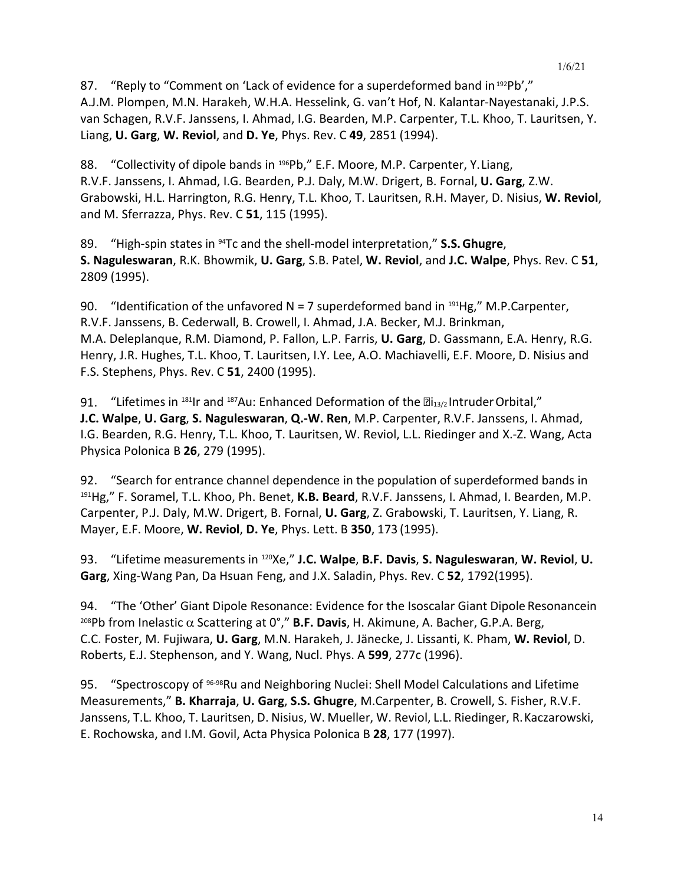87. "Reply to "Comment on 'Lack of evidence for a superdeformed band in $^{192}$Pb'," A.J.M. Plompen, M.N. Harakeh, W.H.A. Hesselink, G. van't Hof, N. Kalantar-Nayestanaki, J.P.S. van Schagen, R.V.F. Janssens, I. Ahmad, I.G. Bearden, M.P. Carpenter, T.L. Khoo, T. Lauritsen, Y. Liang, **U. Garg**, **W. Reviol**, and **D. Ye**, Phys. Rev. C **49**, 2851 (1994).

88. "Collectivity of dipole bands in $^{196}$Pb," E.F. Moore, M.P. Carpenter, Y. Liang, R.V.F. Janssens, I. Ahmad, I.G. Bearden, P.J. Daly, M.W. Drigert, B. Fornal, **U. Garg**, Z.W. Grabowski, H.L. Harrington, R.G. Henry, T.L. Khoo, T. Lauritsen, R.H. Mayer, D. Nisius, **W. Reviol**, and M. Sferrazza, Phys. Rev. C **51**, 115 (1995).

89. "High-spin states in $^{94}$Tc and the shell-model interpretation," **S.S. Ghugre**, **S. Naguleswaran**, R.K. Bhowmik, **U. Garg**, S.B. Patel, **W. Reviol**, and **J.C. Walpe**, Phys. Rev. C **51**, 2809 (1995).

90. "Identification of the unfavored N = 7 superdeformed band in $^{191}$Hg," M.P.Carpenter, R.V.F. Janssens, B. Cederwall, B. Crowell, I. Ahmad, J.A. Becker, M.J. Brinkman, M.A. Deleplanque, R.M. Diamond, P. Fallon, L.P. Farris, **U. Garg**, D. Gassmann, E.A. Henry, R.G. Henry, J.R. Hughes, T.L. Khoo, T. Lauritsen, I.Y. Lee, A.O. Machiavelli, E.F. Moore, D. Nisius and F.S. Stephens, Phys. Rev. C **51**, 2400 (1995).

91. "Lifetimes in $^{181}$Ir and $^{187}$Au: Enhanced Deformation of the $\pi i_{13/2}$ Intruder Orbital," **J.C. Walpe**, **U. Garg**, **S. Naguleswaran**, **Q.-W. Ren**, M.P. Carpenter, R.V.F. Janssens, I. Ahmad, I.G. Bearden, R.G. Henry, T.L. Khoo, T. Lauritsen, W. Reviol, L.L. Riedinger and X.-Z. Wang, Acta Physica Polonica B **26**, 279 (1995).

92. "Search for entrance channel dependence in the population of superdeformed bands in $^{191}$Hg," F. Soramel, T.L. Khoo, Ph. Benet, **K.B. Beard**, R.V.F. Janssens, I. Ahmad, I. Bearden, M.P. Carpenter, P.J. Daly, M.W. Drigert, B. Fornal, **U. Garg**, Z. Grabowski, T. Lauritsen, Y. Liang, R. Mayer, E.F. Moore, **W. Reviol**, **D. Ye**, Phys. Lett. B **350**, 173 (1995).

93. "Lifetime measurements in $^{120}$Xe," **J.C. Walpe**, **B.F. Davis**, **S. Naguleswaran**, **W. Reviol**, **U. Garg**, Xing-Wang Pan, Da Hsuan Feng, and J.X. Saladin, Phys. Rev. C **52**, 1792(1995).

94. "The 'Other' Giant Dipole Resonance: Evidence for the Isoscalar Giant Dipole Resonancein $^{208}$Pb from Inelastic $\alpha$ Scattering at 0°," **B.F. Davis**, H. Akimune, A. Bacher, G.P.A. Berg, C.C. Foster, M. Fujiwara, **U. Garg**, M.N. Harakeh, J. Jänecke, J. Lissanti, K. Pham, **W. Reviol**, D. Roberts, E.J. Stephenson, and Y. Wang, Nucl. Phys. A **599**, 277c (1996).

95. "Spectroscopy of $^{96\text{-}98}$Ru and Neighboring Nuclei: Shell Model Calculations and Lifetime Measurements," **B. Kharraja**, **U. Garg**, **S.S. Ghugre**, M.Carpenter, B. Crowell, S. Fisher, R.V.F. Janssens, T.L. Khoo, T. Lauritsen, D. Nisius, W. Mueller, W. Reviol, L.L. Riedinger, R. Kaczarowski, E. Rochowska, and I.M. Govil, Acta Physica Polonica B **28**, 177 (1997).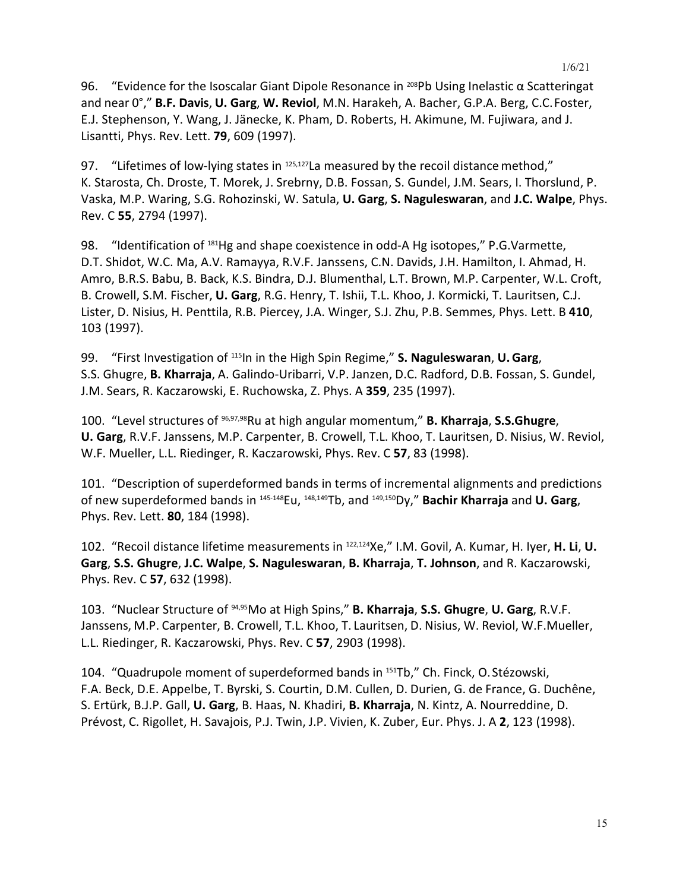96. “Evidence for the Isoscalar Giant Dipole Resonance in $^{208}$Pb Using Inelastic α Scatteringat and near 0°,” **B.F. Davis**, **U. Garg**, **W. Reviol**, M.N. Harakeh, A. Bacher, G.P.A. Berg, C.C. Foster, E.J. Stephenson, Y. Wang, J. Jänecke, K. Pham, D. Roberts, H. Akimune, M. Fujiwara, and J. Lisantti, Phys. Rev. Lett. **79**, 609 (1997).

97. “Lifetimes of low-lying states in $^{125,127}$La measured by the recoil distance method,” K. Starosta, Ch. Droste, T. Morek, J. Srebrny, D.B. Fossan, S. Gundel, J.M. Sears, I. Thorslund, P. Vaska, M.P. Waring, S.G. Rohozinski, W. Satula, **U. Garg**, **S. Naguleswaran**, and **J.C. Walpe**, Phys. Rev. C **55**, 2794 (1997).

98. “Identification of $^{181}$Hg and shape coexistence in odd-A Hg isotopes,” P.G.Varmette, D.T. Shidot, W.C. Ma, A.V. Ramayya, R.V.F. Janssens, C.N. Davids, J.H. Hamilton, I. Ahmad, H. Amro, B.R.S. Babu, B. Back, K.S. Bindra, D.J. Blumenthal, L.T. Brown, M.P. Carpenter, W.L. Croft, B. Crowell, S.M. Fischer, **U. Garg**, R.G. Henry, T. Ishii, T.L. Khoo, J. Kormicki, T. Lauritsen, C.J. Lister, D. Nisius, H. Penttila, R.B. Piercey, J.A. Winger, S.J. Zhu, P.B. Semmes, Phys. Lett. B **410**, 103 (1997).

99. “First Investigation of $^{115}$In in the High Spin Regime,” **S. Naguleswaran**, **U. Garg**, S.S. Ghugre, **B. Kharraja**, A. Galindo-Uribarri, V.P. Janzen, D.C. Radford, D.B. Fossan, S. Gundel, J.M. Sears, R. Kaczarowski, E. Ruchowska, Z. Phys. A **359**, 235 (1997).

100. “Level structures of $^{96,97,98}$Ru at high angular momentum,” **B. Kharraja**, **S.S.Ghugre**, **U. Garg**, R.V.F. Janssens, M.P. Carpenter, B. Crowell, T.L. Khoo, T. Lauritsen, D. Nisius, W. Reviol, W.F. Mueller, L.L. Riedinger, R. Kaczarowski, Phys. Rev. C **57**, 83 (1998).

101. “Description of superdeformed bands in terms of incremental alignments and predictions of new superdeformed bands in $^{145-148}$Eu, $^{148,149}$Tb, and $^{149,150}$Dy,” **Bachir Kharraja** and **U. Garg**, Phys. Rev. Lett. **80**, 184 (1998).

102. “Recoil distance lifetime measurements in $^{122,124}$Xe,” I.M. Govil, A. Kumar, H. Iyer, **H. Li**, **U. Garg**, **S.S. Ghugre**, **J.C. Walpe**, **S. Naguleswaran**, **B. Kharraja**, **T. Johnson**, and R. Kaczarowski, Phys. Rev. C **57**, 632 (1998).

103. “Nuclear Structure of $^{94,95}$Mo at High Spins,” **B. Kharraja**, **S.S. Ghugre**, **U. Garg**, R.V.F. Janssens, M.P. Carpenter, B. Crowell, T.L. Khoo, T. Lauritsen, D. Nisius, W. Reviol, W.F.Mueller, L.L. Riedinger, R. Kaczarowski, Phys. Rev. C **57**, 2903 (1998).

104. “Quadrupole moment of superdeformed bands in $^{151}$Tb,” Ch. Finck, O. Stézowski, F.A. Beck, D.E. Appelbe, T. Byrski, S. Courtin, D.M. Cullen, D. Durien, G. de France, G. Duchêne, S. Ertürk, B.J.P. Gall, **U. Garg**, B. Haas, N. Khadiri, **B. Kharraja**, N. Kintz, A. Nourreddine, D. Prévost, C. Rigollet, H. Savajois, P.J. Twin, J.P. Vivien, K. Zuber, Eur. Phys. J. A **2**, 123 (1998).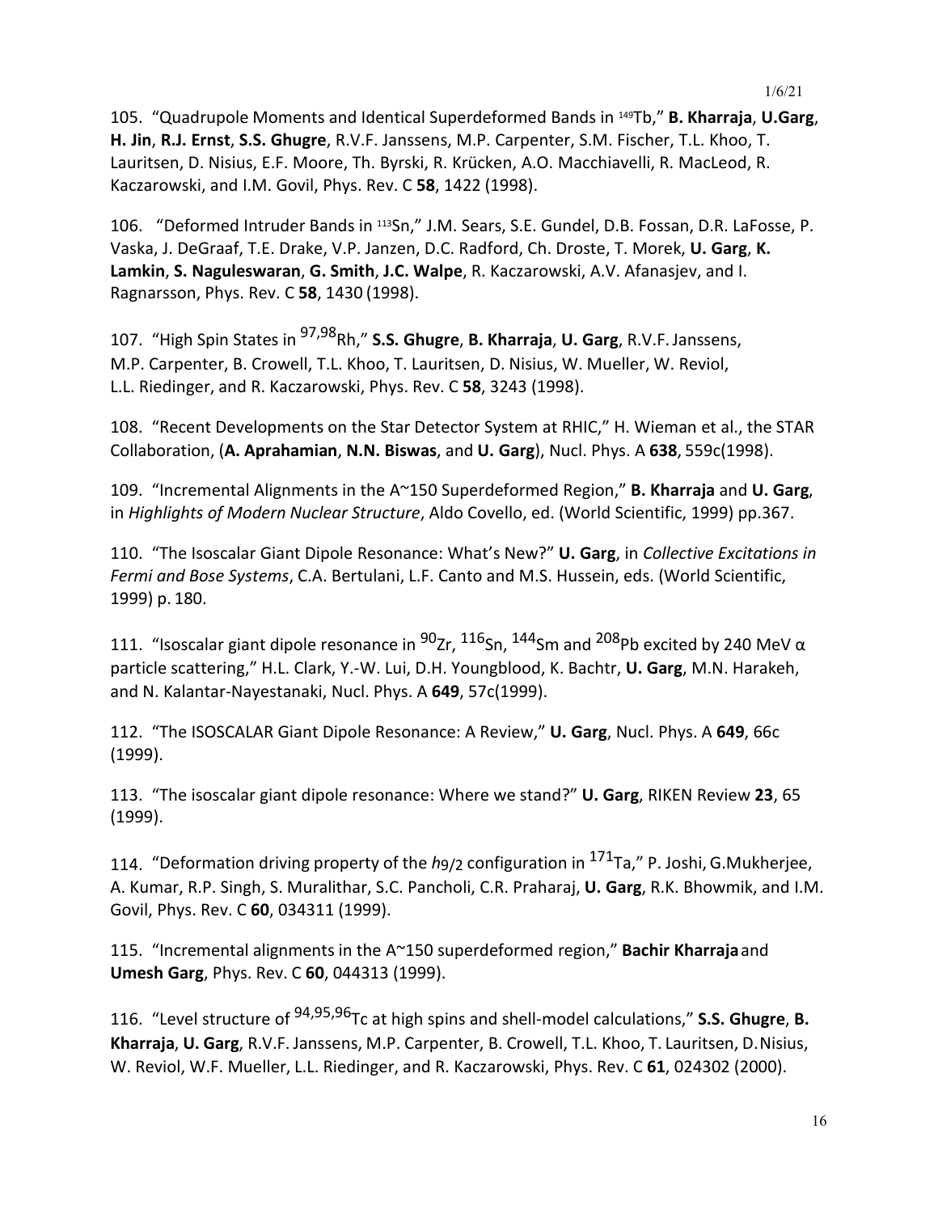105. "Quadrupole Moments and Identical Superdeformed Bands in $^{149}$Tb," **B. Kharraja**, **U.Garg**, **H. Jin**, **R.J. Ernst**, **S.S. Ghugre**, R.V.F. Janssens, M.P. Carpenter, S.M. Fischer, T.L. Khoo, T. Lauritsen, D. Nisius, E.F. Moore, Th. Byrski, R. Krücken, A.O. Macchiavelli, R. MacLeod, R. Kaczarowski, and I.M. Govil, Phys. Rev. C **58**, 1422 (1998).

106. "Deformed Intruder Bands in $^{113}$Sn," J.M. Sears, S.E. Gundel, D.B. Fossan, D.R. LaFosse, P. Vaska, J. DeGraaf, T.E. Drake, V.P. Janzen, D.C. Radford, Ch. Droste, T. Morek, **U. Garg**, **K. Lamkin**, **S. Naguleswaran**, **G. Smith**, **J.C. Walpe**, R. Kaczarowski, A.V. Afanasjev, and I. Ragnarsson, Phys. Rev. C **58**, 1430 (1998).

107. "High Spin States in $^{97,98}$Rh," **S.S. Ghugre**, **B. Kharraja**, **U. Garg**, R.V.F. Janssens, M.P. Carpenter, B. Crowell, T.L. Khoo, T. Lauritsen, D. Nisius, W. Mueller, W. Reviol, L.L. Riedinger, and R. Kaczarowski, Phys. Rev. C **58**, 3243 (1998).

108. "Recent Developments on the Star Detector System at RHIC," H. Wieman et al., the STAR Collaboration, (**A. Aprahamian**, **N.N. Biswas**, and **U. Garg**), Nucl. Phys. A **638**, 559c(1998).

109. "Incremental Alignments in the A~150 Superdeformed Region," **B. Kharraja** and **U. Garg**, in *Highlights of Modern Nuclear Structure*, Aldo Covello, ed. (World Scientific, 1999) pp.367.

110. "The Isoscalar Giant Dipole Resonance: What's New?" **U. Garg**, in *Collective Excitations in Fermi and Bose Systems*, C.A. Bertulani, L.F. Canto and M.S. Hussein, eds. (World Scientific, 1999) p. 180.

111. "Isoscalar giant dipole resonance in $^{90}$Zr, $^{116}$Sn, $^{144}$Sm and $^{208}$Pb excited by 240 MeV α particle scattering," H.L. Clark, Y.-W. Lui, D.H. Youngblood, K. Bachtr, **U. Garg**, M.N. Harakeh, and N. Kalantar-Nayestanaki, Nucl. Phys. A **649**, 57c(1999).

112. "The ISOSCALAR Giant Dipole Resonance: A Review," **U. Garg**, Nucl. Phys. A **649**, 66c (1999).

113. "The isoscalar giant dipole resonance: Where we stand?" **U. Garg**, RIKEN Review **23**, 65 (1999).

114. "Deformation driving property of the $h_{9/2}$ configuration in $^{171}$Ta," P. Joshi, G.Mukherjee, A. Kumar, R.P. Singh, S. Muralithar, S.C. Pancholi, C.R. Praharaj, **U. Garg**, R.K. Bhowmik, and I.M. Govil, Phys. Rev. C **60**, 034311 (1999).

115. "Incremental alignments in the A~150 superdeformed region," **Bachir Kharraja** and **Umesh Garg**, Phys. Rev. C **60**, 044313 (1999).

116. "Level structure of $^{94,95,96}$Tc at high spins and shell-model calculations," **S.S. Ghugre**, **B. Kharraja**, **U. Garg**, R.V.F. Janssens, M.P. Carpenter, B. Crowell, T.L. Khoo, T. Lauritsen, D.Nisius, W. Reviol, W.F. Mueller, L.L. Riedinger, and R. Kaczarowski, Phys. Rev. C **61**, 024302 (2000).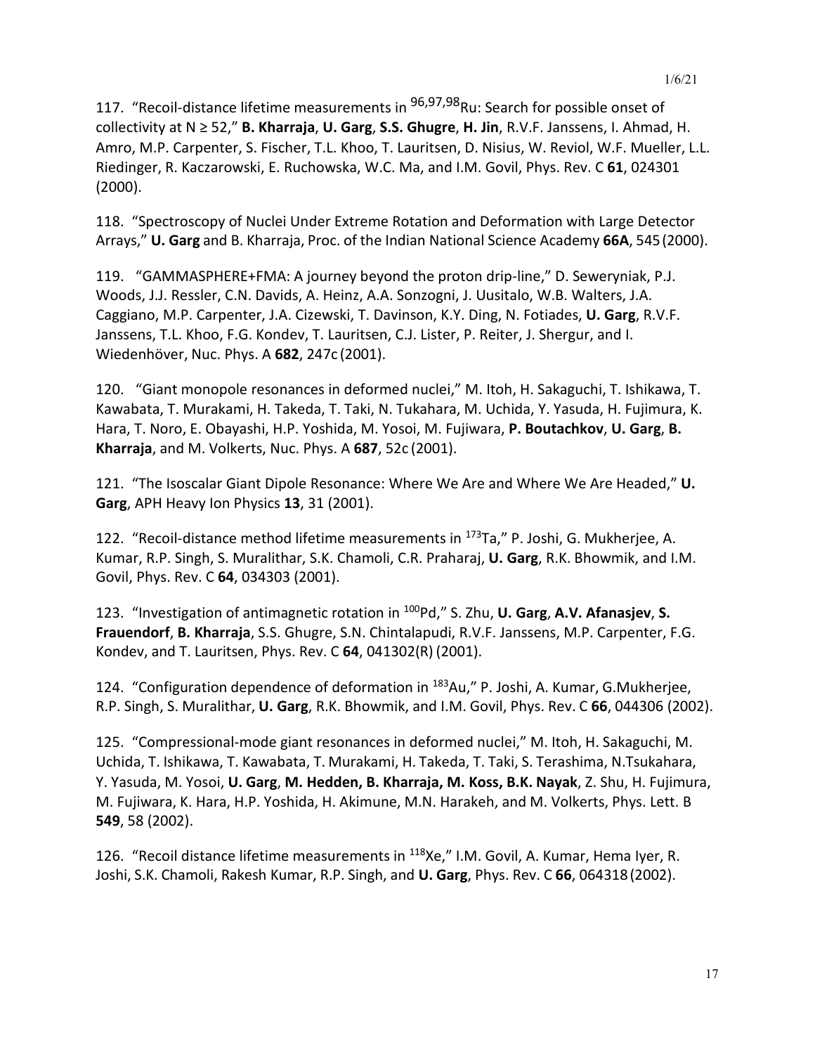117. "Recoil-distance lifetime measurements in $^{96,97,98}$Ru: Search for possible onset of collectivity at N ≥ 52," **B. Kharraja**, **U. Garg**, **S.S. Ghugre**, **H. Jin**, R.V.F. Janssens, I. Ahmad, H. Amro, M.P. Carpenter, S. Fischer, T.L. Khoo, T. Lauritsen, D. Nisius, W. Reviol, W.F. Mueller, L.L. Riedinger, R. Kaczarowski, E. Ruchowska, W.C. Ma, and I.M. Govil, Phys. Rev. C **61**, 024301 (2000).

118. "Spectroscopy of Nuclei Under Extreme Rotation and Deformation with Large Detector Arrays," **U. Garg** and B. Kharraja, Proc. of the Indian National Science Academy **66A**, 545 (2000).

119. "GAMMASPHERE+FMA: A journey beyond the proton drip-line," D. Seweryniak, P.J. Woods, J.J. Ressler, C.N. Davids, A. Heinz, A.A. Sonzogni, J. Uusitalo, W.B. Walters, J.A. Caggiano, M.P. Carpenter, J.A. Cizewski, T. Davinson, K.Y. Ding, N. Fotiades, **U. Garg**, R.V.F. Janssens, T.L. Khoo, F.G. Kondev, T. Lauritsen, C.J. Lister, P. Reiter, J. Shergur, and I. Wiedenhöver, Nuc. Phys. A **682**, 247c (2001).

120. "Giant monopole resonances in deformed nuclei," M. Itoh, H. Sakaguchi, T. Ishikawa, T. Kawabata, T. Murakami, H. Takeda, T. Taki, N. Tukahara, M. Uchida, Y. Yasuda, H. Fujimura, K. Hara, T. Noro, E. Obayashi, H.P. Yoshida, M. Yosoi, M. Fujiwara, **P. Boutachkov**, **U. Garg**, **B. Kharraja**, and M. Volkerts, Nuc. Phys. A **687**, 52c (2001).

121. "The Isoscalar Giant Dipole Resonance: Where We Are and Where We Are Headed," **U. Garg**, APH Heavy Ion Physics **13**, 31 (2001).

122. "Recoil-distance method lifetime measurements in $^{173}$Ta," P. Joshi, G. Mukherjee, A. Kumar, R.P. Singh, S. Muralithar, S.K. Chamoli, C.R. Praharaj, **U. Garg**, R.K. Bhowmik, and I.M. Govil, Phys. Rev. C **64**, 034303 (2001).

123. "Investigation of antimagnetic rotation in $^{100}$Pd," S. Zhu, **U. Garg**, **A.V. Afanasjev**, **S. Frauendorf**, **B. Kharraja**, S.S. Ghugre, S.N. Chintalapudi, R.V.F. Janssens, M.P. Carpenter, F.G. Kondev, and T. Lauritsen, Phys. Rev. C **64**, 041302(R) (2001).

124. "Configuration dependence of deformation in $^{183}$Au," P. Joshi, A. Kumar, G.Mukherjee, R.P. Singh, S. Muralithar, **U. Garg**, R.K. Bhowmik, and I.M. Govil, Phys. Rev. C **66**, 044306 (2002).

125. "Compressional-mode giant resonances in deformed nuclei," M. Itoh, H. Sakaguchi, M. Uchida, T. Ishikawa, T. Kawabata, T. Murakami, H. Takeda, T. Taki, S. Terashima, N.Tsukahara, Y. Yasuda, M. Yosoi, **U. Garg**, **M. Hedden, B. Kharraja, M. Koss, B.K. Nayak**, Z. Shu, H. Fujimura, M. Fujiwara, K. Hara, H.P. Yoshida, H. Akimune, M.N. Harakeh, and M. Volkerts, Phys. Lett. B **549**, 58 (2002).

126. "Recoil distance lifetime measurements in $^{118}$Xe," I.M. Govil, A. Kumar, Hema Iyer, R. Joshi, S.K. Chamoli, Rakesh Kumar, R.P. Singh, and **U. Garg**, Phys. Rev. C **66**, 064318 (2002).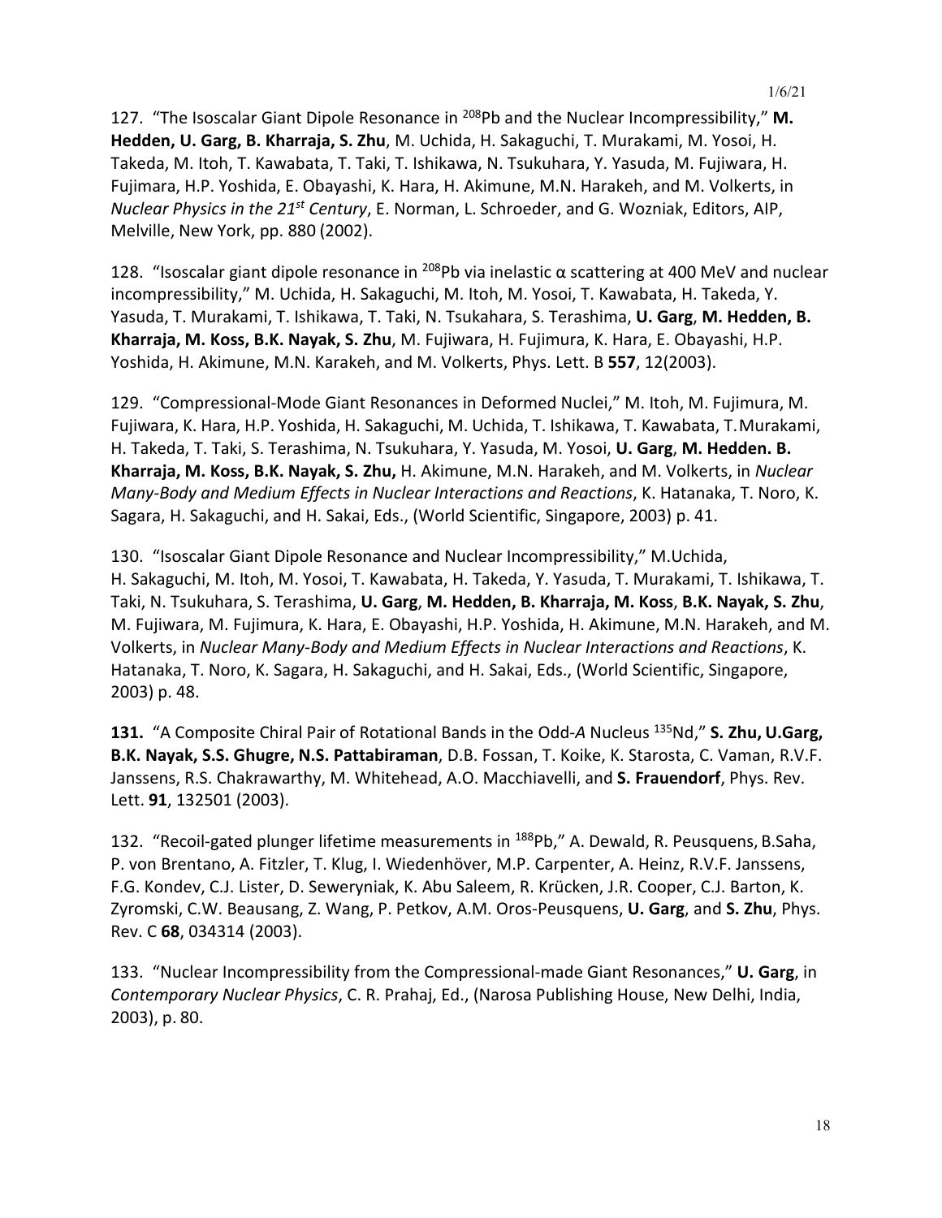127. “The Isoscalar Giant Dipole Resonance in $^{208}$Pb and the Nuclear Incompressibility,” **M. Hedden, U. Garg, B. Kharraja, S. Zhu**, M. Uchida, H. Sakaguchi, T. Murakami, M. Yosoi, H. Takeda, M. Itoh, T. Kawabata, T. Taki, T. Ishikawa, N. Tsukuhara, Y. Yasuda, M. Fujiwara, H. Fujimara, H.P. Yoshida, E. Obayashi, K. Hara, H. Akimune, M.N. Harakeh, and M. Volkerts, in *Nuclear Physics in the 21st Century*, E. Norman, L. Schroeder, and G. Wozniak, Editors, AIP, Melville, New York, pp. 880 (2002).

128. “Isoscalar giant dipole resonance in $^{208}$Pb via inelastic α scattering at 400 MeV and nuclear incompressibility,” M. Uchida, H. Sakaguchi, M. Itoh, M. Yosoi, T. Kawabata, H. Takeda, Y. Yasuda, T. Murakami, T. Ishikawa, T. Taki, N. Tsukahara, S. Terashima, **U. Garg**, **M. Hedden, B. Kharraja, M. Koss, B.K. Nayak, S. Zhu**, M. Fujiwara, H. Fujimura, K. Hara, E. Obayashi, H.P. Yoshida, H. Akimune, M.N. Karakeh, and M. Volkerts, Phys. Lett. B **557**, 12(2003).

129. “Compressional-Mode Giant Resonances in Deformed Nuclei,” M. Itoh, M. Fujimura, M. Fujiwara, K. Hara, H.P. Yoshida, H. Sakaguchi, M. Uchida, T. Ishikawa, T. Kawabata, T. Murakami, H. Takeda, T. Taki, S. Terashima, N. Tsukuhara, Y. Yasuda, M. Yosoi, **U. Garg**, **M. Hedden. B. Kharraja, M. Koss, B.K. Nayak, S. Zhu,** H. Akimune, M.N. Harakeh, and M. Volkerts, in *Nuclear Many-Body and Medium Effects in Nuclear Interactions and Reactions*, K. Hatanaka, T. Noro, K. Sagara, H. Sakaguchi, and H. Sakai, Eds., (World Scientific, Singapore, 2003) p. 41.

130. “Isoscalar Giant Dipole Resonance and Nuclear Incompressibility,” M.Uchida, H. Sakaguchi, M. Itoh, M. Yosoi, T. Kawabata, H. Takeda, Y. Yasuda, T. Murakami, T. Ishikawa, T. Taki, N. Tsukuhara, S. Terashima, **U. Garg**, **M. Hedden, B. Kharraja, M. Koss**, **B.K. Nayak, S. Zhu**, M. Fujiwara, M. Fujimura, K. Hara, E. Obayashi, H.P. Yoshida, H. Akimune, M.N. Harakeh, and M. Volkerts, in *Nuclear Many-Body and Medium Effects in Nuclear Interactions and Reactions*, K. Hatanaka, T. Noro, K. Sagara, H. Sakaguchi, and H. Sakai, Eds., (World Scientific, Singapore, 2003) p. 48.

**131.** “A Composite Chiral Pair of Rotational Bands in the Odd-*A* Nucleus $^{135}$Nd,” **S. Zhu, U.Garg, B.K. Nayak, S.S. Ghugre, N.S. Pattabiraman**, D.B. Fossan, T. Koike, K. Starosta, C. Vaman, R.V.F. Janssens, R.S. Chakrawarthy, M. Whitehead, A.O. Macchiavelli, and **S. Frauendorf**, Phys. Rev. Lett. **91**, 132501 (2003).

132. “Recoil-gated plunger lifetime measurements in $^{188}$Pb,” A. Dewald, R. Peusquens, B.Saha, P. von Brentano, A. Fitzler, T. Klug, I. Wiedenhöver, M.P. Carpenter, A. Heinz, R.V.F. Janssens, F.G. Kondev, C.J. Lister, D. Seweryniak, K. Abu Saleem, R. Krücken, J.R. Cooper, C.J. Barton, K. Zyromski, C.W. Beausang, Z. Wang, P. Petkov, A.M. Oros-Peusquens, **U. Garg**, and **S. Zhu**, Phys. Rev. C **68**, 034314 (2003).

133. “Nuclear Incompressibility from the Compressional-made Giant Resonances,” **U. Garg**, in *Contemporary Nuclear Physics*, C. R. Prahaj, Ed., (Narosa Publishing House, New Delhi, India, 2003), p. 80.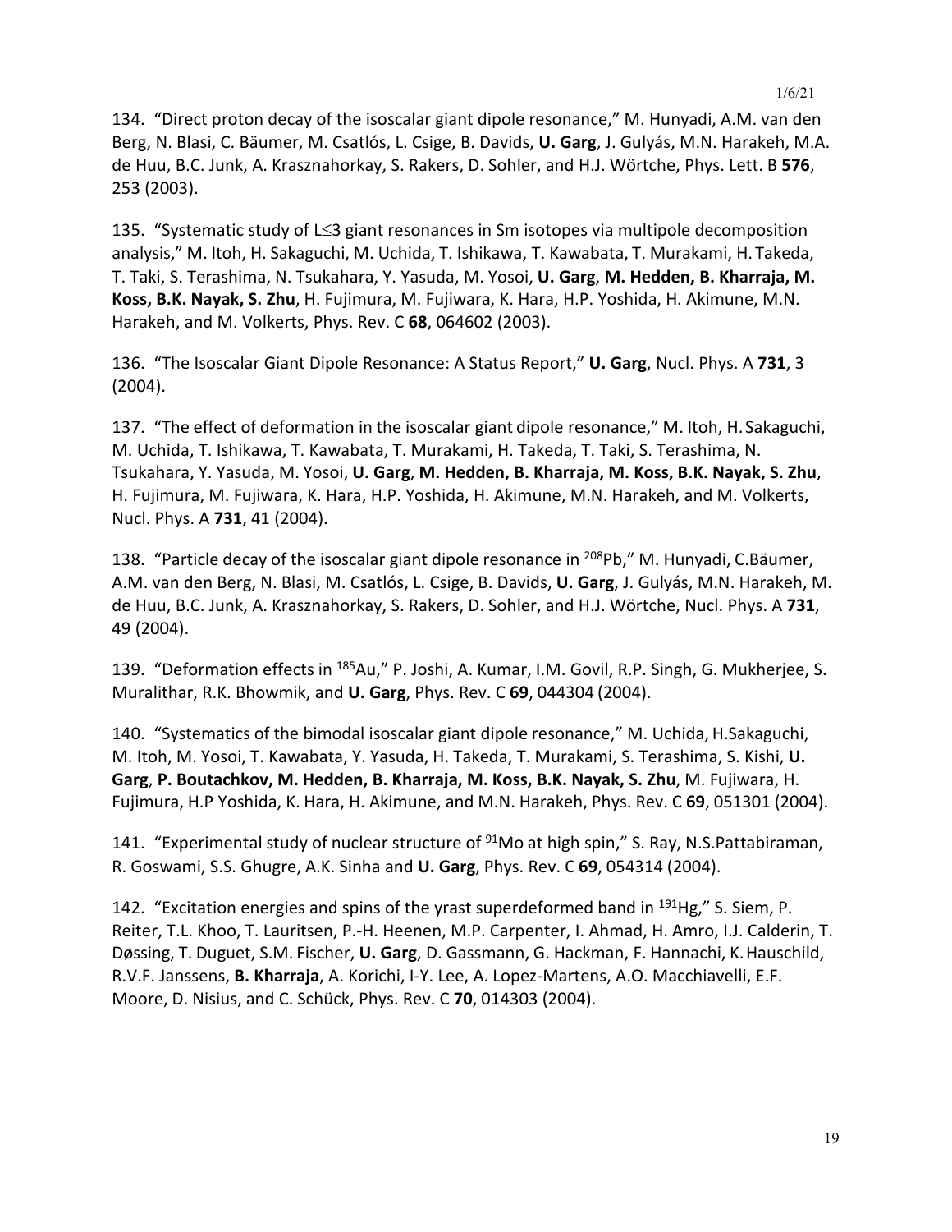134. “Direct proton decay of the isoscalar giant dipole resonance,” M. Hunyadi, A.M. van den Berg, N. Blasi, C. Bäumer, M. Csatlós, L. Csige, B. Davids, **U. Garg**, J. Gulyás, M.N. Harakeh, M.A. de Huu, B.C. Junk, A. Krasznahorkay, S. Rakers, D. Sohler, and H.J. Wörtche, Phys. Lett. B **576**, 253 (2003).

135. “Systematic study of L≤3 giant resonances in Sm isotopes via multipole decomposition analysis,” M. Itoh, H. Sakaguchi, M. Uchida, T. Ishikawa, T. Kawabata, T. Murakami, H. Takeda, T. Taki, S. Terashima, N. Tsukahara, Y. Yasuda, M. Yosoi, **U. Garg**, **M. Hedden, B. Kharraja, M. Koss, B.K. Nayak, S. Zhu**, H. Fujimura, M. Fujiwara, K. Hara, H.P. Yoshida, H. Akimune, M.N. Harakeh, and M. Volkerts, Phys. Rev. C **68**, 064602 (2003).

136. “The Isoscalar Giant Dipole Resonance: A Status Report,” **U. Garg**, Nucl. Phys. A **731**, 3 (2004).

137. “The effect of deformation in the isoscalar giant dipole resonance,” M. Itoh, H. Sakaguchi, M. Uchida, T. Ishikawa, T. Kawabata, T. Murakami, H. Takeda, T. Taki, S. Terashima, N. Tsukahara, Y. Yasuda, M. Yosoi, **U. Garg**, **M. Hedden, B. Kharraja, M. Koss, B.K. Nayak, S. Zhu**, H. Fujimura, M. Fujiwara, K. Hara, H.P. Yoshida, H. Akimune, M.N. Harakeh, and M. Volkerts, Nucl. Phys. A **731**, 41 (2004).

138. “Particle decay of the isoscalar giant dipole resonance in $^{208}$Pb,” M. Hunyadi, C.Bäumer, A.M. van den Berg, N. Blasi, M. Csatlós, L. Csige, B. Davids, **U. Garg**, J. Gulyás, M.N. Harakeh, M. de Huu, B.C. Junk, A. Krasznahorkay, S. Rakers, D. Sohler, and H.J. Wörtche, Nucl. Phys. A **731**, 49 (2004).

139. “Deformation effects in $^{185}$Au,” P. Joshi, A. Kumar, I.M. Govil, R.P. Singh, G. Mukherjee, S. Muralithar, R.K. Bhowmik, and **U. Garg**, Phys. Rev. C **69**, 044304 (2004).

140. “Systematics of the bimodal isoscalar giant dipole resonance,” M. Uchida, H.Sakaguchi, M. Itoh, M. Yosoi, T. Kawabata, Y. Yasuda, H. Takeda, T. Murakami, S. Terashima, S. Kishi, **U. Garg**, **P. Boutachkov, M. Hedden, B. Kharraja, M. Koss, B.K. Nayak, S. Zhu**, M. Fujiwara, H. Fujimura, H.P Yoshida, K. Hara, H. Akimune, and M.N. Harakeh, Phys. Rev. C **69**, 051301 (2004).

141. “Experimental study of nuclear structure of $^{91}$Mo at high spin,” S. Ray, N.S.Pattabiraman, R. Goswami, S.S. Ghugre, A.K. Sinha and **U. Garg**, Phys. Rev. C **69**, 054314 (2004).

142. “Excitation energies and spins of the yrast superdeformed band in $^{191}$Hg,” S. Siem, P. Reiter, T.L. Khoo, T. Lauritsen, P.-H. Heenen, M.P. Carpenter, I. Ahmad, H. Amro, I.J. Calderin, T. Døssing, T. Duguet, S.M. Fischer, **U. Garg**, D. Gassmann, G. Hackman, F. Hannachi, K. Hauschild, R.V.F. Janssens, **B. Kharraja**, A. Korichi, I-Y. Lee, A. Lopez-Martens, A.O. Macchiavelli, E.F. Moore, D. Nisius, and C. Schück, Phys. Rev. C **70**, 014303 (2004).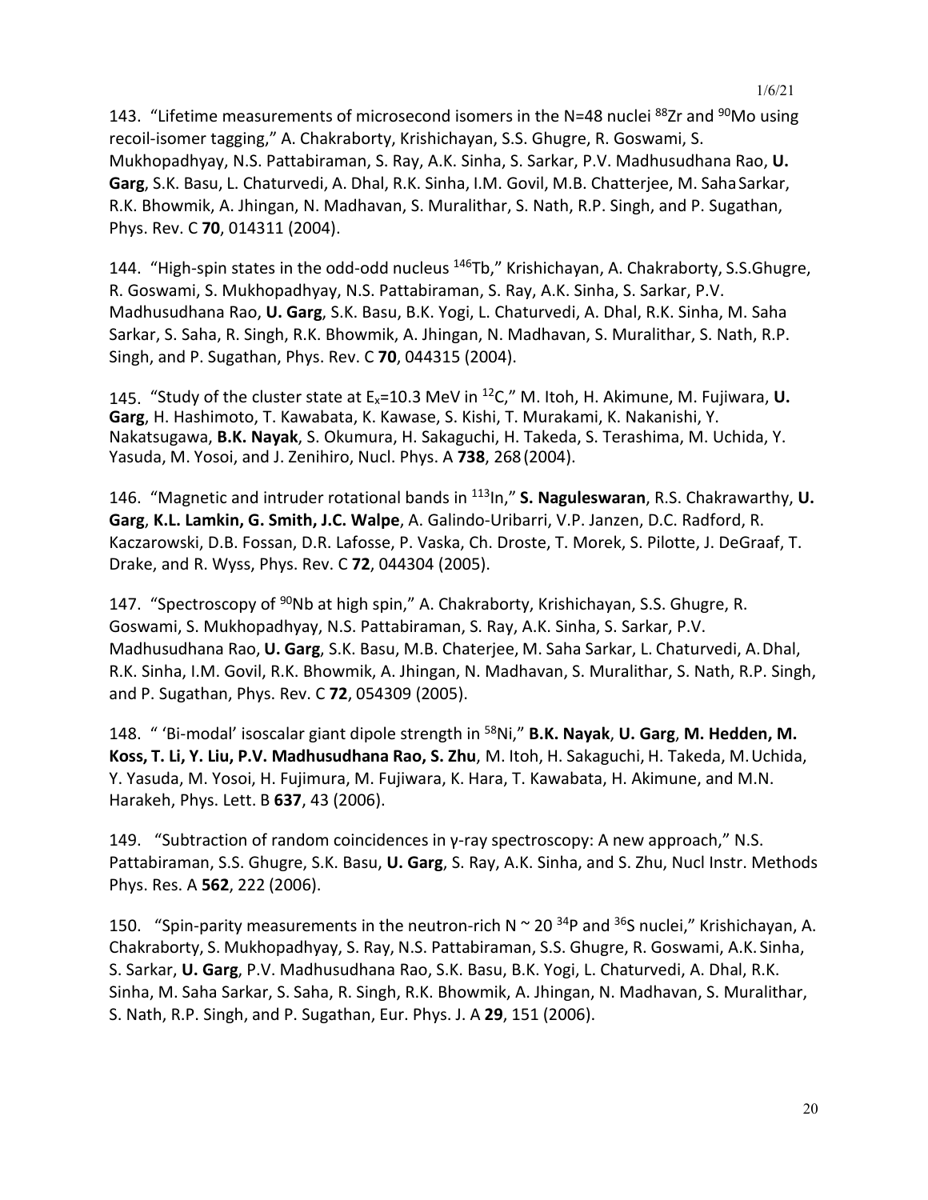143. "Lifetime measurements of microsecond isomers in the N=48 nuclei $^{88}$Zr and $^{90}$Mo using recoil-isomer tagging," A. Chakraborty, Krishichayan, S.S. Ghugre, R. Goswami, S. Mukhopadhyay, N.S. Pattabiraman, S. Ray, A.K. Sinha, S. Sarkar, P.V. Madhusudhana Rao, **U. Garg**, S.K. Basu, L. Chaturvedi, A. Dhal, R.K. Sinha, I.M. Govil, M.B. Chatterjee, M. Saha Sarkar, R.K. Bhowmik, A. Jhingan, N. Madhavan, S. Muralithar, S. Nath, R.P. Singh, and P. Sugathan, Phys. Rev. C **70**, 014311 (2004).

144. "High-spin states in the odd-odd nucleus $^{146}$Tb," Krishichayan, A. Chakraborty, S.S.Ghugre, R. Goswami, S. Mukhopadhyay, N.S. Pattabiraman, S. Ray, A.K. Sinha, S. Sarkar, P.V. Madhusudhana Rao, **U. Garg**, S.K. Basu, B.K. Yogi, L. Chaturvedi, A. Dhal, R.K. Sinha, M. Saha Sarkar, S. Saha, R. Singh, R.K. Bhowmik, A. Jhingan, N. Madhavan, S. Muralithar, S. Nath, R.P. Singh, and P. Sugathan, Phys. Rev. C **70**, 044315 (2004).

145. "Study of the cluster state at $E_x$=10.3 MeV in $^{12}$C," M. Itoh, H. Akimune, M. Fujiwara, **U. Garg**, H. Hashimoto, T. Kawabata, K. Kawase, S. Kishi, T. Murakami, K. Nakanishi, Y. Nakatsugawa, **B.K. Nayak**, S. Okumura, H. Sakaguchi, H. Takeda, S. Terashima, M. Uchida, Y. Yasuda, M. Yosoi, and J. Zenihiro, Nucl. Phys. A **738**, 268 (2004).

146. "Magnetic and intruder rotational bands in $^{113}$In," **S. Naguleswaran**, R.S. Chakrawarthy, **U. Garg**, **K.L. Lamkin, G. Smith, J.C. Walpe**, A. Galindo-Uribarri, V.P. Janzen, D.C. Radford, R. Kaczarowski, D.B. Fossan, D.R. Lafosse, P. Vaska, Ch. Droste, T. Morek, S. Pilotte, J. DeGraaf, T. Drake, and R. Wyss, Phys. Rev. C **72**, 044304 (2005).

147. "Spectroscopy of $^{90}$Nb at high spin," A. Chakraborty, Krishichayan, S.S. Ghugre, R. Goswami, S. Mukhopadhyay, N.S. Pattabiraman, S. Ray, A.K. Sinha, S. Sarkar, P.V. Madhusudhana Rao, **U. Garg**, S.K. Basu, M.B. Chaterjee, M. Saha Sarkar, L. Chaturvedi, A. Dhal, R.K. Sinha, I.M. Govil, R.K. Bhowmik, A. Jhingan, N. Madhavan, S. Muralithar, S. Nath, R.P. Singh, and P. Sugathan, Phys. Rev. C **72**, 054309 (2005).

148. " 'Bi-modal' isoscalar giant dipole strength in $^{58}$Ni," **B.K. Nayak**, **U. Garg**, **M. Hedden, M. Koss, T. Li, Y. Liu, P.V. Madhusudhana Rao, S. Zhu**, M. Itoh, H. Sakaguchi, H. Takeda, M. Uchida, Y. Yasuda, M. Yosoi, H. Fujimura, M. Fujiwara, K. Hara, T. Kawabata, H. Akimune, and M.N. Harakeh, Phys. Lett. B **637**, 43 (2006).

149. "Subtraction of random coincidences in γ-ray spectroscopy: A new approach," N.S. Pattabiraman, S.S. Ghugre, S.K. Basu, **U. Garg**, S. Ray, A.K. Sinha, and S. Zhu, Nucl Instr. Methods Phys. Res. A **562**, 222 (2006).

150. "Spin-parity measurements in the neutron-rich N ~ 20 $^{34}$P and $^{36}$S nuclei," Krishichayan, A. Chakraborty, S. Mukhopadhyay, S. Ray, N.S. Pattabiraman, S.S. Ghugre, R. Goswami, A.K. Sinha, S. Sarkar, **U. Garg**, P.V. Madhusudhana Rao, S.K. Basu, B.K. Yogi, L. Chaturvedi, A. Dhal, R.K. Sinha, M. Saha Sarkar, S. Saha, R. Singh, R.K. Bhowmik, A. Jhingan, N. Madhavan, S. Muralithar, S. Nath, R.P. Singh, and P. Sugathan, Eur. Phys. J. A **29**, 151 (2006).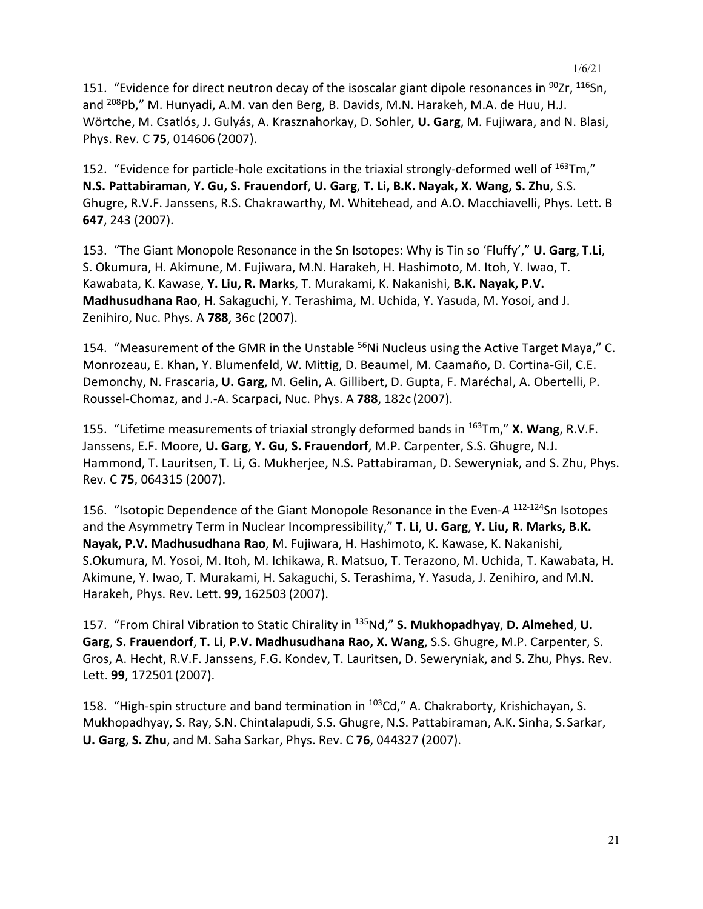151. "Evidence for direct neutron decay of the isoscalar giant dipole resonances in $^{90}$Zr, $^{116}$Sn, and $^{208}$Pb," M. Hunyadi, A.M. van den Berg, B. Davids, M.N. Harakeh, M.A. de Huu, H.J. Wörtche, M. Csatlós, J. Gulyás, A. Krasznahorkay, D. Sohler, **U. Garg**, M. Fujiwara, and N. Blasi, Phys. Rev. C **75**, 014606 (2007).

152. "Evidence for particle-hole excitations in the triaxial strongly-deformed well of $^{163}$Tm," **N.S. Pattabiraman**, **Y. Gu, S. Frauendorf**, **U. Garg**, **T. Li, B.K. Nayak, X. Wang, S. Zhu**, S.S. Ghugre, R.V.F. Janssens, R.S. Chakrawarthy, M. Whitehead, and A.O. Macchiavelli, Phys. Lett. B **647**, 243 (2007).

153. "The Giant Monopole Resonance in the Sn Isotopes: Why is Tin so 'Fluffy'," **U. Garg**, **T.Li**, S. Okumura, H. Akimune, M. Fujiwara, M.N. Harakeh, H. Hashimoto, M. Itoh, Y. Iwao, T. Kawabata, K. Kawase, **Y. Liu, R. Marks**, T. Murakami, K. Nakanishi, **B.K. Nayak, P.V. Madhusudhana Rao**, H. Sakaguchi, Y. Terashima, M. Uchida, Y. Yasuda, M. Yosoi, and J. Zenihiro, Nuc. Phys. A **788**, 36c (2007).

154. "Measurement of the GMR in the Unstable $^{56}$Ni Nucleus using the Active Target Maya," C. Monrozeau, E. Khan, Y. Blumenfeld, W. Mittig, D. Beaumel, M. Caamaño, D. Cortina-Gil, C.E. Demonchy, N. Frascaria, **U. Garg**, M. Gelin, A. Gillibert, D. Gupta, F. Maréchal, A. Obertelli, P. Roussel-Chomaz, and J.-A. Scarpaci, Nuc. Phys. A **788**, 182c (2007).

155. "Lifetime measurements of triaxial strongly deformed bands in $^{163}$Tm," **X. Wang**, R.V.F. Janssens, E.F. Moore, **U. Garg**, **Y. Gu**, **S. Frauendorf**, M.P. Carpenter, S.S. Ghugre, N.J. Hammond, T. Lauritsen, T. Li, G. Mukherjee, N.S. Pattabiraman, D. Seweryniak, and S. Zhu, Phys. Rev. C **75**, 064315 (2007).

156. "Isotopic Dependence of the Giant Monopole Resonance in the Even-*A* $^{112\text{-}124}$Sn Isotopes and the Asymmetry Term in Nuclear Incompressibility," **T. Li**, **U. Garg**, **Y. Liu, R. Marks, B.K. Nayak, P.V. Madhusudhana Rao**, M. Fujiwara, H. Hashimoto, K. Kawase, K. Nakanishi, S.Okumura, M. Yosoi, M. Itoh, M. Ichikawa, R. Matsuo, T. Terazono, M. Uchida, T. Kawabata, H. Akimune, Y. Iwao, T. Murakami, H. Sakaguchi, S. Terashima, Y. Yasuda, J. Zenihiro, and M.N. Harakeh, Phys. Rev. Lett. **99**, 162503 (2007).

157. "From Chiral Vibration to Static Chirality in $^{135}$Nd," **S. Mukhopadhyay**, **D. Almehed**, **U. Garg**, **S. Frauendorf**, **T. Li**, **P.V. Madhusudhana Rao, X. Wang**, S.S. Ghugre, M.P. Carpenter, S. Gros, A. Hecht, R.V.F. Janssens, F.G. Kondev, T. Lauritsen, D. Seweryniak, and S. Zhu, Phys. Rev. Lett. **99**, 172501 (2007).

158. "High-spin structure and band termination in $^{103}$Cd," A. Chakraborty, Krishichayan, S. Mukhopadhyay, S. Ray, S.N. Chintalapudi, S.S. Ghugre, N.S. Pattabiraman, A.K. Sinha, S. Sarkar, **U. Garg**, **S. Zhu**, and M. Saha Sarkar, Phys. Rev. C **76**, 044327 (2007).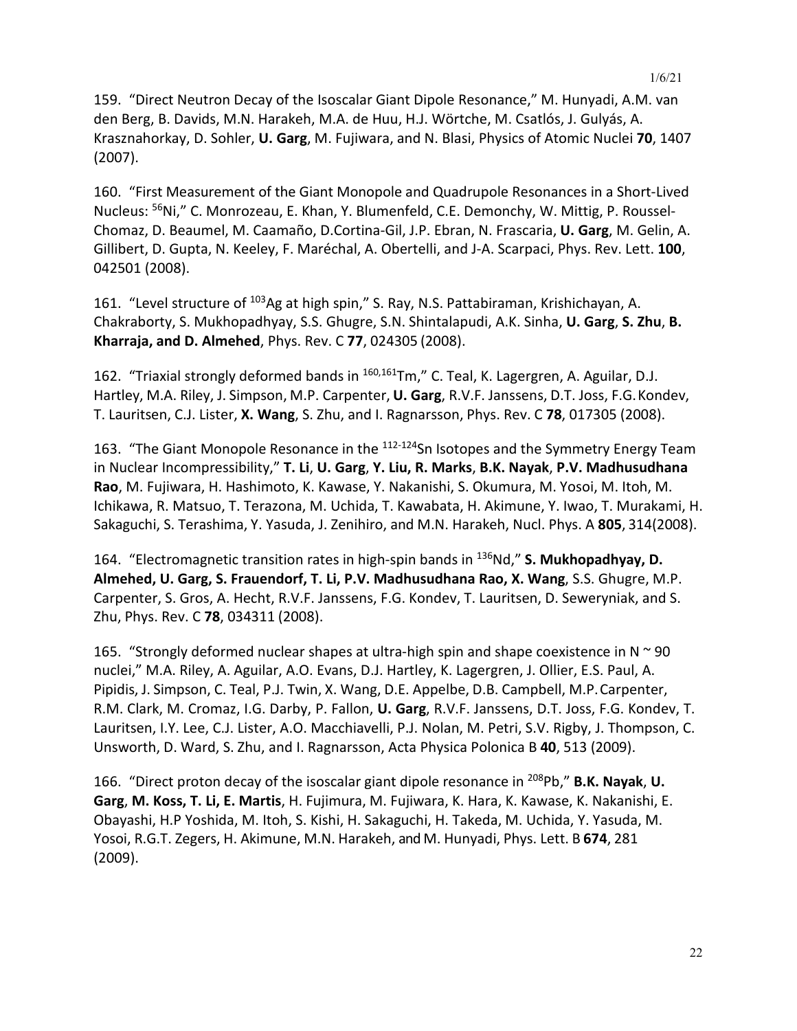159. "Direct Neutron Decay of the Isoscalar Giant Dipole Resonance," M. Hunyadi, A.M. van den Berg, B. Davids, M.N. Harakeh, M.A. de Huu, H.J. Wörtche, M. Csatlós, J. Gulyás, A. Krasznahorkay, D. Sohler, **U. Garg**, M. Fujiwara, and N. Blasi, Physics of Atomic Nuclei **70**, 1407 (2007).

160. "First Measurement of the Giant Monopole and Quadrupole Resonances in a Short-Lived Nucleus: $^{56}$Ni," C. Monrozeau, E. Khan, Y. Blumenfeld, C.E. Demonchy, W. Mittig, P. Roussel-Chomaz, D. Beaumel, M. Caamaño, D.Cortina-Gil, J.P. Ebran, N. Frascaria, **U. Garg**, M. Gelin, A. Gillibert, D. Gupta, N. Keeley, F. Maréchal, A. Obertelli, and J-A. Scarpaci, Phys. Rev. Lett. **100**, 042501 (2008).

161. "Level structure of $^{103}$Ag at high spin," S. Ray, N.S. Pattabiraman, Krishichayan, A. Chakraborty, S. Mukhopadhyay, S.S. Ghugre, S.N. Shintalapudi, A.K. Sinha, **U. Garg**, **S. Zhu**, **B. Kharraja, and D. Almehed**, Phys. Rev. C **77**, 024305 (2008).

162. "Triaxial strongly deformed bands in $^{160,161}$Tm," C. Teal, K. Lagergren, A. Aguilar, D.J. Hartley, M.A. Riley, J. Simpson, M.P. Carpenter, **U. Garg**, R.V.F. Janssens, D.T. Joss, F.G. Kondev, T. Lauritsen, C.J. Lister, **X. Wang**, S. Zhu, and I. Ragnarsson, Phys. Rev. C **78**, 017305 (2008).

163. "The Giant Monopole Resonance in the $^{112\text{-}124}$Sn Isotopes and the Symmetry Energy Team in Nuclear Incompressibility," **T. Li**, **U. Garg**, **Y. Liu, R. Marks**, **B.K. Nayak**, **P.V. Madhusudhana Rao**, M. Fujiwara, H. Hashimoto, K. Kawase, Y. Nakanishi, S. Okumura, M. Yosoi, M. Itoh, M. Ichikawa, R. Matsuo, T. Terazona, M. Uchida, T. Kawabata, H. Akimune, Y. Iwao, T. Murakami, H. Sakaguchi, S. Terashima, Y. Yasuda, J. Zenihiro, and M.N. Harakeh, Nucl. Phys. A **805**, 314(2008).

164. "Electromagnetic transition rates in high-spin bands in $^{136}$Nd," **S. Mukhopadhyay, D. Almehed, U. Garg, S. Frauendorf, T. Li, P.V. Madhusudhana Rao, X. Wang**, S.S. Ghugre, M.P. Carpenter, S. Gros, A. Hecht, R.V.F. Janssens, F.G. Kondev, T. Lauritsen, D. Seweryniak, and S. Zhu, Phys. Rev. C **78**, 034311 (2008).

165. "Strongly deformed nuclear shapes at ultra-high spin and shape coexistence in N ~ 90 nuclei," M.A. Riley, A. Aguilar, A.O. Evans, D.J. Hartley, K. Lagergren, J. Ollier, E.S. Paul, A. Pipidis, J. Simpson, C. Teal, P.J. Twin, X. Wang, D.E. Appelbe, D.B. Campbell, M.P. Carpenter, R.M. Clark, M. Cromaz, I.G. Darby, P. Fallon, **U. Garg**, R.V.F. Janssens, D.T. Joss, F.G. Kondev, T. Lauritsen, I.Y. Lee, C.J. Lister, A.O. Macchiavelli, P.J. Nolan, M. Petri, S.V. Rigby, J. Thompson, C. Unsworth, D. Ward, S. Zhu, and I. Ragnarsson, Acta Physica Polonica B **40**, 513 (2009).

166. "Direct proton decay of the isoscalar giant dipole resonance in $^{208}$Pb," **B.K. Nayak**, **U. Garg**, **M. Koss, T. Li, E. Martis**, H. Fujimura, M. Fujiwara, K. Hara, K. Kawase, K. Nakanishi, E. Obayashi, H.P Yoshida, M. Itoh, S. Kishi, H. Sakaguchi, H. Takeda, M. Uchida, Y. Yasuda, M. Yosoi, R.G.T. Zegers, H. Akimune, M.N. Harakeh, and M. Hunyadi, Phys. Lett. B **674**, 281 (2009).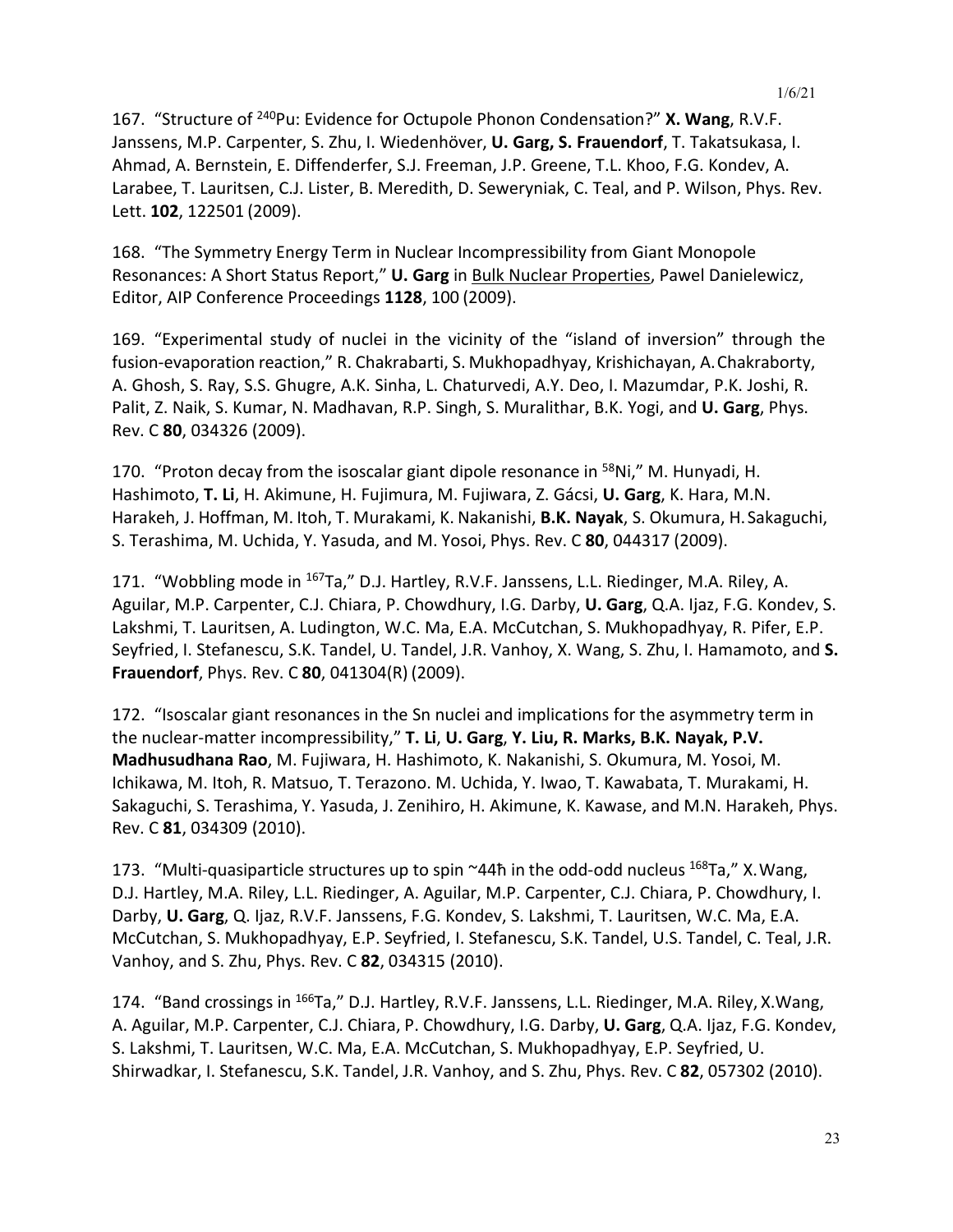167. "Structure of $^{240}$Pu: Evidence for Octupole Phonon Condensation?" **X. Wang**, R.V.F. Janssens, M.P. Carpenter, S. Zhu, I. Wiedenhöver, **U. Garg, S. Frauendorf**, T. Takatsukasa, I. Ahmad, A. Bernstein, E. Diffenderfer, S.J. Freeman, J.P. Greene, T.L. Khoo, F.G. Kondev, A. Larabee, T. Lauritsen, C.J. Lister, B. Meredith, D. Seweryniak, C. Teal, and P. Wilson, Phys. Rev. Lett. **102**, 122501 (2009).

168. "The Symmetry Energy Term in Nuclear Incompressibility from Giant Monopole Resonances: A Short Status Report," **U. Garg** in Bulk Nuclear Properties, Pawel Danielewicz, Editor, AIP Conference Proceedings **1128**, 100 (2009).

169. "Experimental study of nuclei in the vicinity of the "island of inversion" through the fusion-evaporation reaction," R. Chakrabarti, S. Mukhopadhyay, Krishichayan, A. Chakraborty, A. Ghosh, S. Ray, S.S. Ghugre, A.K. Sinha, L. Chaturvedi, A.Y. Deo, I. Mazumdar, P.K. Joshi, R. Palit, Z. Naik, S. Kumar, N. Madhavan, R.P. Singh, S. Muralithar, B.K. Yogi, and **U. Garg**, Phys. Rev. C **80**, 034326 (2009).

170. "Proton decay from the isoscalar giant dipole resonance in $^{58}$Ni," M. Hunyadi, H. Hashimoto, **T. Li**, H. Akimune, H. Fujimura, M. Fujiwara, Z. Gácsi, **U. Garg**, K. Hara, M.N. Harakeh, J. Hoffman, M. Itoh, T. Murakami, K. Nakanishi, **B.K. Nayak**, S. Okumura, H. Sakaguchi, S. Terashima, M. Uchida, Y. Yasuda, and M. Yosoi, Phys. Rev. C **80**, 044317 (2009).

171. "Wobbling mode in $^{167}$Ta," D.J. Hartley, R.V.F. Janssens, L.L. Riedinger, M.A. Riley, A. Aguilar, M.P. Carpenter, C.J. Chiara, P. Chowdhury, I.G. Darby, **U. Garg**, Q.A. Ijaz, F.G. Kondev, S. Lakshmi, T. Lauritsen, A. Ludington, W.C. Ma, E.A. McCutchan, S. Mukhopadhyay, R. Pifer, E.P. Seyfried, I. Stefanescu, S.K. Tandel, U. Tandel, J.R. Vanhoy, X. Wang, S. Zhu, I. Hamamoto, and **S. Frauendorf**, Phys. Rev. C **80**, 041304(R) (2009).

172. "Isoscalar giant resonances in the Sn nuclei and implications for the asymmetry term in the nuclear-matter incompressibility," **T. Li**, **U. Garg**, **Y. Liu, R. Marks, B.K. Nayak, P.V. Madhusudhana Rao**, M. Fujiwara, H. Hashimoto, K. Nakanishi, S. Okumura, M. Yosoi, M. Ichikawa, M. Itoh, R. Matsuo, T. Terazono. M. Uchida, Y. Iwao, T. Kawabata, T. Murakami, H. Sakaguchi, S. Terashima, Y. Yasuda, J. Zenihiro, H. Akimune, K. Kawase, and M.N. Harakeh, Phys. Rev. C **81**, 034309 (2010).

173. "Multi-quasiparticle structures up to spin ~44ħ in the odd-odd nucleus $^{168}$Ta," X. Wang, D.J. Hartley, M.A. Riley, L.L. Riedinger, A. Aguilar, M.P. Carpenter, C.J. Chiara, P. Chowdhury, I. Darby, **U. Garg**, Q. Ijaz, R.V.F. Janssens, F.G. Kondev, S. Lakshmi, T. Lauritsen, W.C. Ma, E.A. McCutchan, S. Mukhopadhyay, E.P. Seyfried, I. Stefanescu, S.K. Tandel, U.S. Tandel, C. Teal, J.R. Vanhoy, and S. Zhu, Phys. Rev. C **82**, 034315 (2010).

174. "Band crossings in $^{166}$Ta," D.J. Hartley, R.V.F. Janssens, L.L. Riedinger, M.A. Riley, X. Wang, A. Aguilar, M.P. Carpenter, C.J. Chiara, P. Chowdhury, I.G. Darby, **U. Garg**, Q.A. Ijaz, F.G. Kondev, S. Lakshmi, T. Lauritsen, W.C. Ma, E.A. McCutchan, S. Mukhopadhyay, E.P. Seyfried, U. Shirwadkar, I. Stefanescu, S.K. Tandel, J.R. Vanhoy, and S. Zhu, Phys. Rev. C **82**, 057302 (2010).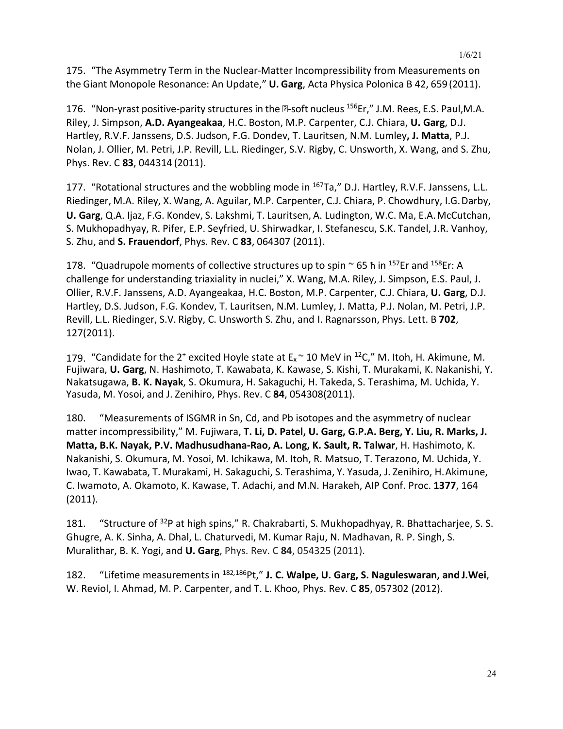175. “The Asymmetry Term in the Nuclear-Matter Incompressibility from Measurements on the Giant Monopole Resonance: An Update,” **U. Garg**, Acta Physica Polonica B 42, 659 (2011).

176. “Non-yrast positive-parity structures in the ?-soft nucleus $^{156}$Er,” J.M. Rees, E.S. Paul, M.A. Riley, J. Simpson, **A.D. Ayangeakaa**, H.C. Boston, M.P. Carpenter, C.J. Chiara, **U. Garg**, D.J. Hartley, R.V.F. Janssens, D.S. Judson, F.G. Dondev, T. Lauritsen, N.M. Lumley**, J. Matta**, P.J. Nolan, J. Ollier, M. Petri, J.P. Revill, L.L. Riedinger, S.V. Rigby, C. Unsworth, X. Wang, and S. Zhu, Phys. Rev. C **83**, 044314 (2011).

177. “Rotational structures and the wobbling mode in $^{167}$Ta,” D.J. Hartley, R.V.F. Janssens, L.L. Riedinger, M.A. Riley, X. Wang, A. Aguilar, M.P. Carpenter, C.J. Chiara, P. Chowdhury, I.G. Darby, **U. Garg**, Q.A. Ijaz, F.G. Kondev, S. Lakshmi, T. Lauritsen, A. Ludington, W.C. Ma, E.A. McCutchan, S. Mukhopadhyay, R. Pifer, E.P. Seyfried, U. Shirwadkar, I. Stefanescu, S.K. Tandel, J.R. Vanhoy, S. Zhu, and **S. Frauendorf**, Phys. Rev. C **83**, 064307 (2011).

178. “Quadrupole moments of collective structures up to spin ~ 65 ħ in $^{157}$Er and $^{158}$Er: A challenge for understanding triaxiality in nuclei,” X. Wang, M.A. Riley, J. Simpson, E.S. Paul, J. Ollier, R.V.F. Janssens, A.D. Ayangeakaa, H.C. Boston, M.P. Carpenter, C.J. Chiara, **U. Garg**, D.J. Hartley, D.S. Judson, F.G. Kondev, T. Lauritsen, N.M. Lumley, J. Matta, P.J. Nolan, M. Petri, J.P. Revill, L.L. Riedinger, S.V. Rigby, C. Unsworth S. Zhu, and I. Ragnarsson, Phys. Lett. B **702**, 127(2011).

179. “Candidate for the 2$^+$ excited Hoyle state at $E_x$ ~ 10 MeV in $^{12}$C,” M. Itoh, H. Akimune, M. Fujiwara, **U. Garg**, N. Hashimoto, T. Kawabata, K. Kawase, S. Kishi, T. Murakami, K. Nakanishi, Y. Nakatsugawa, **B. K. Nayak**, S. Okumura, H. Sakaguchi, H. Takeda, S. Terashima, M. Uchida, Y. Yasuda, M. Yosoi, and J. Zenihiro, Phys. Rev. C **84**, 054308(2011).

180. “Measurements of ISGMR in Sn, Cd, and Pb isotopes and the asymmetry of nuclear matter incompressibility,” M. Fujiwara, **T. Li, D. Patel, U. Garg, G.P.A. Berg, Y. Liu, R. Marks, J. Matta, B.K. Nayak, P.V. Madhusudhana-Rao, A. Long, K. Sault, R. Talwar**, H. Hashimoto, K. Nakanishi, S. Okumura, M. Yosoi, M. Ichikawa, M. Itoh, R. Matsuo, T. Terazono, M. Uchida, Y. Iwao, T. Kawabata, T. Murakami, H. Sakaguchi, S. Terashima, Y. Yasuda, J. Zenihiro, H. Akimune, C. Iwamoto, A. Okamoto, K. Kawase, T. Adachi, and M.N. Harakeh, AIP Conf. Proc. **1377**, 164 (2011).

181. “Structure of $^{32}$P at high spins,” R. Chakrabarti, S. Mukhopadhyay, R. Bhattacharjee, S. S. Ghugre, A. K. Sinha, A. Dhal, L. Chaturvedi, M. Kumar Raju, N. Madhavan, R. P. Singh, S. Muralithar, B. K. Yogi, and **U. Garg**, Phys. Rev. C **84**, 054325 (2011).

182. “Lifetime measurements in $^{182,186}$Pt,” **J. C. Walpe, U. Garg, S. Naguleswaran, and J. Wei**, W. Reviol, I. Ahmad, M. P. Carpenter, and T. L. Khoo, Phys. Rev. C **85**, 057302 (2012).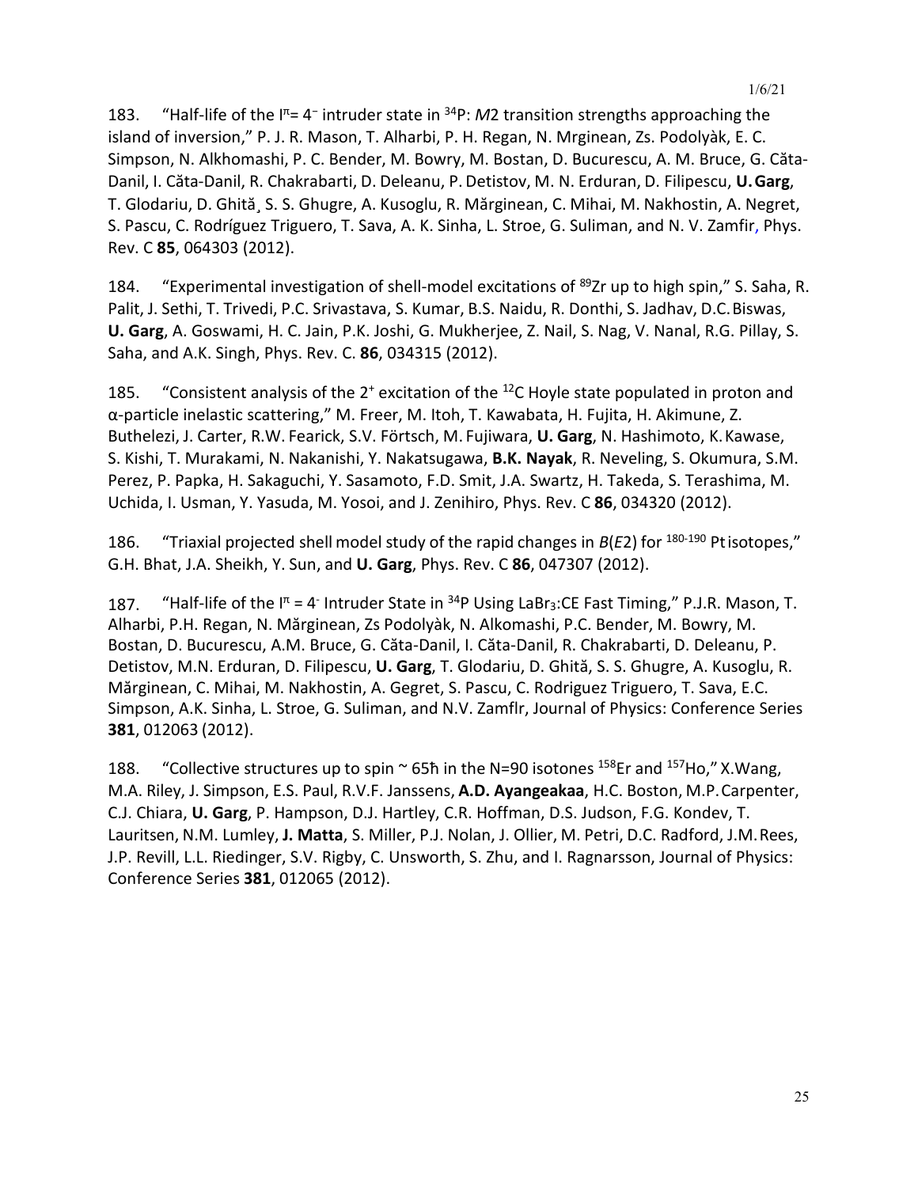183. "Half-life of the $I^{\pi}= 4^{-}$ intruder state in $^{34}$P: *M*2 transition strengths approaching the island of inversion," P. J. R. Mason, T. Alharbi, P. H. Regan, N. Mrginean, Zs. Podolyàk, E. C. Simpson, N. Alkhomashi, P. C. Bender, M. Bowry, M. Bostan, D. Bucurescu, A. M. Bruce, G. Căta-Danil, I. Căta-Danil, R. Chakrabarti, D. Deleanu, P. Detistov, M. N. Erduran, D. Filipescu, **U. Garg**, T. Glodariu, D. Ghită¸ S. S. Ghugre, A. Kusoglu, R. Mărginean, C. Mihai, M. Nakhostin, A. Negret, S. Pascu, C. Rodríguez Triguero, T. Sava, A. K. Sinha, L. Stroe, G. Suliman, and N. V. Zamfir, Phys. Rev. C **85**, 064303 (2012).

184. "Experimental investigation of shell-model excitations of $^{89}$Zr up to high spin," S. Saha, R. Palit, J. Sethi, T. Trivedi, P.C. Srivastava, S. Kumar, B.S. Naidu, R. Donthi, S. Jadhav, D.C. Biswas, **U. Garg**, A. Goswami, H. C. Jain, P.K. Joshi, G. Mukherjee, Z. Nail, S. Nag, V. Nanal, R.G. Pillay, S. Saha, and A.K. Singh, Phys. Rev. C. **86**, 034315 (2012).

185. "Consistent analysis of the $2^{+}$ excitation of the $^{12}$C Hoyle state populated in proton and α-particle inelastic scattering," M. Freer, M. Itoh, T. Kawabata, H. Fujita, H. Akimune, Z. Buthelezi, J. Carter, R.W. Fearick, S.V. Förtsch, M. Fujiwara, **U. Garg**, N. Hashimoto, K. Kawase, S. Kishi, T. Murakami, N. Nakanishi, Y. Nakatsugawa, **B.K. Nayak**, R. Neveling, S. Okumura, S.M. Perez, P. Papka, H. Sakaguchi, Y. Sasamoto, F.D. Smit, J.A. Swartz, H. Takeda, S. Terashima, M. Uchida, I. Usman, Y. Yasuda, M. Yosoi, and J. Zenihiro, Phys. Rev. C **86**, 034320 (2012).

186. "Triaxial projected shell model study of the rapid changes in *B*(*E*2) for $^{180\text{-}190}$ Pt isotopes," G.H. Bhat, J.A. Sheikh, Y. Sun, and **U. Garg**, Phys. Rev. C **86**, 047307 (2012).

187. "Half-life of the $I^{\pi} = 4^{-}$ Intruder State in $^{34}$P Using $LaBr_3$:CE Fast Timing," P.J.R. Mason, T. Alharbi, P.H. Regan, N. Mărginean, Zs Podolyàk, N. Alkomashi, P.C. Bender, M. Bowry, M. Bostan, D. Bucurescu, A.M. Bruce, G. Căta-Danil, I. Căta-Danil, R. Chakrabarti, D. Deleanu, P. Detistov, M.N. Erduran, D. Filipescu, **U. Garg**, T. Glodariu, D. Ghită, S. S. Ghugre, A. Kusoglu, R. Mărginean, C. Mihai, M. Nakhostin, A. Gegret, S. Pascu, C. Rodriguez Triguero, T. Sava, E.C. Simpson, A.K. Sinha, L. Stroe, G. Suliman, and N.V. Zamflr, Journal of Physics: Conference Series **381**, 012063 (2012).

188. "Collective structures up to spin ~ 65ħ in the N=90 isotones $^{158}$Er and $^{157}$Ho," X.Wang, M.A. Riley, J. Simpson, E.S. Paul, R.V.F. Janssens, **A.D. Ayangeakaa**, H.C. Boston, M.P. Carpenter, C.J. Chiara, **U. Garg**, P. Hampson, D.J. Hartley, C.R. Hoffman, D.S. Judson, F.G. Kondev, T. Lauritsen, N.M. Lumley, **J. Matta**, S. Miller, P.J. Nolan, J. Ollier, M. Petri, D.C. Radford, J.M. Rees, J.P. Revill, L.L. Riedinger, S.V. Rigby, C. Unsworth, S. Zhu, and I. Ragnarsson, Journal of Physics: Conference Series **381**, 012065 (2012).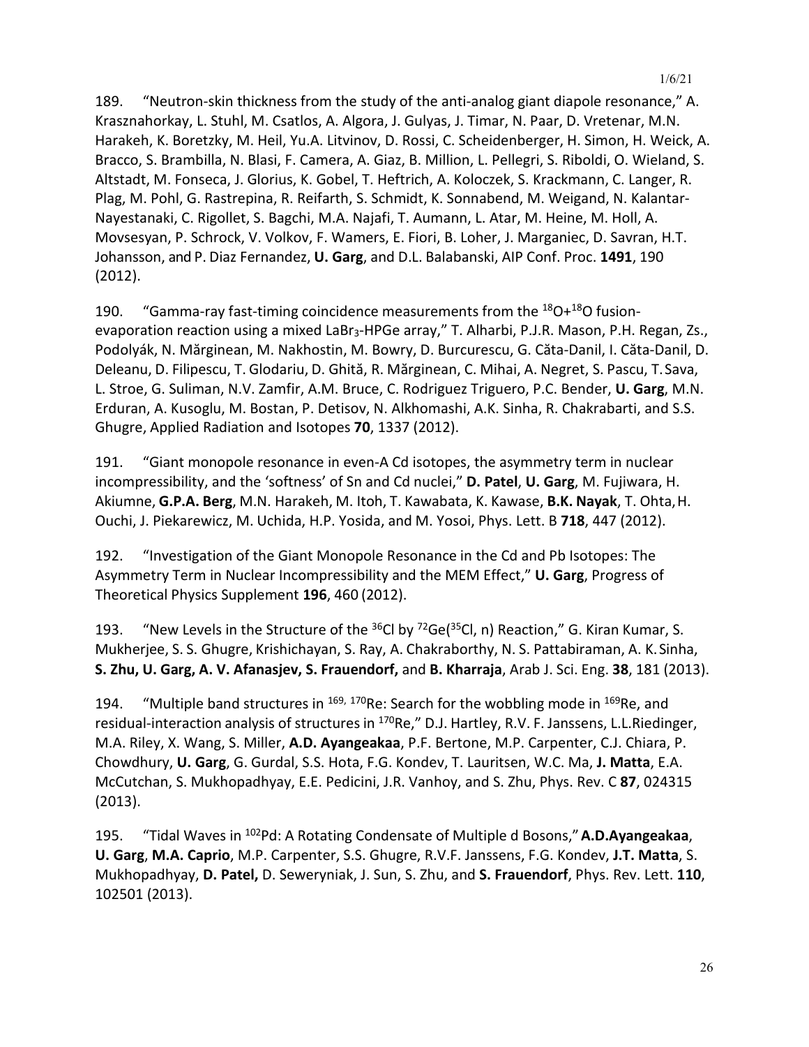189. "Neutron-skin thickness from the study of the anti-analog giant diapole resonance," A. Krasznahorkay, L. Stuhl, M. Csatlos, A. Algora, J. Gulyas, J. Timar, N. Paar, D. Vretenar, M.N. Harakeh, K. Boretzky, M. Heil, Yu.A. Litvinov, D. Rossi, C. Scheidenberger, H. Simon, H. Weick, A. Bracco, S. Brambilla, N. Blasi, F. Camera, A. Giaz, B. Million, L. Pellegri, S. Riboldi, O. Wieland, S. Altstadt, M. Fonseca, J. Glorius, K. Gobel, T. Heftrich, A. Koloczek, S. Krackmann, C. Langer, R. Plag, M. Pohl, G. Rastrepina, R. Reifarth, S. Schmidt, K. Sonnabend, M. Weigand, N. Kalantar-Nayestanaki, C. Rigollet, S. Bagchi, M.A. Najafi, T. Aumann, L. Atar, M. Heine, M. Holl, A. Movsesyan, P. Schrock, V. Volkov, F. Wamers, E. Fiori, B. Loher, J. Marganiec, D. Savran, H.T. Johansson, and P. Diaz Fernandez, **U. Garg**, and D.L. Balabanski, AIP Conf. Proc. **1491**, 190 (2012).

190. "Gamma-ray fast-timing coincidence measurements from the $^{18}O$+$^{18}O$ fusion-evaporation reaction using a mixed $LaBr_3$-HPGe array," T. Alharbi, P.J.R. Mason, P.H. Regan, Zs., Podolyák, N. Mărginean, M. Nakhostin, M. Bowry, D. Burcurescu, G. Căta-Danil, I. Căta-Danil, D. Deleanu, D. Filipescu, T. Glodariu, D. Ghită, R. Mărginean, C. Mihai, A. Negret, S. Pascu, T. Sava, L. Stroe, G. Suliman, N.V. Zamfir, A.M. Bruce, C. Rodriguez Triguero, P.C. Bender, **U. Garg**, M.N. Erduran, A. Kusoglu, M. Bostan, P. Detisov, N. Alkhomashi, A.K. Sinha, R. Chakrabarti, and S.S. Ghugre, Applied Radiation and Isotopes **70**, 1337 (2012).

191. "Giant monopole resonance in even-A Cd isotopes, the asymmetry term in nuclear incompressibility, and the 'softness' of Sn and Cd nuclei," **D. Patel**, **U. Garg**, M. Fujiwara, H. Akiumne, **G.P.A. Berg**, M.N. Harakeh, M. Itoh, T. Kawabata, K. Kawase, **B.K. Nayak**, T. Ohta, H. Ouchi, J. Piekarewicz, M. Uchida, H.P. Yosida, and M. Yosoi, Phys. Lett. B **718**, 447 (2012).

192. "Investigation of the Giant Monopole Resonance in the Cd and Pb Isotopes: The Asymmetry Term in Nuclear Incompressibility and the MEM Effect," **U. Garg**, Progress of Theoretical Physics Supplement **196**, 460 (2012).

193. "New Levels in the Structure of the $^{36}Cl$ by $^{72}Ge$($^{35}Cl$, n) Reaction," G. Kiran Kumar, S. Mukherjee, S. S. Ghugre, Krishichayan, S. Ray, A. Chakraborthy, N. S. Pattabiraman, A. K. Sinha, **S. Zhu, U. Garg, A. V. Afanasjev, S. Frauendorf,** and **B. Kharraja**, Arab J. Sci. Eng. **38**, 181 (2013).

194. "Multiple band structures in $^{169,\,170}Re$: Search for the wobbling mode in $^{169}Re$, and residual-interaction analysis of structures in $^{170}Re$," D.J. Hartley, R.V. F. Janssens, L.L.Riedinger, M.A. Riley, X. Wang, S. Miller, **A.D. Ayangeakaa**, P.F. Bertone, M.P. Carpenter, C.J. Chiara, P. Chowdhury, **U. Garg**, G. Gurdal, S.S. Hota, F.G. Kondev, T. Lauritsen, W.C. Ma, **J. Matta**, E.A. McCutchan, S. Mukhopadhyay, E.E. Pedicini, J.R. Vanhoy, and S. Zhu, Phys. Rev. C **87**, 024315 (2013).

195. "Tidal Waves in $^{102}Pd$: A Rotating Condensate of Multiple d Bosons," **A.D.Ayangeakaa**, **U. Garg**, **M.A. Caprio**, M.P. Carpenter, S.S. Ghugre, R.V.F. Janssens, F.G. Kondev, **J.T. Matta**, S. Mukhopadhyay, **D. Patel,** D. Seweryniak, J. Sun, S. Zhu, and **S. Frauendorf**, Phys. Rev. Lett. **110**, 102501 (2013).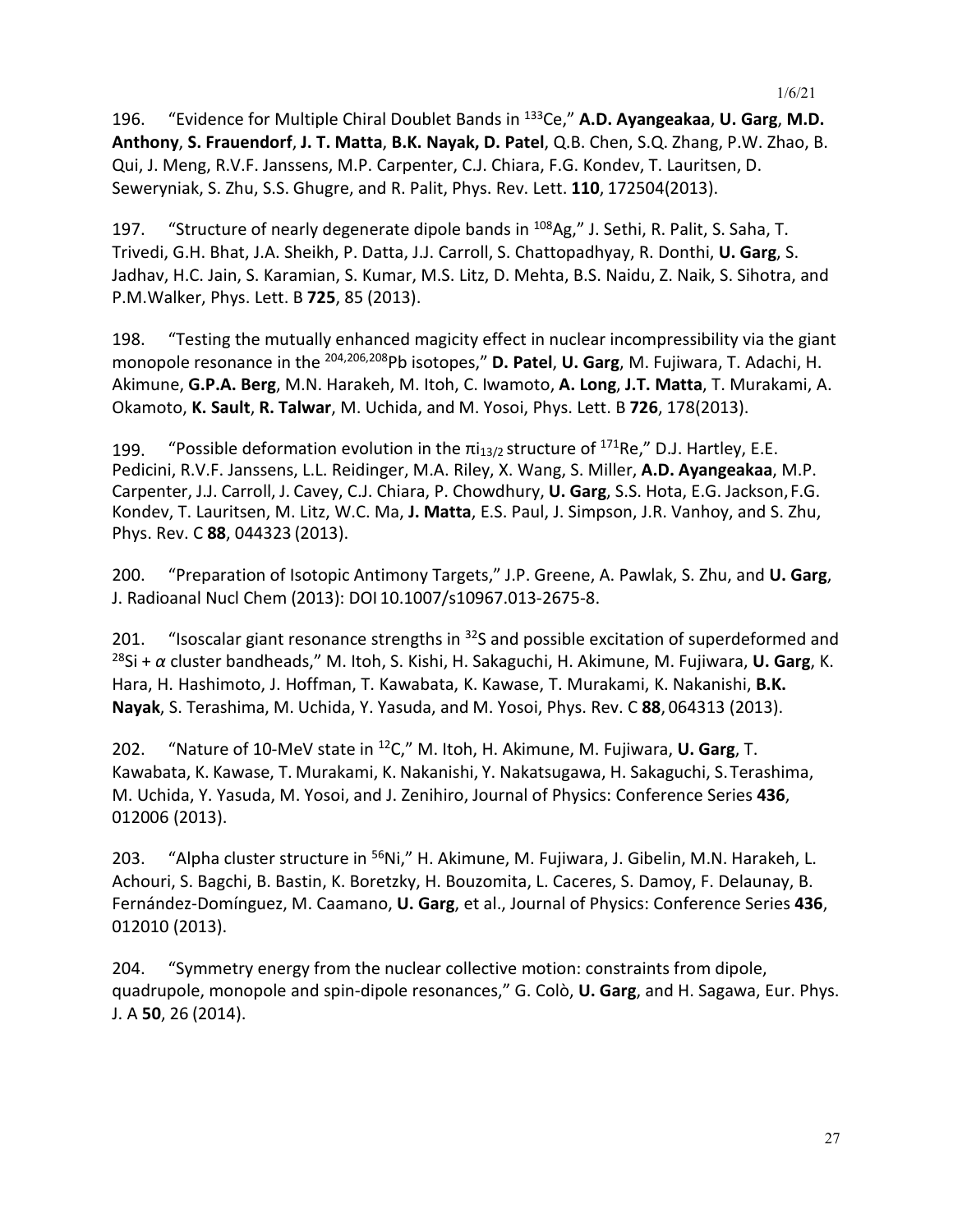196. “Evidence for Multiple Chiral Doublet Bands in $^{133}$Ce,” **A.D. Ayangeakaa**, **U. Garg**, **M.D. Anthony**, **S. Frauendorf**, **J. T. Matta**, **B.K. Nayak, D. Patel**, Q.B. Chen, S.Q. Zhang, P.W. Zhao, B. Qui, J. Meng, R.V.F. Janssens, M.P. Carpenter, C.J. Chiara, F.G. Kondev, T. Lauritsen, D. Seweryniak, S. Zhu, S.S. Ghugre, and R. Palit, Phys. Rev. Lett. **110**, 172504(2013).

197. “Structure of nearly degenerate dipole bands in $^{108}$Ag,” J. Sethi, R. Palit, S. Saha, T. Trivedi, G.H. Bhat, J.A. Sheikh, P. Datta, J.J. Carroll, S. Chattopadhyay, R. Donthi, **U. Garg**, S. Jadhav, H.C. Jain, S. Karamian, S. Kumar, M.S. Litz, D. Mehta, B.S. Naidu, Z. Naik, S. Sihotra, and P.M.Walker, Phys. Lett. B **725**, 85 (2013).

198. “Testing the mutually enhanced magicity effect in nuclear incompressibility via the giant monopole resonance in the $^{204,206,208}$Pb isotopes,” **D. Patel**, **U. Garg**, M. Fujiwara, T. Adachi, H. Akimune, **G.P.A. Berg**, M.N. Harakeh, M. Itoh, C. Iwamoto, **A. Long**, **J.T. Matta**, T. Murakami, A. Okamoto, **K. Sault**, **R. Talwar**, M. Uchida, and M. Yosoi, Phys. Lett. B **726**, 178(2013).

199. “Possible deformation evolution in the $\pi i_{13/2}$ structure of $^{171}$Re,” D.J. Hartley, E.E. Pedicini, R.V.F. Janssens, L.L. Reidinger, M.A. Riley, X. Wang, S. Miller, **A.D. Ayangeakaa**, M.P. Carpenter, J.J. Carroll, J. Cavey, C.J. Chiara, P. Chowdhury, **U. Garg**, S.S. Hota, E.G. Jackson, F.G. Kondev, T. Lauritsen, M. Litz, W.C. Ma, **J. Matta**, E.S. Paul, J. Simpson, J.R. Vanhoy, and S. Zhu, Phys. Rev. C **88**, 044323 (2013).

200. “Preparation of Isotopic Antimony Targets,” J.P. Greene, A. Pawlak, S. Zhu, and **U. Garg**, J. Radioanal Nucl Chem (2013): DOI 10.1007/s10967.013-2675-8.

201. “Isoscalar giant resonance strengths in $^{32}$S and possible excitation of superdeformed and $^{28}$Si + $\alpha$ cluster bandheads,” M. Itoh, S. Kishi, H. Sakaguchi, H. Akimune, M. Fujiwara, **U. Garg**, K. Hara, H. Hashimoto, J. Hoffman, T. Kawabata, K. Kawase, T. Murakami, K. Nakanishi, **B.K. Nayak**, S. Terashima, M. Uchida, Y. Yasuda, and M. Yosoi, Phys. Rev. C **88**, 064313 (2013).

202. “Nature of 10-MeV state in $^{12}$C,” M. Itoh, H. Akimune, M. Fujiwara, **U. Garg**, T. Kawabata, K. Kawase, T. Murakami, K. Nakanishi, Y. Nakatsugawa, H. Sakaguchi, S. Terashima, M. Uchida, Y. Yasuda, M. Yosoi, and J. Zenihiro, Journal of Physics: Conference Series **436**, 012006 (2013).

203. “Alpha cluster structure in $^{56}$Ni,” H. Akimune, M. Fujiwara, J. Gibelin, M.N. Harakeh, L. Achouri, S. Bagchi, B. Bastin, K. Boretzky, H. Bouzomita, L. Caceres, S. Damoy, F. Delaunay, B. Fernández-Domínguez, M. Caamano, **U. Garg**, et al., Journal of Physics: Conference Series **436**, 012010 (2013).

204. “Symmetry energy from the nuclear collective motion: constraints from dipole, quadrupole, monopole and spin-dipole resonances,” G. Colò, **U. Garg**, and H. Sagawa, Eur. Phys. J. A **50**, 26 (2014).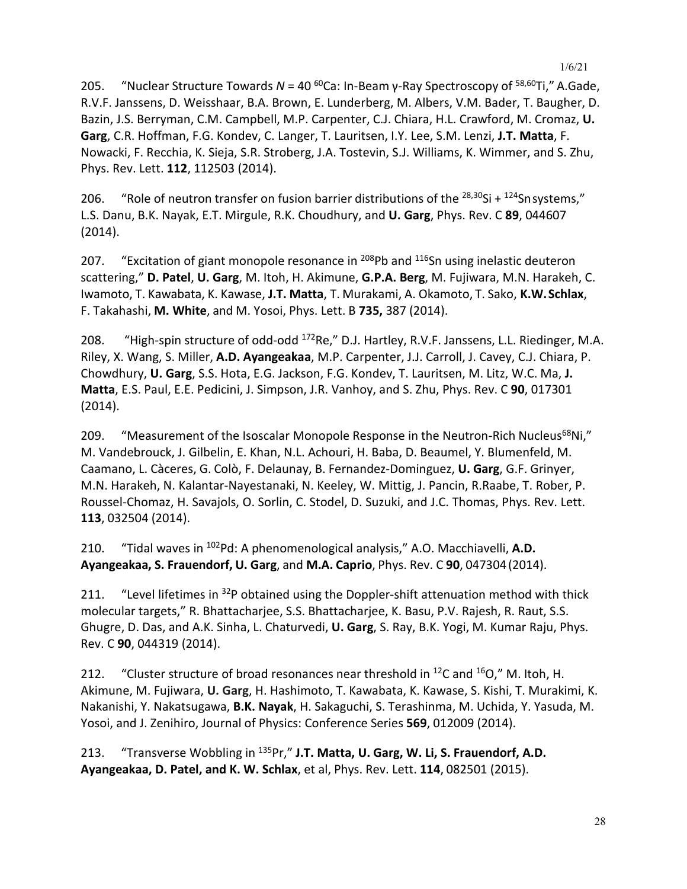205. “Nuclear Structure Towards *N* = 40 $^{60}$Ca: In-Beam γ-Ray Spectroscopy of $^{58,60}$Ti,” A.Gade, R.V.F. Janssens, D. Weisshaar, B.A. Brown, E. Lunderberg, M. Albers, V.M. Bader, T. Baugher, D. Bazin, J.S. Berryman, C.M. Campbell, M.P. Carpenter, C.J. Chiara, H.L. Crawford, M. Cromaz, **U. Garg**, C.R. Hoffman, F.G. Kondev, C. Langer, T. Lauritsen, I.Y. Lee, S.M. Lenzi, **J.T. Matta**, F. Nowacki, F. Recchia, K. Sieja, S.R. Stroberg, J.A. Tostevin, S.J. Williams, K. Wimmer, and S. Zhu, Phys. Rev. Lett. **112**, 112503 (2014).

206. “Role of neutron transfer on fusion barrier distributions of the $^{28,30}$Si + $^{124}$Sn systems,” L.S. Danu, B.K. Nayak, E.T. Mirgule, R.K. Choudhury, and **U. Garg**, Phys. Rev. C **89**, 044607 (2014).

207. “Excitation of giant monopole resonance in $^{208}$Pb and $^{116}$Sn using inelastic deuteron scattering,” **D. Patel**, **U. Garg**, M. Itoh, H. Akimune, **G.P.A. Berg**, M. Fujiwara, M.N. Harakeh, C. Iwamoto, T. Kawabata, K. Kawase, **J.T. Matta**, T. Murakami, A. Okamoto, T. Sako, **K.W. Schlax**, F. Takahashi, **M. White**, and M. Yosoi, Phys. Lett. B **735,** 387 (2014).

208. “High-spin structure of odd-odd $^{172}$Re,” D.J. Hartley, R.V.F. Janssens, L.L. Riedinger, M.A. Riley, X. Wang, S. Miller, **A.D. Ayangeakaa**, M.P. Carpenter, J.J. Carroll, J. Cavey, C.J. Chiara, P. Chowdhury, **U. Garg**, S.S. Hota, E.G. Jackson, F.G. Kondev, T. Lauritsen, M. Litz, W.C. Ma, **J. Matta**, E.S. Paul, E.E. Pedicini, J. Simpson, J.R. Vanhoy, and S. Zhu, Phys. Rev. C **90**, 017301 (2014).

209. “Measurement of the Isoscalar Monopole Response in the Neutron-Rich Nucleus $^{68}$Ni,” M. Vandebrouck, J. Gilbelin, E. Khan, N.L. Achouri, H. Baba, D. Beaumel, Y. Blumenfeld, M. Caamano, L. Càceres, G. Colò, F. Delaunay, B. Fernandez-Dominguez, **U. Garg**, G.F. Grinyer, M.N. Harakeh, N. Kalantar-Nayestanaki, N. Keeley, W. Mittig, J. Pancin, R.Raabe, T. Rober, P. Roussel-Chomaz, H. Savajols, O. Sorlin, C. Stodel, D. Suzuki, and J.C. Thomas, Phys. Rev. Lett. **113**, 032504 (2014).

210. “Tidal waves in $^{102}$Pd: A phenomenological analysis,” A.O. Macchiavelli, **A.D. Ayangeakaa, S. Frauendorf, U. Garg**, and **M.A. Caprio**, Phys. Rev. C **90**, 047304 (2014).

211. “Level lifetimes in $^{32}$P obtained using the Doppler-shift attenuation method with thick molecular targets,” R. Bhattacharjee, S.S. Bhattacharjee, K. Basu, P.V. Rajesh, R. Raut, S.S. Ghugre, D. Das, and A.K. Sinha, L. Chaturvedi, **U. Garg**, S. Ray, B.K. Yogi, M. Kumar Raju, Phys. Rev. C **90**, 044319 (2014).

212. “Cluster structure of broad resonances near threshold in $^{12}$C and $^{16}$O,” M. Itoh, H. Akimune, M. Fujiwara, **U. Garg**, H. Hashimoto, T. Kawabata, K. Kawase, S. Kishi, T. Murakimi, K. Nakanishi, Y. Nakatsugawa, **B.K. Nayak**, H. Sakaguchi, S. Terashinma, M. Uchida, Y. Yasuda, M. Yosoi, and J. Zenihiro, Journal of Physics: Conference Series **569**, 012009 (2014).

213. “Transverse Wobbling in $^{135}$Pr,” **J.T. Matta, U. Garg, W. Li, S. Frauendorf, A.D. Ayangeakaa, D. Patel, and K. W. Schlax**, et al, Phys. Rev. Lett. **114**, 082501 (2015).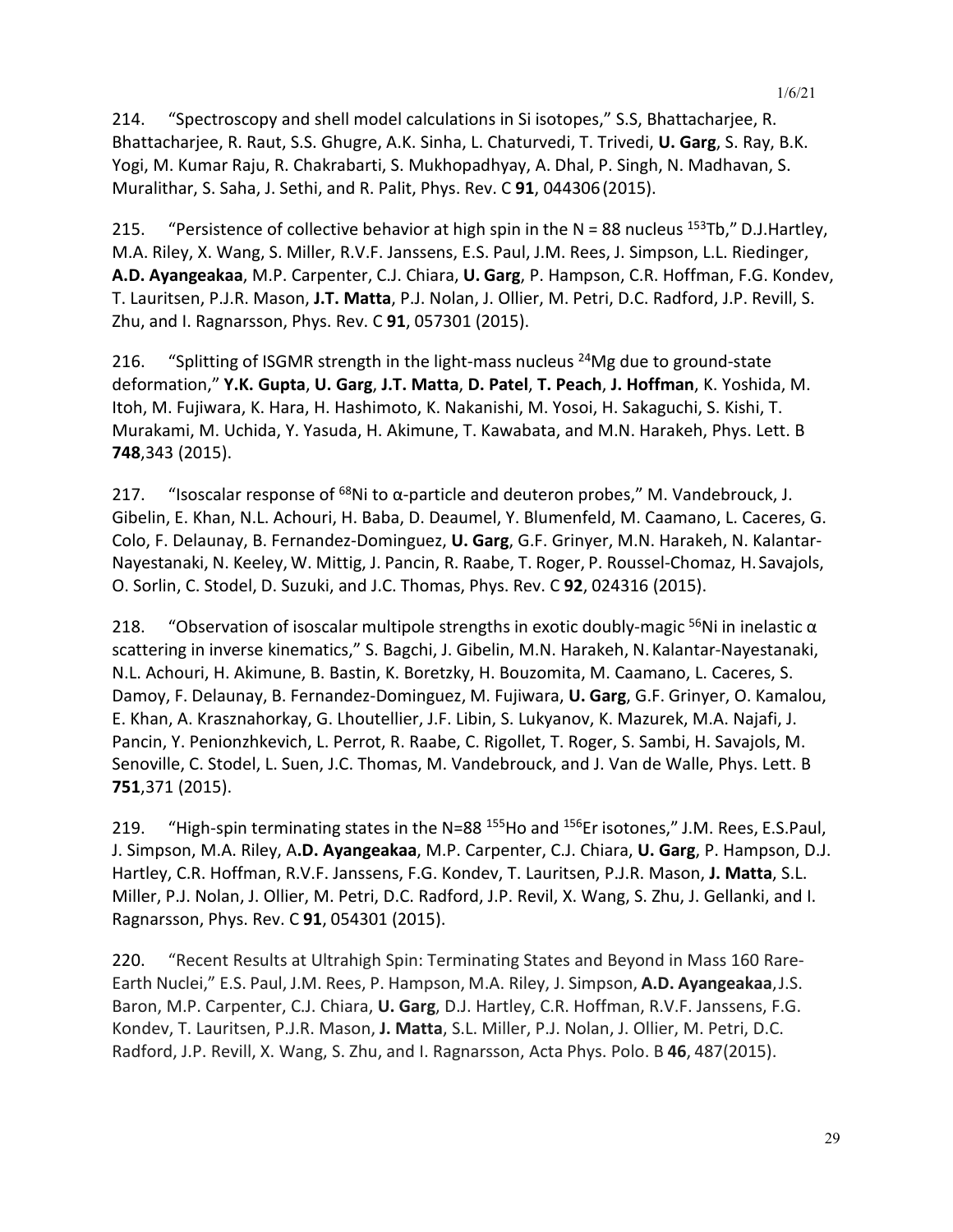214. "Spectroscopy and shell model calculations in Si isotopes," S.S, Bhattacharjee, R. Bhattacharjee, R. Raut, S.S. Ghugre, A.K. Sinha, L. Chaturvedi, T. Trivedi, **U. Garg**, S. Ray, B.K. Yogi, M. Kumar Raju, R. Chakrabarti, S. Mukhopadhyay, A. Dhal, P. Singh, N. Madhavan, S. Muralithar, S. Saha, J. Sethi, and R. Palit, Phys. Rev. C **91**, 044306 (2015).

215. "Persistence of collective behavior at high spin in the N = 88 nucleus $^{153}$Tb," D.J.Hartley, M.A. Riley, X. Wang, S. Miller, R.V.F. Janssens, E.S. Paul, J.M. Rees, J. Simpson, L.L. Riedinger, **A.D. Ayangeakaa**, M.P. Carpenter, C.J. Chiara, **U. Garg**, P. Hampson, C.R. Hoffman, F.G. Kondev, T. Lauritsen, P.J.R. Mason, **J.T. Matta**, P.J. Nolan, J. Ollier, M. Petri, D.C. Radford, J.P. Revill, S. Zhu, and I. Ragnarsson, Phys. Rev. C **91**, 057301 (2015).

216. "Splitting of ISGMR strength in the light-mass nucleus $^{24}$Mg due to ground-state deformation," **Y.K. Gupta**, **U. Garg**, **J.T. Matta**, **D. Patel**, **T. Peach**, **J. Hoffman**, K. Yoshida, M. Itoh, M. Fujiwara, K. Hara, H. Hashimoto, K. Nakanishi, M. Yosoi, H. Sakaguchi, S. Kishi, T. Murakami, M. Uchida, Y. Yasuda, H. Akimune, T. Kawabata, and M.N. Harakeh, Phys. Lett. B **748**,343 (2015).

217. "Isoscalar response of $^{68}$Ni to α-particle and deuteron probes," M. Vandebrouck, J. Gibelin, E. Khan, N.L. Achouri, H. Baba, D. Deaumel, Y. Blumenfeld, M. Caamano, L. Caceres, G. Colo, F. Delaunay, B. Fernandez-Dominguez, **U. Garg**, G.F. Grinyer, M.N. Harakeh, N. Kalantar-Nayestanaki, N. Keeley, W. Mittig, J. Pancin, R. Raabe, T. Roger, P. Roussel-Chomaz, H. Savajols, O. Sorlin, C. Stodel, D. Suzuki, and J.C. Thomas, Phys. Rev. C **92**, 024316 (2015).

218. "Observation of isoscalar multipole strengths in exotic doubly-magic $^{56}$Ni in inelastic α scattering in inverse kinematics," S. Bagchi, J. Gibelin, M.N. Harakeh, N. Kalantar-Nayestanaki, N.L. Achouri, H. Akimune, B. Bastin, K. Boretzky, H. Bouzomita, M. Caamano, L. Caceres, S. Damoy, F. Delaunay, B. Fernandez-Dominguez, M. Fujiwara, **U. Garg**, G.F. Grinyer, O. Kamalou, E. Khan, A. Krasznahorkay, G. Lhoutellier, J.F. Libin, S. Lukyanov, K. Mazurek, M.A. Najafi, J. Pancin, Y. Penionzhkevich, L. Perrot, R. Raabe, C. Rigollet, T. Roger, S. Sambi, H. Savajols, M. Senoville, C. Stodel, L. Suen, J.C. Thomas, M. Vandebrouck, and J. Van de Walle, Phys. Lett. B **751**,371 (2015).

219. "High-spin terminating states in the N=88 $^{155}$Ho and $^{156}$Er isotones," J.M. Rees, E.S.Paul, J. Simpson, M.A. Riley, A**.D. Ayangeakaa**, M.P. Carpenter, C.J. Chiara, **U. Garg**, P. Hampson, D.J. Hartley, C.R. Hoffman, R.V.F. Janssens, F.G. Kondev, T. Lauritsen, P.J.R. Mason, **J. Matta**, S.L. Miller, P.J. Nolan, J. Ollier, M. Petri, D.C. Radford, J.P. Revil, X. Wang, S. Zhu, J. Gellanki, and I. Ragnarsson, Phys. Rev. C **91**, 054301 (2015).

220. "Recent Results at Ultrahigh Spin: Terminating States and Beyond in Mass 160 Rare-Earth Nuclei," E.S. Paul, J.M. Rees, P. Hampson, M.A. Riley, J. Simpson, **A.D. Ayangeakaa**, J.S. Baron, M.P. Carpenter, C.J. Chiara, **U. Garg**, D.J. Hartley, C.R. Hoffman, R.V.F. Janssens, F.G. Kondev, T. Lauritsen, P.J.R. Mason, **J. Matta**, S.L. Miller, P.J. Nolan, J. Ollier, M. Petri, D.C. Radford, J.P. Revill, X. Wang, S. Zhu, and I. Ragnarsson, Acta Phys. Polo. B **46**, 487(2015).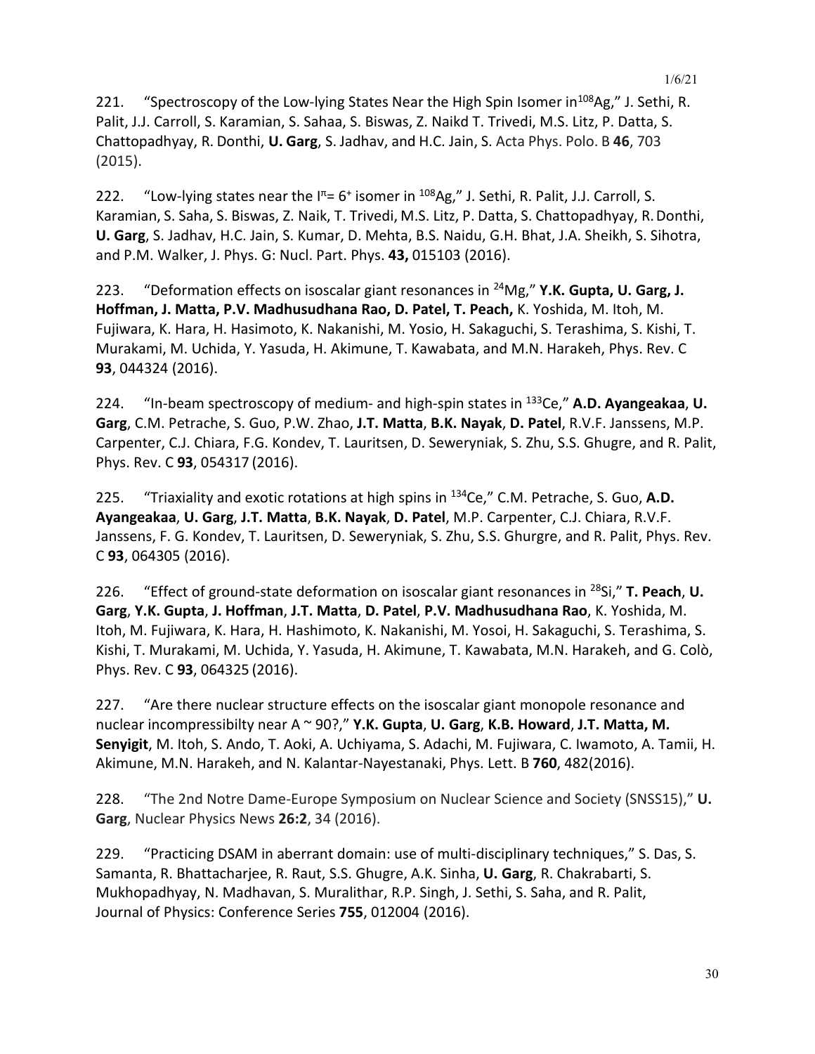221. "Spectroscopy of the Low-lying States Near the High Spin Isomer in$^{108}$Ag," J. Sethi, R. Palit, J.J. Carroll, S. Karamian, S. Sahaa, S. Biswas, Z. Naikd T. Trivedi, M.S. Litz, P. Datta, S. Chattopadhyay, R. Donthi, **U. Garg**, S. Jadhav, and H.C. Jain, S. Acta Phys. Polo. B **46**, 703 (2015).

222. "Low-lying states near the $I^{\pi}= 6^{+}$ isomer in $^{108}$Ag," J. Sethi, R. Palit, J.J. Carroll, S. Karamian, S. Saha, S. Biswas, Z. Naik, T. Trivedi, M.S. Litz, P. Datta, S. Chattopadhyay, R. Donthi, **U. Garg**, S. Jadhav, H.C. Jain, S. Kumar, D. Mehta, B.S. Naidu, G.H. Bhat, J.A. Sheikh, S. Sihotra, and P.M. Walker, J. Phys. G: Nucl. Part. Phys. **43,** 015103 (2016).

223. "Deformation effects on isoscalar giant resonances in $^{24}$Mg," **Y.K. Gupta, U. Garg, J. Hoffman, J. Matta, P.V. Madhusudhana Rao, D. Patel, T. Peach,** K. Yoshida, M. Itoh, M. Fujiwara, K. Hara, H. Hasimoto, K. Nakanishi, M. Yosio, H. Sakaguchi, S. Terashima, S. Kishi, T. Murakami, M. Uchida, Y. Yasuda, H. Akimune, T. Kawabata, and M.N. Harakeh, Phys. Rev. C **93**, 044324 (2016).

224. "In-beam spectroscopy of medium- and high-spin states in $^{133}$Ce," **A.D. Ayangeakaa**, **U. Garg**, C.M. Petrache, S. Guo, P.W. Zhao, **J.T. Matta**, **B.K. Nayak**, **D. Patel**, R.V.F. Janssens, M.P. Carpenter, C.J. Chiara, F.G. Kondev, T. Lauritsen, D. Seweryniak, S. Zhu, S.S. Ghugre, and R. Palit, Phys. Rev. C **93**, 054317 (2016).

225. "Triaxiality and exotic rotations at high spins in $^{134}$Ce," C.M. Petrache, S. Guo, **A.D. Ayangeakaa**, **U. Garg**, **J.T. Matta**, **B.K. Nayak**, **D. Patel**, M.P. Carpenter, C.J. Chiara, R.V.F. Janssens, F. G. Kondev, T. Lauritsen, D. Seweryniak, S. Zhu, S.S. Ghurgre, and R. Palit, Phys. Rev. C **93**, 064305 (2016).

226. "Effect of ground-state deformation on isoscalar giant resonances in $^{28}$Si," **T. Peach**, **U. Garg**, **Y.K. Gupta**, **J. Hoffman**, **J.T. Matta**, **D. Patel**, **P.V. Madhusudhana Rao**, K. Yoshida, M. Itoh, M. Fujiwara, K. Hara, H. Hashimoto, K. Nakanishi, M. Yosoi, H. Sakaguchi, S. Terashima, S. Kishi, T. Murakami, M. Uchida, Y. Yasuda, H. Akimune, T. Kawabata, M.N. Harakeh, and G. Colò, Phys. Rev. C **93**, 064325 (2016).

227. "Are there nuclear structure effects on the isoscalar giant monopole resonance and nuclear incompressibilty near A ~ 90?," **Y.K. Gupta**, **U. Garg**, **K.B. Howard**, **J.T. Matta, M. Senyigit**, M. Itoh, S. Ando, T. Aoki, A. Uchiyama, S. Adachi, M. Fujiwara, C. Iwamoto, A. Tamii, H. Akimune, M.N. Harakeh, and N. Kalantar-Nayestanaki, Phys. Lett. B **760**, 482(2016).

228. "The 2nd Notre Dame-Europe Symposium on Nuclear Science and Society (SNSS15)," **U. Garg**, Nuclear Physics News **26:2**, 34 (2016).

229. "Practicing DSAM in aberrant domain: use of multi-disciplinary techniques," S. Das, S. Samanta, R. Bhattacharjee, R. Raut, S.S. Ghugre, A.K. Sinha, **U. Garg**, R. Chakrabarti, S. Mukhopadhyay, N. Madhavan, S. Muralithar, R.P. Singh, J. Sethi, S. Saha, and R. Palit, Journal of Physics: Conference Series **755**, 012004 (2016).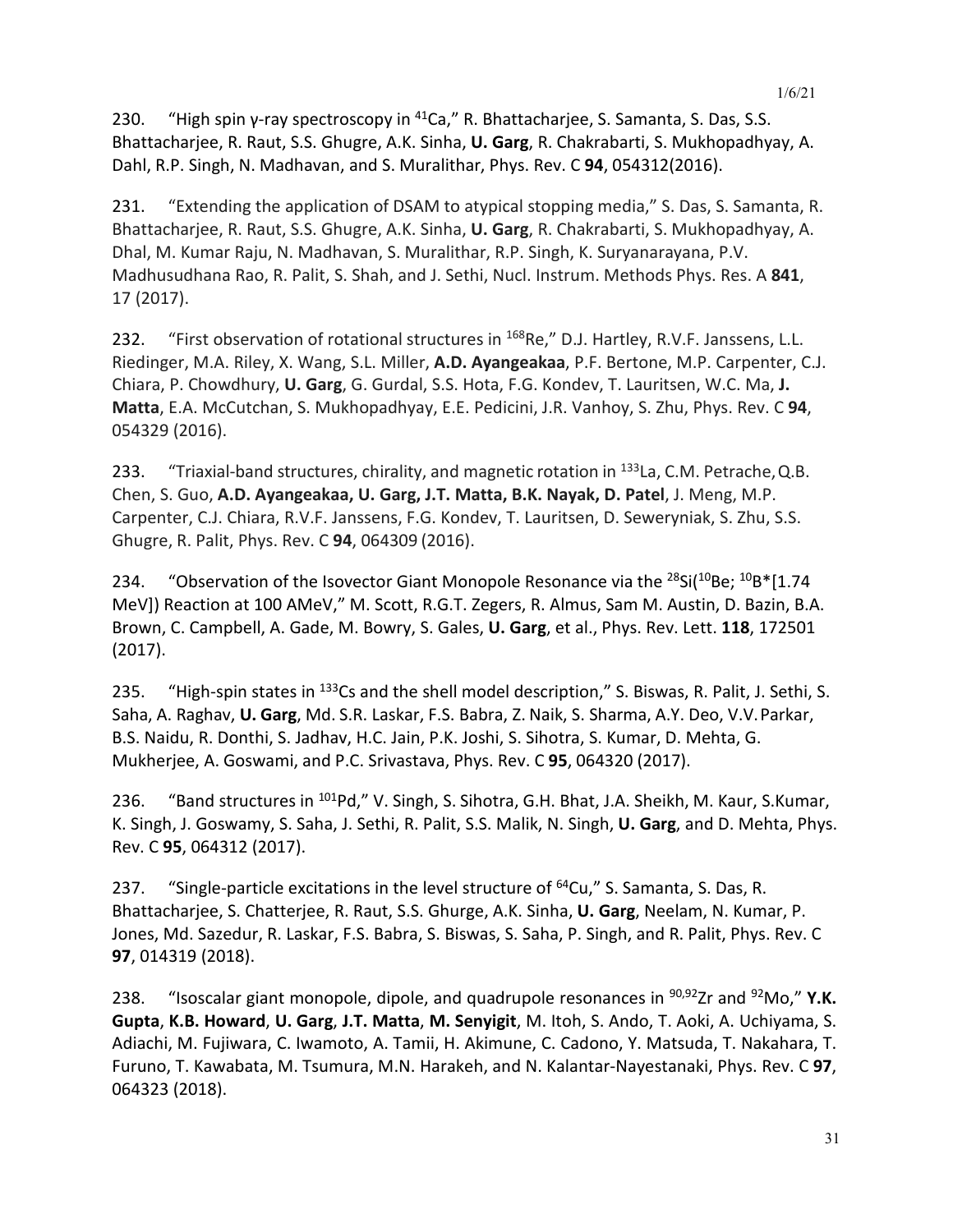230. "High spin γ-ray spectroscopy in $^{41}$Ca," R. Bhattacharjee, S. Samanta, S. Das, S.S. Bhattacharjee, R. Raut, S.S. Ghugre, A.K. Sinha, **U. Garg**, R. Chakrabarti, S. Mukhopadhyay, A. Dahl, R.P. Singh, N. Madhavan, and S. Muralithar, Phys. Rev. C **94**, 054312(2016).

231. "Extending the application of DSAM to atypical stopping media," S. Das, S. Samanta, R. Bhattacharjee, R. Raut, S.S. Ghugre, A.K. Sinha, **U. Garg**, R. Chakrabarti, S. Mukhopadhyay, A. Dhal, M. Kumar Raju, N. Madhavan, S. Muralithar, R.P. Singh, K. Suryanarayana, P.V. Madhusudhana Rao, R. Palit, S. Shah, and J. Sethi, Nucl. Instrum. Methods Phys. Res. A **841**, 17 (2017).

232. "First observation of rotational structures in $^{168}$Re," D.J. Hartley, R.V.F. Janssens, L.L. Riedinger, M.A. Riley, X. Wang, S.L. Miller, **A.D. Ayangeakaa**, P.F. Bertone, M.P. Carpenter, C.J. Chiara, P. Chowdhury, **U. Garg**, G. Gurdal, S.S. Hota, F.G. Kondev, T. Lauritsen, W.C. Ma, **J. Matta**, E.A. McCutchan, S. Mukhopadhyay, E.E. Pedicini, J.R. Vanhoy, S. Zhu, Phys. Rev. C **94**, 054329 (2016).

233. "Triaxial-band structures, chirality, and magnetic rotation in $^{133}$La, C.M. Petrache, Q.B. Chen, S. Guo, **A.D. Ayangeakaa, U. Garg, J.T. Matta, B.K. Nayak, D. Patel**, J. Meng, M.P. Carpenter, C.J. Chiara, R.V.F. Janssens, F.G. Kondev, T. Lauritsen, D. Seweryniak, S. Zhu, S.S. Ghugre, R. Palit, Phys. Rev. C **94**, 064309 (2016).

234. "Observation of the Isovector Giant Monopole Resonance via the $^{28}$Si($^{10}$Be; $^{10}$B*[1.74 MeV]) Reaction at 100 AMeV," M. Scott, R.G.T. Zegers, R. Almus, Sam M. Austin, D. Bazin, B.A. Brown, C. Campbell, A. Gade, M. Bowry, S. Gales, **U. Garg**, et al., Phys. Rev. Lett. **118**, 172501 (2017).

235. "High-spin states in $^{133}$Cs and the shell model description," S. Biswas, R. Palit, J. Sethi, S. Saha, A. Raghav, **U. Garg**, Md. S.R. Laskar, F.S. Babra, Z. Naik, S. Sharma, A.Y. Deo, V.V. Parkar, B.S. Naidu, R. Donthi, S. Jadhav, H.C. Jain, P.K. Joshi, S. Sihotra, S. Kumar, D. Mehta, G. Mukherjee, A. Goswami, and P.C. Srivastava, Phys. Rev. C **95**, 064320 (2017).

236. "Band structures in $^{101}$Pd," V. Singh, S. Sihotra, G.H. Bhat, J.A. Sheikh, M. Kaur, S.Kumar, K. Singh, J. Goswamy, S. Saha, J. Sethi, R. Palit, S.S. Malik, N. Singh, **U. Garg**, and D. Mehta, Phys. Rev. C **95**, 064312 (2017).

237. "Single-particle excitations in the level structure of $^{64}$Cu," S. Samanta, S. Das, R. Bhattacharjee, S. Chatterjee, R. Raut, S.S. Ghurge, A.K. Sinha, **U. Garg**, Neelam, N. Kumar, P. Jones, Md. Sazedur, R. Laskar, F.S. Babra, S. Biswas, S. Saha, P. Singh, and R. Palit, Phys. Rev. C **97**, 014319 (2018).

238. "Isoscalar giant monopole, dipole, and quadrupole resonances in $^{90,92}$Zr and $^{92}$Mo," **Y.K. Gupta**, **K.B. Howard**, **U. Garg**, **J.T. Matta**, **M. Senyigit**, M. Itoh, S. Ando, T. Aoki, A. Uchiyama, S. Adiachi, M. Fujiwara, C. Iwamoto, A. Tamii, H. Akimune, C. Cadono, Y. Matsuda, T. Nakahara, T. Furuno, T. Kawabata, M. Tsumura, M.N. Harakeh, and N. Kalantar-Nayestanaki, Phys. Rev. C **97**, 064323 (2018).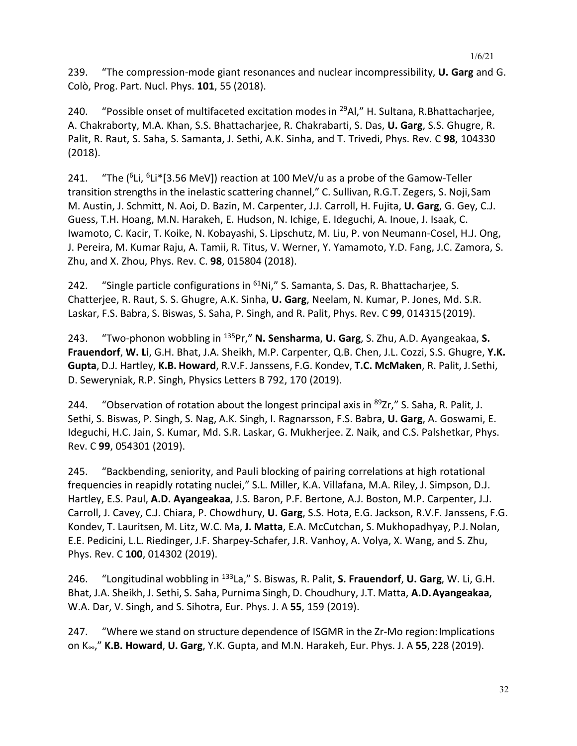239. "The compression-mode giant resonances and nuclear incompressibility, **U. Garg** and G. Colò, Prog. Part. Nucl. Phys. **101**, 55 (2018).

240. "Possible onset of multifaceted excitation modes in $^{29}$Al," H. Sultana, R.Bhattacharjee, A. Chakraborty, M.A. Khan, S.S. Bhattacharjee, R. Chakrabarti, S. Das, **U. Garg**, S.S. Ghugre, R. Palit, R. Raut, S. Saha, S. Samanta, J. Sethi, A.K. Sinha, and T. Trivedi, Phys. Rev. C **98**, 104330 (2018).

241. "The ($^{6}$Li, $^{6}$Li*[3.56 MeV]) reaction at 100 MeV/u as a probe of the Gamow-Teller transition strengths in the inelastic scattering channel," C. Sullivan, R.G.T. Zegers, S. Noji, Sam M. Austin, J. Schmitt, N. Aoi, D. Bazin, M. Carpenter, J.J. Carroll, H. Fujita, **U. Garg**, G. Gey, C.J. Guess, T.H. Hoang, M.N. Harakeh, E. Hudson, N. Ichige, E. Ideguchi, A. Inoue, J. Isaak, C. Iwamoto, C. Kacir, T. Koike, N. Kobayashi, S. Lipschutz, M. Liu, P. von Neumann-Cosel, H.J. Ong, J. Pereira, M. Kumar Raju, A. Tamii, R. Titus, V. Werner, Y. Yamamoto, Y.D. Fang, J.C. Zamora, S. Zhu, and X. Zhou, Phys. Rev. C. **98**, 015804 (2018).

242. "Single particle configurations in $^{61}$Ni," S. Samanta, S. Das, R. Bhattacharjee, S. Chatterjee, R. Raut, S. S. Ghugre, A.K. Sinha, **U. Garg**, Neelam, N. Kumar, P. Jones, Md. S.R. Laskar, F.S. Babra, S. Biswas, S. Saha, P. Singh, and R. Palit, Phys. Rev. C **99**, 014315 (2019).

243. "Two-phonon wobbling in $^{135}$Pr," **N. Sensharma**, **U. Garg**, S. Zhu, A.D. Ayangeakaa, **S. Frauendorf**, **W. Li**, G.H. Bhat, J.A. Sheikh, M.P. Carpenter, Q.B. Chen, J.L. Cozzi, S.S. Ghugre, **Y.K. Gupta**, D.J. Hartley, **K.B. Howard**, R.V.F. Janssens, F.G. Kondev, **T.C. McMaken**, R. Palit, J. Sethi, D. Seweryniak, R.P. Singh, Physics Letters B 792, 170 (2019).

244. "Observation of rotation about the longest principal axis in $^{89}$Zr," S. Saha, R. Palit, J. Sethi, S. Biswas, P. Singh, S. Nag, A.K. Singh, I. Ragnarsson, F.S. Babra, **U. Garg**, A. Goswami, E. Ideguchi, H.C. Jain, S. Kumar, Md. S.R. Laskar, G. Mukherjee. Z. Naik, and C.S. Palshetkar, Phys. Rev. C **99**, 054301 (2019).

245. "Backbending, seniority, and Pauli blocking of pairing correlations at high rotational frequencies in reapidly rotating nuclei," S.L. Miller, K.A. Villafana, M.A. Riley, J. Simpson, D.J. Hartley, E.S. Paul, **A.D. Ayangeakaa**, J.S. Baron, P.F. Bertone, A.J. Boston, M.P. Carpenter, J.J. Carroll, J. Cavey, C.J. Chiara, P. Chowdhury, **U. Garg**, S.S. Hota, E.G. Jackson, R.V.F. Janssens, F.G. Kondev, T. Lauritsen, M. Litz, W.C. Ma, **J. Matta**, E.A. McCutchan, S. Mukhopadhyay, P.J. Nolan, E.E. Pedicini, L.L. Riedinger, J.F. Sharpey-Schafer, J.R. Vanhoy, A. Volya, X. Wang, and S. Zhu, Phys. Rev. C **100**, 014302 (2019).

246. "Longitudinal wobbling in $^{133}$La," S. Biswas, R. Palit, **S. Frauendorf**, **U. Garg**, W. Li, G.H. Bhat, J.A. Sheikh, J. Sethi, S. Saha, Purnima Singh, D. Choudhury, J.T. Matta, **A.D. Ayangeakaa**, W.A. Dar, V. Singh, and S. Sihotra, Eur. Phys. J. A **55**, 159 (2019).

247. "Where we stand on structure dependence of ISGMR in the Zr-Mo region: Implications on $K_\infty$," **K.B. Howard**, **U. Garg**, Y.K. Gupta, and M.N. Harakeh, Eur. Phys. J. A **55**, 228 (2019).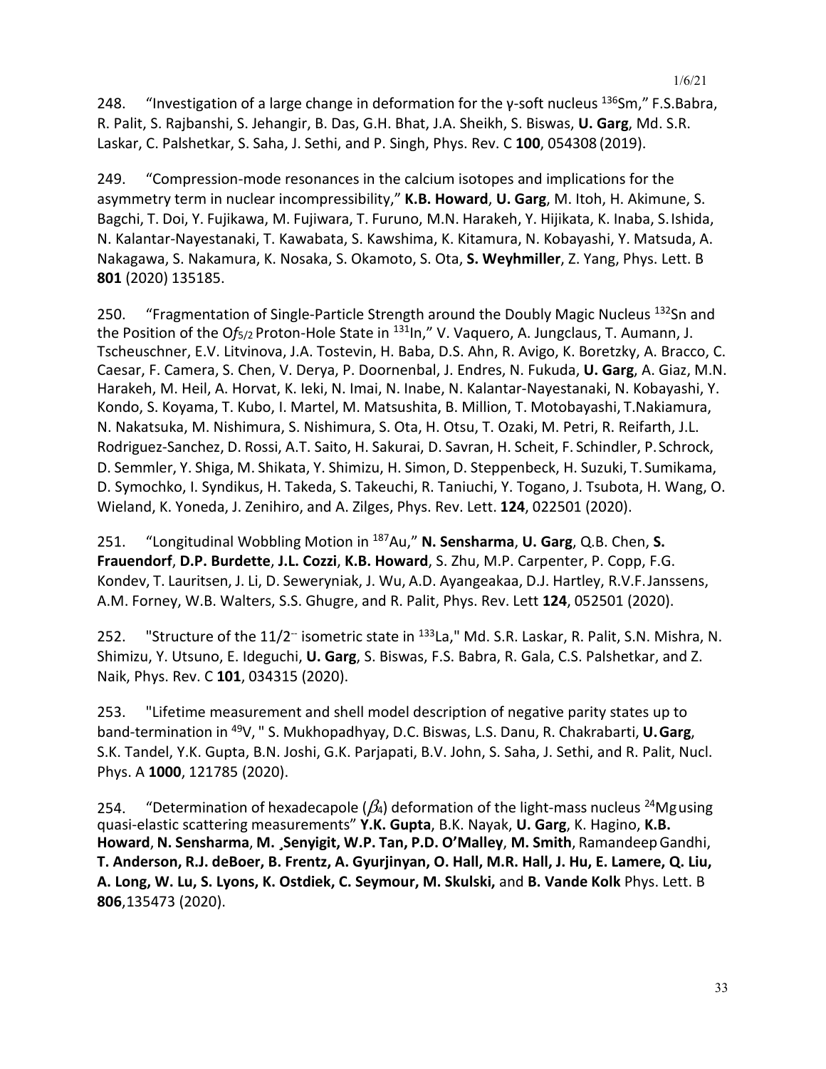248. “Investigation of a large change in deformation for the γ-soft nucleus $^{136}$Sm,” F.S.Babra, R. Palit, S. Rajbanshi, S. Jehangir, B. Das, G.H. Bhat, J.A. Sheikh, S. Biswas, **U. Garg**, Md. S.R. Laskar, C. Palshetkar, S. Saha, J. Sethi, and P. Singh, Phys. Rev. C **100**, 054308 (2019).

249. “Compression-mode resonances in the calcium isotopes and implications for the asymmetry term in nuclear incompressibility,” **K.B. Howard**, **U. Garg**, M. Itoh, H. Akimune, S. Bagchi, T. Doi, Y. Fujikawa, M. Fujiwara, T. Furuno, M.N. Harakeh, Y. Hijikata, K. Inaba, S. Ishida, N. Kalantar-Nayestanaki, T. Kawabata, S. Kawshima, K. Kitamura, N. Kobayashi, Y. Matsuda, A. Nakagawa, S. Nakamura, K. Nosaka, S. Okamoto, S. Ota, **S. Weyhmiller**, Z. Yang, Phys. Lett. B **801** (2020) 135185.

250. “Fragmentation of Single-Particle Strength around the Doubly Magic Nucleus $^{132}$Sn and the Position of the 0$f_{5/2}$ Proton-Hole State in $^{131}$In,” V. Vaquero, A. Jungclaus, T. Aumann, J. Tscheuschner, E.V. Litvinova, J.A. Tostevin, H. Baba, D.S. Ahn, R. Avigo, K. Boretzky, A. Bracco, C. Caesar, F. Camera, S. Chen, V. Derya, P. Doornenbal, J. Endres, N. Fukuda, **U. Garg**, A. Giaz, M.N. Harakeh, M. Heil, A. Horvat, K. Ieki, N. Imai, N. Inabe, N. Kalantar-Nayestanaki, N. Kobayashi, Y. Kondo, S. Koyama, T. Kubo, I. Martel, M. Matsushita, B. Million, T. Motobayashi, T.Nakiamura, N. Nakatsuka, M. Nishimura, S. Nishimura, S. Ota, H. Otsu, T. Ozaki, M. Petri, R. Reifarth, J.L. Rodriguez-Sanchez, D. Rossi, A.T. Saito, H. Sakurai, D. Savran, H. Scheit, F. Schindler, P. Schrock, D. Semmler, Y. Shiga, M. Shikata, Y. Shimizu, H. Simon, D. Steppenbeck, H. Suzuki, T. Sumikama, D. Symochko, I. Syndikus, H. Takeda, S. Takeuchi, R. Taniuchi, Y. Togano, J. Tsubota, H. Wang, O. Wieland, K. Yoneda, J. Zenihiro, and A. Zilges, Phys. Rev. Lett. **124**, 022501 (2020).

251. “Longitudinal Wobbling Motion in $^{187}$Au,” **N. Sensharma**, **U. Garg**, Q.B. Chen, **S. Frauendorf**, **D.P. Burdette**, **J.L. Cozzi**, **K.B. Howard**, S. Zhu, M.P. Carpenter, P. Copp, F.G. Kondev, T. Lauritsen, J. Li, D. Seweryniak, J. Wu, A.D. Ayangeakaa, D.J. Hartley, R.V.F. Janssens, A.M. Forney, W.B. Walters, S.S. Ghugre, and R. Palit, Phys. Rev. Lett **124**, 052501 (2020).

252. "Structure of the 11/2$^{-}$ isometric state in $^{133}$La," Md. S.R. Laskar, R. Palit, S.N. Mishra, N. Shimizu, Y. Utsuno, E. Ideguchi, **U. Garg**, S. Biswas, F.S. Babra, R. Gala, C.S. Palshetkar, and Z. Naik, Phys. Rev. C **101**, 034315 (2020).

253. "Lifetime measurement and shell model description of negative parity states up to band-termination in $^{49}$V, " S. Mukhopadhyay, D.C. Biswas, L.S. Danu, R. Chakrabarti, **U. Garg**, S.K. Tandel, Y.K. Gupta, B.N. Joshi, G.K. Parjapati, B.V. John, S. Saha, J. Sethi, and R. Palit, Nucl. Phys. A **1000**, 121785 (2020).

254. “Determination of hexadecapole ($\beta_4$) deformation of the light-mass nucleus $^{24}$Mg using quasi-elastic scattering measurements” **Y.K. Gupta**, B.K. Nayak, **U. Garg**, K. Hagino, **K.B. Howard**, **N. Sensharma**, **M. Şenyigit, W.P. Tan, P.D. O’Malley**, **M. Smith**, Ramandeep Gandhi, **T. Anderson, R.J. deBoer, B. Frentz, A. Gyurjinyan, O. Hall, M.R. Hall, J. Hu, E. Lamere, Q. Liu, A. Long, W. Lu, S. Lyons, K. Ostdiek, C. Seymour, M. Skulski,** and **B. Vande Kolk** Phys. Lett. B **806**, 135473 (2020).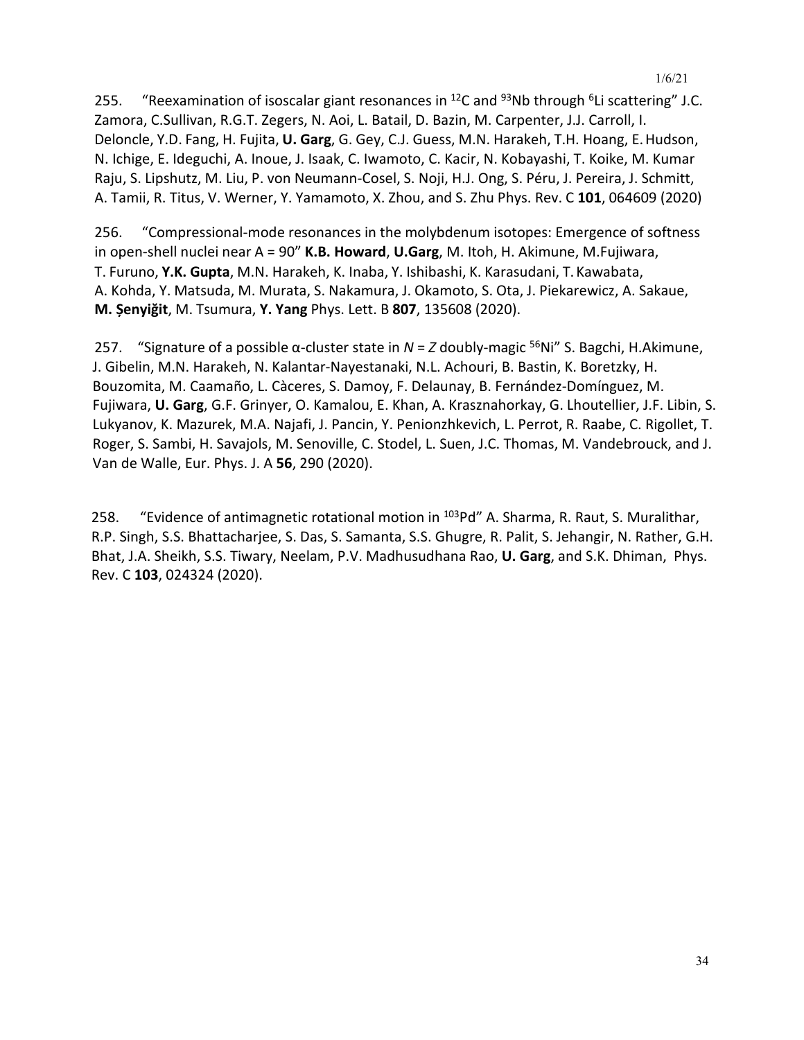255. "Reexamination of isoscalar giant resonances in $^{12}C$ and $^{93}Nb$ through $^{6}Li$ scattering" J.C. Zamora, C.Sullivan, R.G.T. Zegers, N. Aoi, L. Batail, D. Bazin, M. Carpenter, J.J. Carroll, I. Deloncle, Y.D. Fang, H. Fujita, **U. Garg**, G. Gey, C.J. Guess, M.N. Harakeh, T.H. Hoang, E. Hudson, N. Ichige, E. Ideguchi, A. Inoue, J. Isaak, C. Iwamoto, C. Kacir, N. Kobayashi, T. Koike, M. Kumar Raju, S. Lipshutz, M. Liu, P. von Neumann-Cosel, S. Noji, H.J. Ong, S. Péru, J. Pereira, J. Schmitt, A. Tamii, R. Titus, V. Werner, Y. Yamamoto, X. Zhou, and S. Zhu Phys. Rev. C **101**, 064609 (2020)

256. "Compressional-mode resonances in the molybdenum isotopes: Emergence of softness in open-shell nuclei near A = 90" **K.B. Howard**, **U.Garg**, M. Itoh, H. Akimune, M.Fujiwara, T. Furuno, **Y.K. Gupta**, M.N. Harakeh, K. Inaba, Y. Ishibashi, K. Karasudani, T. Kawabata, A. Kohda, Y. Matsuda, M. Murata, S. Nakamura, J. Okamoto, S. Ota, J. Piekarewicz, A. Sakaue, **M. Șenyiğit**, M. Tsumura, **Y. Yang** Phys. Lett. B **807**, 135608 (2020).

257. "Signature of a possible α-cluster state in $N = Z$ doubly-magic $^{56}Ni$" S. Bagchi, H.Akimune, J. Gibelin, M.N. Harakeh, N. Kalantar-Nayestanaki, N.L. Achouri, B. Bastin, K. Boretzky, H. Bouzomita, M. Caamaño, L. Càceres, S. Damoy, F. Delaunay, B. Fernández-Domínguez, M. Fujiwara, **U. Garg**, G.F. Grinyer, O. Kamalou, E. Khan, A. Krasznahorkay, G. Lhoutellier, J.F. Libin, S. Lukyanov, K. Mazurek, M.A. Najafi, J. Pancin, Y. Penionzhkevich, L. Perrot, R. Raabe, C. Rigollet, T. Roger, S. Sambi, H. Savajols, M. Senoville, C. Stodel, L. Suen, J.C. Thomas, M. Vandebrouck, and J. Van de Walle, Eur. Phys. J. A **56**, 290 (2020).

258. "Evidence of antimagnetic rotational motion in $^{103}Pd$" A. Sharma, R. Raut, S. Muralithar, R.P. Singh, S.S. Bhattacharjee, S. Das, S. Samanta, S.S. Ghugre, R. Palit, S. Jehangir, N. Rather, G.H. Bhat, J.A. Sheikh, S.S. Tiwary, Neelam, P.V. Madhusudhana Rao, **U. Garg**, and S.K. Dhiman, Phys. Rev. C **103**, 024324 (2020).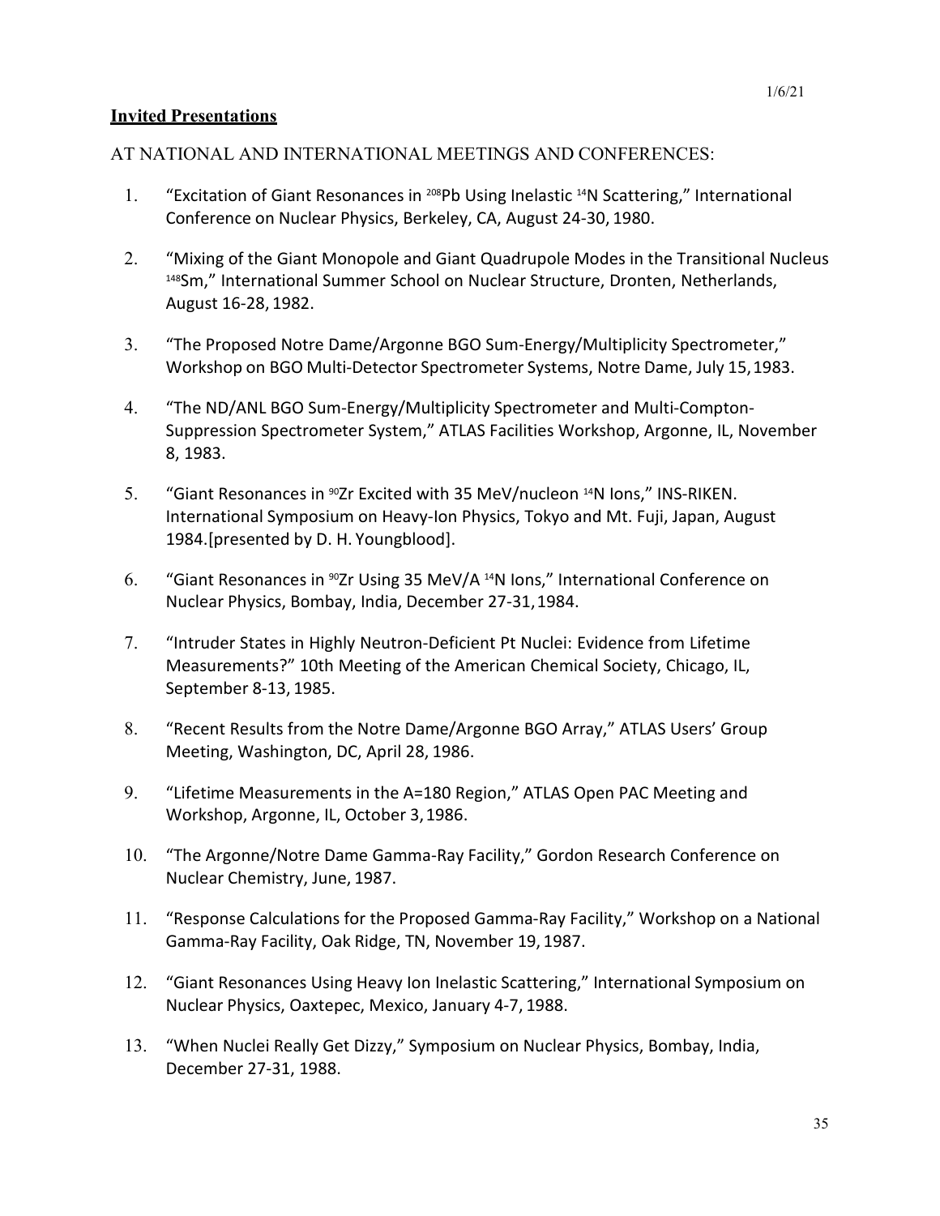## Invited Presentations

AT NATIONAL AND INTERNATIONAL MEETINGS AND CONFERENCES:

1. "Excitation of Giant Resonances in $^{208}$Pb Using Inelastic $^{14}$N Scattering," International Conference on Nuclear Physics, Berkeley, CA, August 24-30, 1980.

2. "Mixing of the Giant Monopole and Giant Quadrupole Modes in the Transitional Nucleus $^{148}$Sm," International Summer School on Nuclear Structure, Dronten, Netherlands, August 16-28, 1982.

3. "The Proposed Notre Dame/Argonne BGO Sum-Energy/Multiplicity Spectrometer," Workshop on BGO Multi-Detector Spectrometer Systems, Notre Dame, July 15, 1983.

4. "The ND/ANL BGO Sum-Energy/Multiplicity Spectrometer and Multi-Compton-Suppression Spectrometer System," ATLAS Facilities Workshop, Argonne, IL, November 8, 1983.

5. "Giant Resonances in $^{90}$Zr Excited with 35 MeV/nucleon $^{14}$N Ions," INS-RIKEN. International Symposium on Heavy-Ion Physics, Tokyo and Mt. Fuji, Japan, August 1984.[presented by D. H. Youngblood].

6. "Giant Resonances in $^{90}$Zr Using 35 MeV/A $^{14}$N Ions," International Conference on Nuclear Physics, Bombay, India, December 27-31, 1984.

7. "Intruder States in Highly Neutron-Deficient Pt Nuclei: Evidence from Lifetime Measurements?" 10th Meeting of the American Chemical Society, Chicago, IL, September 8-13, 1985.

8. "Recent Results from the Notre Dame/Argonne BGO Array," ATLAS Users' Group Meeting, Washington, DC, April 28, 1986.

9. "Lifetime Measurements in the A=180 Region," ATLAS Open PAC Meeting and Workshop, Argonne, IL, October 3, 1986.

10. "The Argonne/Notre Dame Gamma-Ray Facility," Gordon Research Conference on Nuclear Chemistry, June, 1987.

11. "Response Calculations for the Proposed Gamma-Ray Facility," Workshop on a National Gamma-Ray Facility, Oak Ridge, TN, November 19, 1987.

12. "Giant Resonances Using Heavy Ion Inelastic Scattering," International Symposium on Nuclear Physics, Oaxtepec, Mexico, January 4-7, 1988.

13. "When Nuclei Really Get Dizzy," Symposium on Nuclear Physics, Bombay, India, December 27-31, 1988.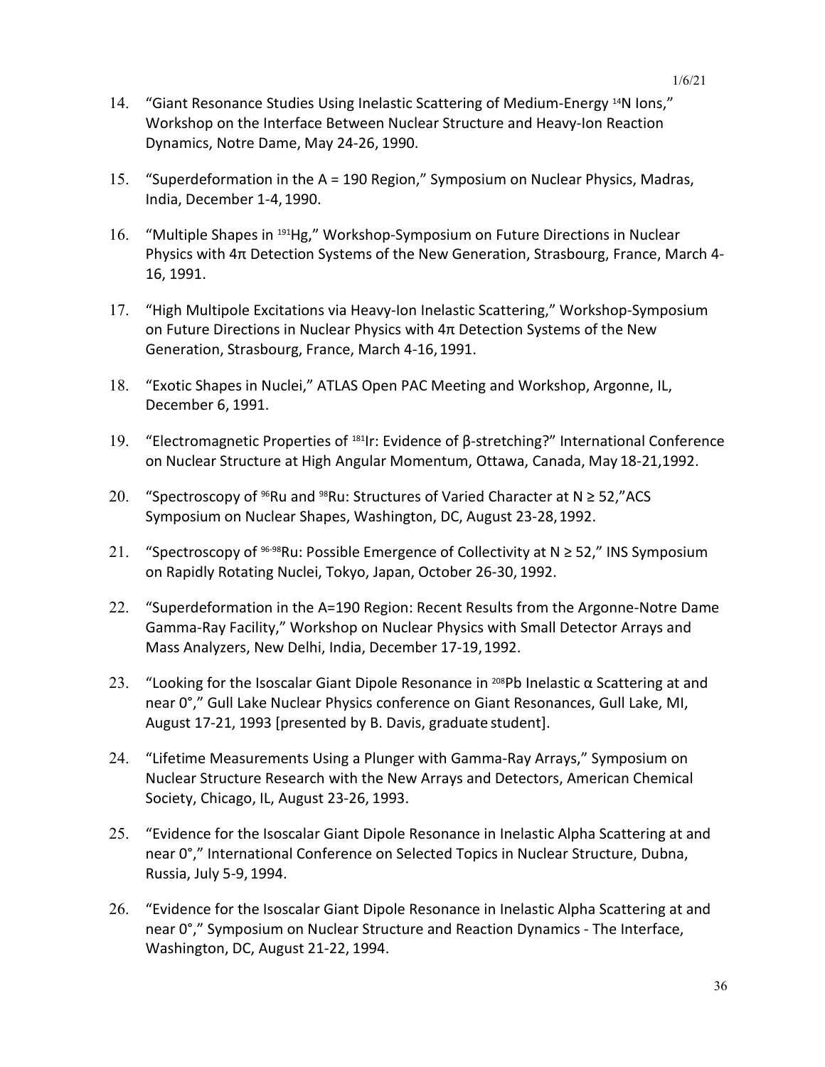14. "Giant Resonance Studies Using Inelastic Scattering of Medium-Energy $^{14}$N Ions," Workshop on the Interface Between Nuclear Structure and Heavy-Ion Reaction Dynamics, Notre Dame, May 24-26, 1990.

15. "Superdeformation in the A = 190 Region," Symposium on Nuclear Physics, Madras, India, December 1-4, 1990.

16. "Multiple Shapes in $^{191}$Hg," Workshop-Symposium on Future Directions in Nuclear Physics with 4π Detection Systems of the New Generation, Strasbourg, France, March 4-16, 1991.

17. "High Multipole Excitations via Heavy-Ion Inelastic Scattering," Workshop-Symposium on Future Directions in Nuclear Physics with 4π Detection Systems of the New Generation, Strasbourg, France, March 4-16, 1991.

18. "Exotic Shapes in Nuclei," ATLAS Open PAC Meeting and Workshop, Argonne, IL, December 6, 1991.

19. "Electromagnetic Properties of $^{181}$Ir: Evidence of β-stretching?" International Conference on Nuclear Structure at High Angular Momentum, Ottawa, Canada, May 18-21,1992.

20. "Spectroscopy of $^{96}$Ru and $^{98}$Ru: Structures of Varied Character at N ≥ 52,"ACS Symposium on Nuclear Shapes, Washington, DC, August 23-28, 1992.

21. "Spectroscopy of $^{96-98}$Ru: Possible Emergence of Collectivity at N ≥ 52," INS Symposium on Rapidly Rotating Nuclei, Tokyo, Japan, October 26-30, 1992.

22. "Superdeformation in the A=190 Region: Recent Results from the Argonne-Notre Dame Gamma-Ray Facility," Workshop on Nuclear Physics with Small Detector Arrays and Mass Analyzers, New Delhi, India, December 17-19, 1992.

23. "Looking for the Isoscalar Giant Dipole Resonance in $^{208}$Pb Inelastic α Scattering at and near 0°," Gull Lake Nuclear Physics conference on Giant Resonances, Gull Lake, MI, August 17-21, 1993 [presented by B. Davis, graduate student].

24. "Lifetime Measurements Using a Plunger with Gamma-Ray Arrays," Symposium on Nuclear Structure Research with the New Arrays and Detectors, American Chemical Society, Chicago, IL, August 23-26, 1993.

25. "Evidence for the Isoscalar Giant Dipole Resonance in Inelastic Alpha Scattering at and near 0°," International Conference on Selected Topics in Nuclear Structure, Dubna, Russia, July 5-9, 1994.

26. "Evidence for the Isoscalar Giant Dipole Resonance in Inelastic Alpha Scattering at and near 0°," Symposium on Nuclear Structure and Reaction Dynamics - The Interface, Washington, DC, August 21-22, 1994.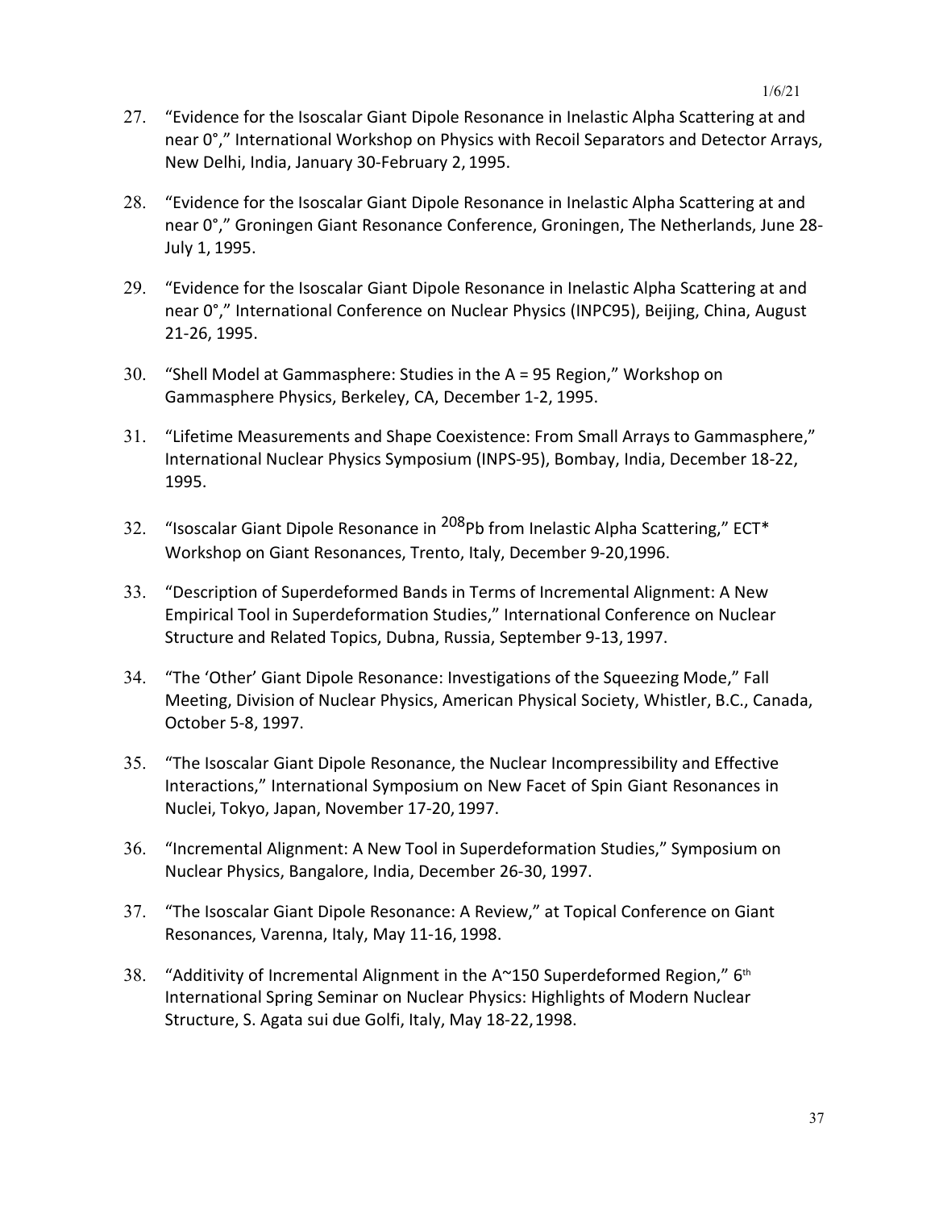27. "Evidence for the Isoscalar Giant Dipole Resonance in Inelastic Alpha Scattering at and near 0°," International Workshop on Physics with Recoil Separators and Detector Arrays, New Delhi, India, January 30-February 2, 1995.

28. "Evidence for the Isoscalar Giant Dipole Resonance in Inelastic Alpha Scattering at and near 0°," Groningen Giant Resonance Conference, Groningen, The Netherlands, June 28-July 1, 1995.

29. "Evidence for the Isoscalar Giant Dipole Resonance in Inelastic Alpha Scattering at and near 0°," International Conference on Nuclear Physics (INPC95), Beijing, China, August 21-26, 1995.

30. "Shell Model at Gammasphere: Studies in the A = 95 Region," Workshop on Gammasphere Physics, Berkeley, CA, December 1-2, 1995.

31. "Lifetime Measurements and Shape Coexistence: From Small Arrays to Gammasphere," International Nuclear Physics Symposium (INPS-95), Bombay, India, December 18-22, 1995.

32. "Isoscalar Giant Dipole Resonance in $^{208}$Pb from Inelastic Alpha Scattering," ECT* Workshop on Giant Resonances, Trento, Italy, December 9-20,1996.

33. "Description of Superdeformed Bands in Terms of Incremental Alignment: A New Empirical Tool in Superdeformation Studies," International Conference on Nuclear Structure and Related Topics, Dubna, Russia, September 9-13, 1997.

34. "The 'Other' Giant Dipole Resonance: Investigations of the Squeezing Mode," Fall Meeting, Division of Nuclear Physics, American Physical Society, Whistler, B.C., Canada, October 5-8, 1997.

35. "The Isoscalar Giant Dipole Resonance, the Nuclear Incompressibility and Effective Interactions," International Symposium on New Facet of Spin Giant Resonances in Nuclei, Tokyo, Japan, November 17-20, 1997.

36. "Incremental Alignment: A New Tool in Superdeformation Studies," Symposium on Nuclear Physics, Bangalore, India, December 26-30, 1997.

37. "The Isoscalar Giant Dipole Resonance: A Review," at Topical Conference on Giant Resonances, Varenna, Italy, May 11-16, 1998.

38. "Additivity of Incremental Alignment in the A~150 Superdeformed Region," 6$^{th}$ International Spring Seminar on Nuclear Physics: Highlights of Modern Nuclear Structure, S. Agata sui due Golfi, Italy, May 18-22, 1998.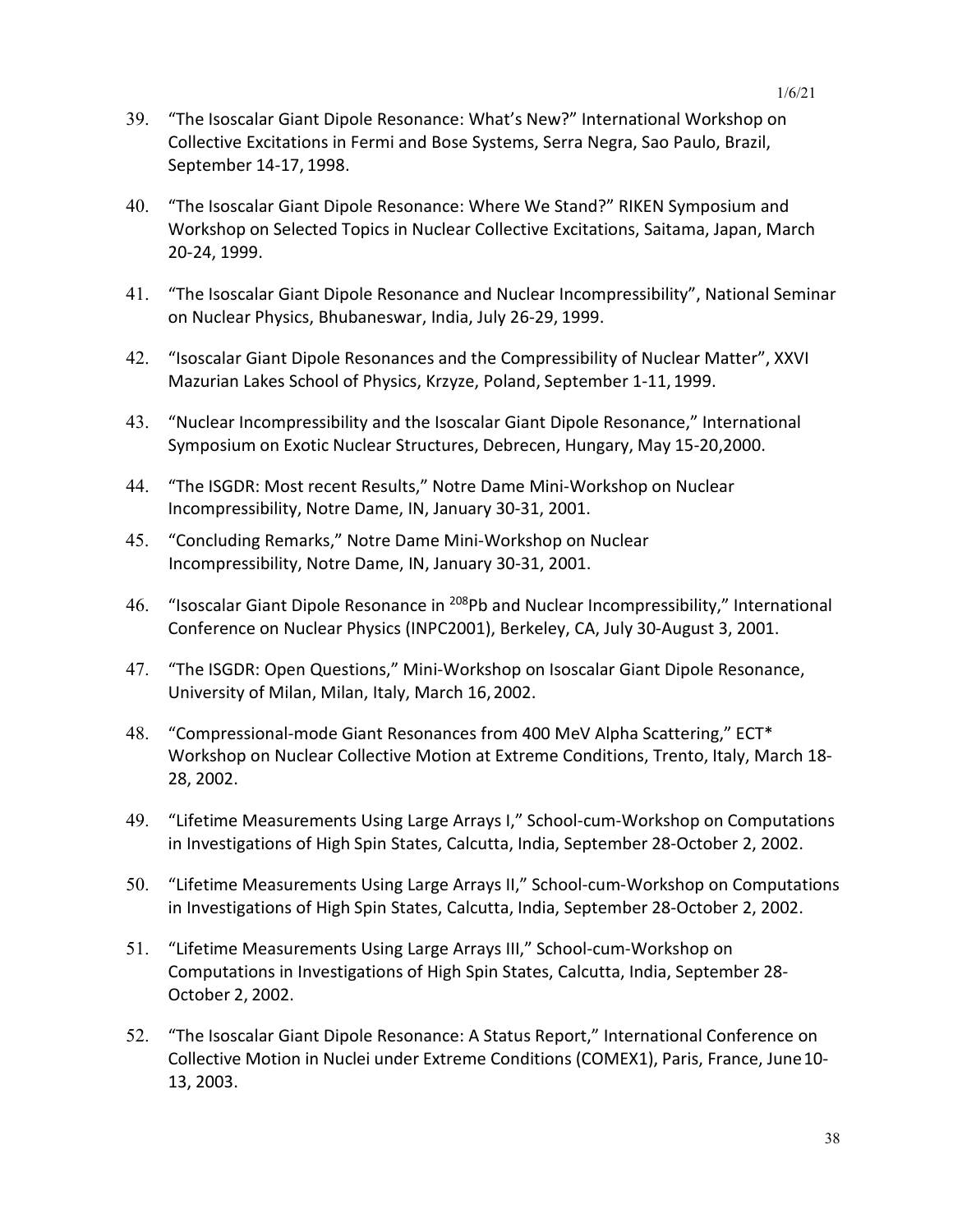39. "The Isoscalar Giant Dipole Resonance: What's New?" International Workshop on Collective Excitations in Fermi and Bose Systems, Serra Negra, Sao Paulo, Brazil, September 14-17, 1998.

40. "The Isoscalar Giant Dipole Resonance: Where We Stand?" RIKEN Symposium and Workshop on Selected Topics in Nuclear Collective Excitations, Saitama, Japan, March 20-24, 1999.

41. "The Isoscalar Giant Dipole Resonance and Nuclear Incompressibility", National Seminar on Nuclear Physics, Bhubaneswar, India, July 26-29, 1999.

42. "Isoscalar Giant Dipole Resonances and the Compressibility of Nuclear Matter", XXVI Mazurian Lakes School of Physics, Krzyze, Poland, September 1-11, 1999.

43. "Nuclear Incompressibility and the Isoscalar Giant Dipole Resonance," International Symposium on Exotic Nuclear Structures, Debrecen, Hungary, May 15-20,2000.

44. "The ISGDR: Most recent Results," Notre Dame Mini-Workshop on Nuclear Incompressibility, Notre Dame, IN, January 30-31, 2001.

45. "Concluding Remarks," Notre Dame Mini-Workshop on Nuclear Incompressibility, Notre Dame, IN, January 30-31, 2001.

46. "Isoscalar Giant Dipole Resonance in $^{208}$Pb and Nuclear Incompressibility," International Conference on Nuclear Physics (INPC2001), Berkeley, CA, July 30-August 3, 2001.

47. "The ISGDR: Open Questions," Mini-Workshop on Isoscalar Giant Dipole Resonance, University of Milan, Milan, Italy, March 16, 2002.

48. "Compressional-mode Giant Resonances from 400 MeV Alpha Scattering," ECT* Workshop on Nuclear Collective Motion at Extreme Conditions, Trento, Italy, March 18-28, 2002.

49. "Lifetime Measurements Using Large Arrays I," School-cum-Workshop on Computations in Investigations of High Spin States, Calcutta, India, September 28-October 2, 2002.

50. "Lifetime Measurements Using Large Arrays II," School-cum-Workshop on Computations in Investigations of High Spin States, Calcutta, India, September 28-October 2, 2002.

51. "Lifetime Measurements Using Large Arrays III," School-cum-Workshop on Computations in Investigations of High Spin States, Calcutta, India, September 28-October 2, 2002.

52. "The Isoscalar Giant Dipole Resonance: A Status Report," International Conference on Collective Motion in Nuclei under Extreme Conditions (COMEX1), Paris, France, June 10-13, 2003.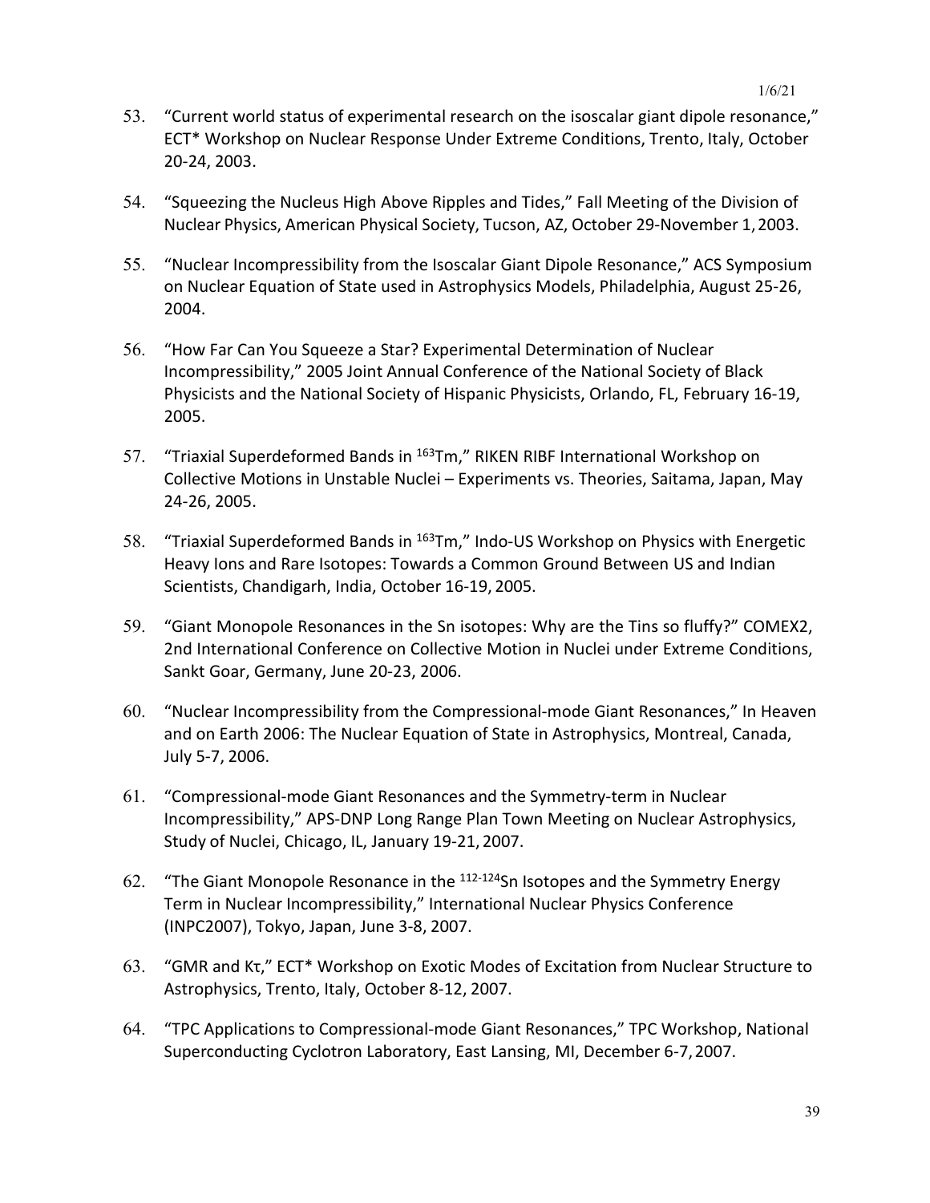53. “Current world status of experimental research on the isoscalar giant dipole resonance,” ECT* Workshop on Nuclear Response Under Extreme Conditions, Trento, Italy, October 20-24, 2003.

54. “Squeezing the Nucleus High Above Ripples and Tides,” Fall Meeting of the Division of Nuclear Physics, American Physical Society, Tucson, AZ, October 29-November 1, 2003.

55. “Nuclear Incompressibility from the Isoscalar Giant Dipole Resonance,” ACS Symposium on Nuclear Equation of State used in Astrophysics Models, Philadelphia, August 25-26, 2004.

56. “How Far Can You Squeeze a Star? Experimental Determination of Nuclear Incompressibility,” 2005 Joint Annual Conference of the National Society of Black Physicists and the National Society of Hispanic Physicists, Orlando, FL, February 16-19, 2005.

57. “Triaxial Superdeformed Bands in $^{163}$Tm,” RIKEN RIBF International Workshop on Collective Motions in Unstable Nuclei – Experiments vs. Theories, Saitama, Japan, May 24-26, 2005.

58. “Triaxial Superdeformed Bands in $^{163}$Tm,” Indo-US Workshop on Physics with Energetic Heavy Ions and Rare Isotopes: Towards a Common Ground Between US and Indian Scientists, Chandigarh, India, October 16-19, 2005.

59. “Giant Monopole Resonances in the Sn isotopes: Why are the Tins so fluffy?” COMEX2, 2nd International Conference on Collective Motion in Nuclei under Extreme Conditions, Sankt Goar, Germany, June 20-23, 2006.

60. “Nuclear Incompressibility from the Compressional-mode Giant Resonances,” In Heaven and on Earth 2006: The Nuclear Equation of State in Astrophysics, Montreal, Canada, July 5-7, 2006.

61. “Compressional-mode Giant Resonances and the Symmetry-term in Nuclear Incompressibility,” APS-DNP Long Range Plan Town Meeting on Nuclear Astrophysics, Study of Nuclei, Chicago, IL, January 19-21, 2007.

62. “The Giant Monopole Resonance in the $^{112\text{-}124}$Sn Isotopes and the Symmetry Energy Term in Nuclear Incompressibility,” International Nuclear Physics Conference (INPC2007), Tokyo, Japan, June 3-8, 2007.

63. “GMR and $K_\tau$,” ECT* Workshop on Exotic Modes of Excitation from Nuclear Structure to Astrophysics, Trento, Italy, October 8-12, 2007.

64. “TPC Applications to Compressional-mode Giant Resonances,” TPC Workshop, National Superconducting Cyclotron Laboratory, East Lansing, MI, December 6-7, 2007.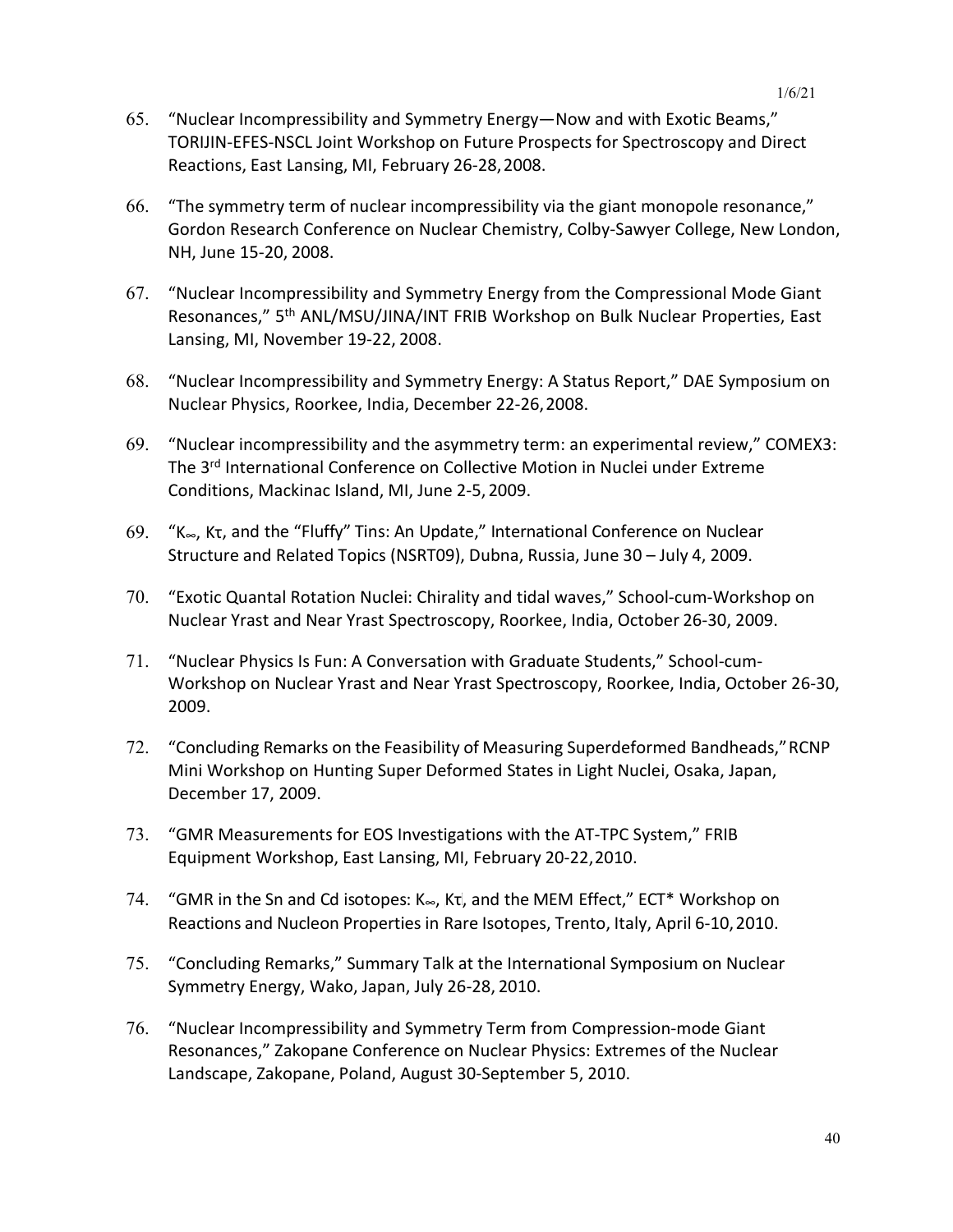65. "Nuclear Incompressibility and Symmetry Energy—Now and with Exotic Beams," TORIJIN-EFES-NSCL Joint Workshop on Future Prospects for Spectroscopy and Direct Reactions, East Lansing, MI, February 26-28, 2008.

66. "The symmetry term of nuclear incompressibility via the giant monopole resonance," Gordon Research Conference on Nuclear Chemistry, Colby-Sawyer College, New London, NH, June 15-20, 2008.

67. "Nuclear Incompressibility and Symmetry Energy from the Compressional Mode Giant Resonances," 5th ANL/MSU/JINA/INT FRIB Workshop on Bulk Nuclear Properties, East Lansing, MI, November 19-22, 2008.

68. "Nuclear Incompressibility and Symmetry Energy: A Status Report," DAE Symposium on Nuclear Physics, Roorkee, India, December 22-26, 2008.

69. "Nuclear incompressibility and the asymmetry term: an experimental review," COMEX3: The 3rd International Conference on Collective Motion in Nuclei under Extreme Conditions, Mackinac Island, MI, June 2-5, 2009.

69. "$K_\infty$, $K_\tau$, and the "Fluffy" Tins: An Update," International Conference on Nuclear Structure and Related Topics (NSRT09), Dubna, Russia, June 30 – July 4, 2009.

70. "Exotic Quantal Rotation Nuclei: Chirality and tidal waves," School-cum-Workshop on Nuclear Yrast and Near Yrast Spectroscopy, Roorkee, India, October 26-30, 2009.

71. "Nuclear Physics Is Fun: A Conversation with Graduate Students," School-cum-Workshop on Nuclear Yrast and Near Yrast Spectroscopy, Roorkee, India, October 26-30, 2009.

72. "Concluding Remarks on the Feasibility of Measuring Superdeformed Bandheads," RCNP Mini Workshop on Hunting Super Deformed States in Light Nuclei, Osaka, Japan, December 17, 2009.

73. "GMR Measurements for EOS Investigations with the AT-TPC System," FRIB Equipment Workshop, East Lansing, MI, February 20-22, 2010.

74. "GMR in the Sn and Cd isotopes: $K_\infty$, $K_\tau$, and the MEM Effect," ECT* Workshop on Reactions and Nucleon Properties in Rare Isotopes, Trento, Italy, April 6-10, 2010.

75. "Concluding Remarks," Summary Talk at the International Symposium on Nuclear Symmetry Energy, Wako, Japan, July 26-28, 2010.

76. "Nuclear Incompressibility and Symmetry Term from Compression-mode Giant Resonances," Zakopane Conference on Nuclear Physics: Extremes of the Nuclear Landscape, Zakopane, Poland, August 30-September 5, 2010.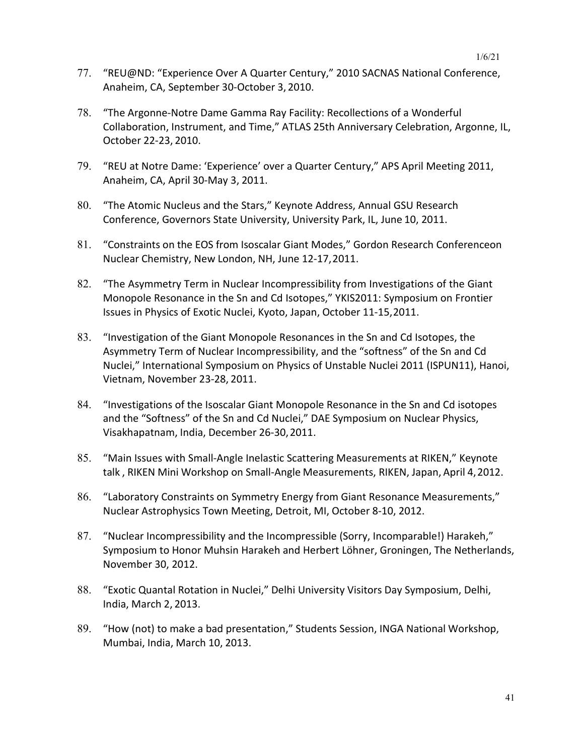77. "REU@ND: "Experience Over A Quarter Century," 2010 SACNAS National Conference, Anaheim, CA, September 30-October 3, 2010.

78. "The Argonne-Notre Dame Gamma Ray Facility: Recollections of a Wonderful Collaboration, Instrument, and Time," ATLAS 25th Anniversary Celebration, Argonne, IL, October 22-23, 2010.

79. "REU at Notre Dame: 'Experience' over a Quarter Century," APS April Meeting 2011, Anaheim, CA, April 30-May 3, 2011.

80. "The Atomic Nucleus and the Stars," Keynote Address, Annual GSU Research Conference, Governors State University, University Park, IL, June 10, 2011.

81. "Constraints on the EOS from Isoscalar Giant Modes," Gordon Research Conferenceon Nuclear Chemistry, New London, NH, June 12-17, 2011.

82. "The Asymmetry Term in Nuclear Incompressibility from Investigations of the Giant Monopole Resonance in the Sn and Cd Isotopes," YKIS2011: Symposium on Frontier Issues in Physics of Exotic Nuclei, Kyoto, Japan, October 11-15, 2011.

83. "Investigation of the Giant Monopole Resonances in the Sn and Cd Isotopes, the Asymmetry Term of Nuclear Incompressibility, and the "softness" of the Sn and Cd Nuclei," International Symposium on Physics of Unstable Nuclei 2011 (ISPUN11), Hanoi, Vietnam, November 23-28, 2011.

84. "Investigations of the Isoscalar Giant Monopole Resonance in the Sn and Cd isotopes and the "Softness" of the Sn and Cd Nuclei," DAE Symposium on Nuclear Physics, Visakhapatnam, India, December 26-30, 2011.

85. "Main Issues with Small-Angle Inelastic Scattering Measurements at RIKEN," Keynote talk , RIKEN Mini Workshop on Small-Angle Measurements, RIKEN, Japan, April 4, 2012.

86. "Laboratory Constraints on Symmetry Energy from Giant Resonance Measurements," Nuclear Astrophysics Town Meeting, Detroit, MI, October 8-10, 2012.

87. "Nuclear Incompressibility and the Incompressible (Sorry, Incomparable!) Harakeh," Symposium to Honor Muhsin Harakeh and Herbert Löhner, Groningen, The Netherlands, November 30, 2012.

88. "Exotic Quantal Rotation in Nuclei," Delhi University Visitors Day Symposium, Delhi, India, March 2, 2013.

89. "How (not) to make a bad presentation," Students Session, INGA National Workshop, Mumbai, India, March 10, 2013.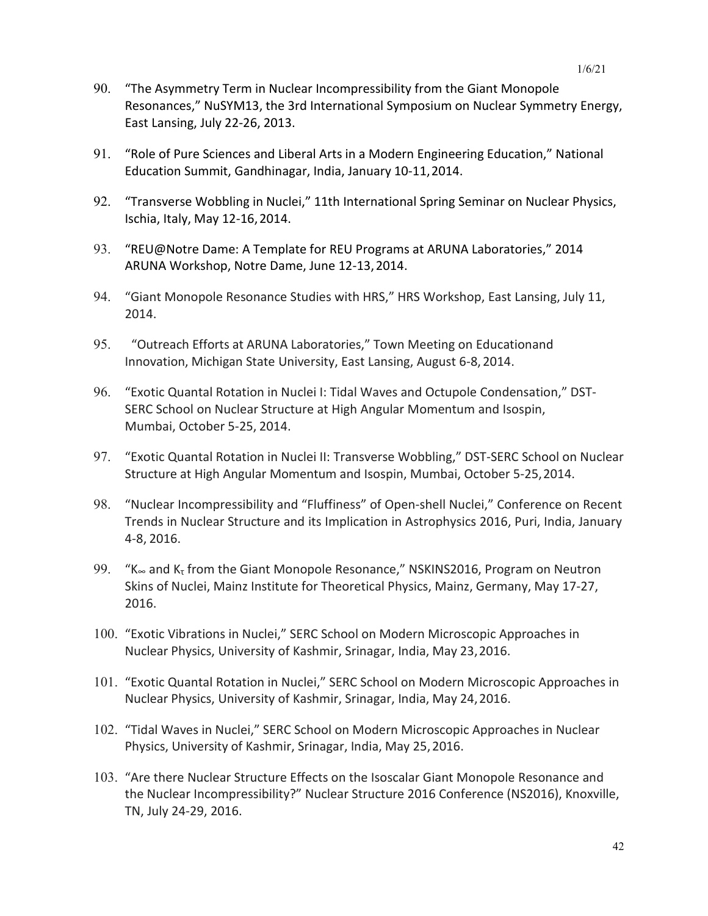90. "The Asymmetry Term in Nuclear Incompressibility from the Giant Monopole Resonances," NuSYM13, the 3rd International Symposium on Nuclear Symmetry Energy, East Lansing, July 22-26, 2013.

91. "Role of Pure Sciences and Liberal Arts in a Modern Engineering Education," National Education Summit, Gandhinagar, India, January 10-11, 2014.

92. "Transverse Wobbling in Nuclei," 11th International Spring Seminar on Nuclear Physics, Ischia, Italy, May 12-16, 2014.

93. "REU@Notre Dame: A Template for REU Programs at ARUNA Laboratories," 2014 ARUNA Workshop, Notre Dame, June 12-13, 2014.

94. "Giant Monopole Resonance Studies with HRS," HRS Workshop, East Lansing, July 11, 2014.

95. "Outreach Efforts at ARUNA Laboratories," Town Meeting on Educationand Innovation, Michigan State University, East Lansing, August 6-8, 2014.

96. "Exotic Quantal Rotation in Nuclei I: Tidal Waves and Octupole Condensation," DST-SERC School on Nuclear Structure at High Angular Momentum and Isospin, Mumbai, October 5-25, 2014.

97. "Exotic Quantal Rotation in Nuclei II: Transverse Wobbling," DST-SERC School on Nuclear Structure at High Angular Momentum and Isospin, Mumbai, October 5-25, 2014.

98. "Nuclear Incompressibility and "Fluffiness" of Open-shell Nuclei," Conference on Recent Trends in Nuclear Structure and its Implication in Astrophysics 2016, Puri, India, January 4-8, 2016.

99. "$K_\infty$ and $K_\tau$ from the Giant Monopole Resonance," NSKINS2016, Program on Neutron Skins of Nuclei, Mainz Institute for Theoretical Physics, Mainz, Germany, May 17-27, 2016.

100. "Exotic Vibrations in Nuclei," SERC School on Modern Microscopic Approaches in Nuclear Physics, University of Kashmir, Srinagar, India, May 23, 2016.

101. "Exotic Quantal Rotation in Nuclei," SERC School on Modern Microscopic Approaches in Nuclear Physics, University of Kashmir, Srinagar, India, May 24, 2016.

102. "Tidal Waves in Nuclei," SERC School on Modern Microscopic Approaches in Nuclear Physics, University of Kashmir, Srinagar, India, May 25, 2016.

103. "Are there Nuclear Structure Effects on the Isoscalar Giant Monopole Resonance and the Nuclear Incompressibility?" Nuclear Structure 2016 Conference (NS2016), Knoxville, TN, July 24-29, 2016.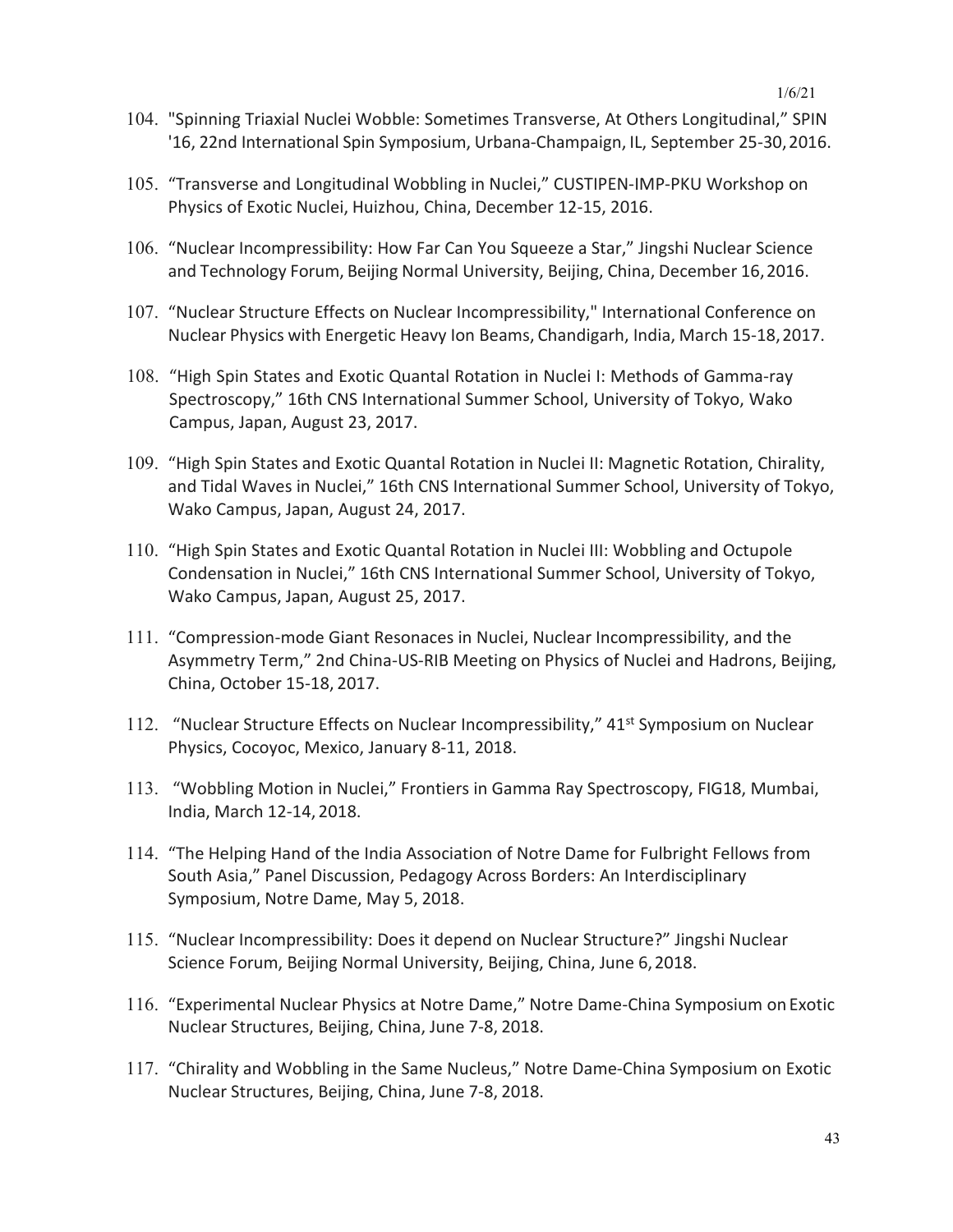104. "Spinning Triaxial Nuclei Wobble: Sometimes Transverse, At Others Longitudinal," SPIN '16, 22nd International Spin Symposium, Urbana-Champaign, IL, September 25-30, 2016.

105. "Transverse and Longitudinal Wobbling in Nuclei," CUSTIPEN-IMP-PKU Workshop on Physics of Exotic Nuclei, Huizhou, China, December 12-15, 2016.

106. "Nuclear Incompressibility: How Far Can You Squeeze a Star," Jingshi Nuclear Science and Technology Forum, Beijing Normal University, Beijing, China, December 16, 2016.

107. "Nuclear Structure Effects on Nuclear Incompressibility," International Conference on Nuclear Physics with Energetic Heavy Ion Beams, Chandigarh, India, March 15-18, 2017.

108. "High Spin States and Exotic Quantal Rotation in Nuclei I: Methods of Gamma-ray Spectroscopy," 16th CNS International Summer School, University of Tokyo, Wako Campus, Japan, August 23, 2017.

109. "High Spin States and Exotic Quantal Rotation in Nuclei II: Magnetic Rotation, Chirality, and Tidal Waves in Nuclei," 16th CNS International Summer School, University of Tokyo, Wako Campus, Japan, August 24, 2017.

110. "High Spin States and Exotic Quantal Rotation in Nuclei III: Wobbling and Octupole Condensation in Nuclei," 16th CNS International Summer School, University of Tokyo, Wako Campus, Japan, August 25, 2017.

111. "Compression-mode Giant Resonaces in Nuclei, Nuclear Incompressibility, and the Asymmetry Term," 2nd China-US-RIB Meeting on Physics of Nuclei and Hadrons, Beijing, China, October 15-18, 2017.

112. "Nuclear Structure Effects on Nuclear Incompressibility," 41st Symposium on Nuclear Physics, Cocoyoc, Mexico, January 8-11, 2018.

113. "Wobbling Motion in Nuclei," Frontiers in Gamma Ray Spectroscopy, FIG18, Mumbai, India, March 12-14, 2018.

114. "The Helping Hand of the India Association of Notre Dame for Fulbright Fellows from South Asia," Panel Discussion, Pedagogy Across Borders: An Interdisciplinary Symposium, Notre Dame, May 5, 2018.

115. "Nuclear Incompressibility: Does it depend on Nuclear Structure?" Jingshi Nuclear Science Forum, Beijing Normal University, Beijing, China, June 6, 2018.

116. "Experimental Nuclear Physics at Notre Dame," Notre Dame-China Symposium on Exotic Nuclear Structures, Beijing, China, June 7-8, 2018.

117. "Chirality and Wobbling in the Same Nucleus," Notre Dame-China Symposium on Exotic Nuclear Structures, Beijing, China, June 7-8, 2018.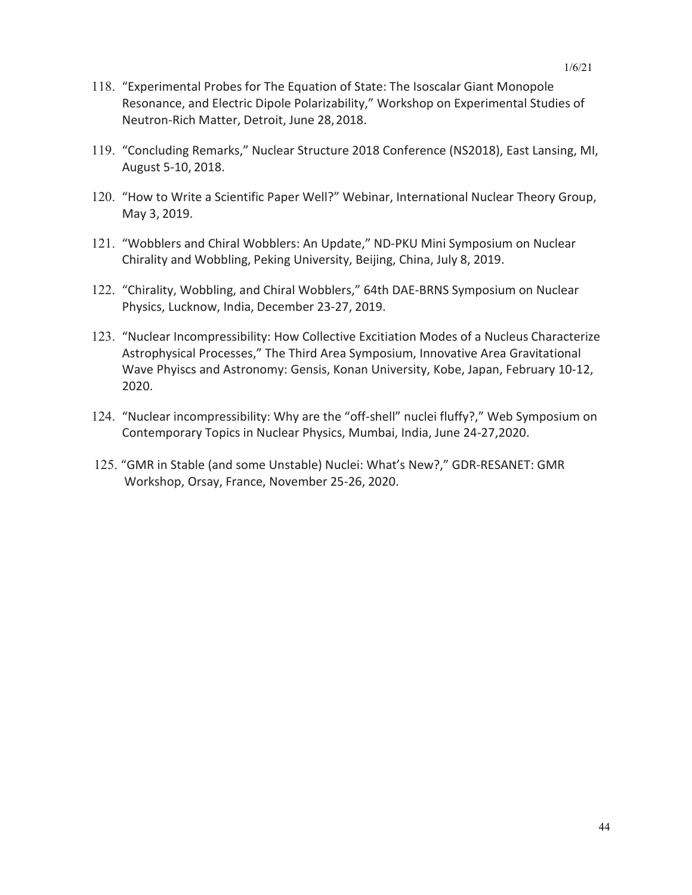118. "Experimental Probes for The Equation of State: The Isoscalar Giant Monopole Resonance, and Electric Dipole Polarizability," Workshop on Experimental Studies of Neutron-Rich Matter, Detroit, June 28, 2018.

119. "Concluding Remarks," Nuclear Structure 2018 Conference (NS2018), East Lansing, MI, August 5-10, 2018.

120. "How to Write a Scientific Paper Well?" Webinar, International Nuclear Theory Group, May 3, 2019.

121. "Wobblers and Chiral Wobblers: An Update," ND-PKU Mini Symposium on Nuclear Chirality and Wobbling, Peking University, Beijing, China, July 8, 2019.

122. "Chirality, Wobbling, and Chiral Wobblers," 64th DAE-BRNS Symposium on Nuclear Physics, Lucknow, India, December 23-27, 2019.

123. "Nuclear Incompressibility: How Collective Excitiation Modes of a Nucleus Characterize Astrophysical Processes," The Third Area Symposium, Innovative Area Gravitational Wave Phyiscs and Astronomy: Gensis, Konan University, Kobe, Japan, February 10-12, 2020.

124. "Nuclear incompressibility: Why are the "off-shell" nuclei fluffy?," Web Symposium on Contemporary Topics in Nuclear Physics, Mumbai, India, June 24-27,2020.

125. "GMR in Stable (and some Unstable) Nuclei: What's New?," GDR-RESANET: GMR Workshop, Orsay, France, November 25-26, 2020.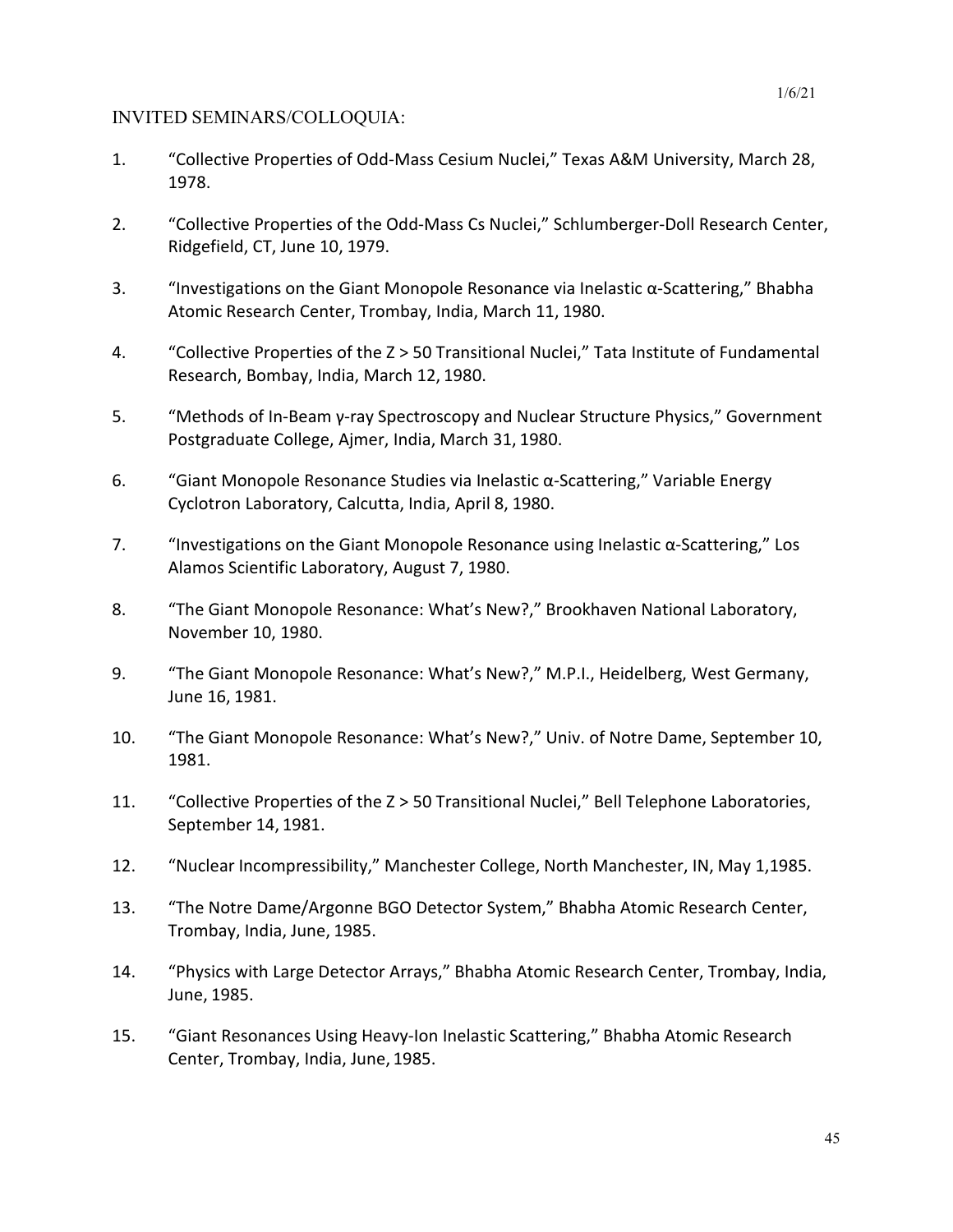INVITED SEMINARS/COLLOQUIA:

1. "Collective Properties of Odd-Mass Cesium Nuclei," Texas A&M University, March 28, 1978.

2. "Collective Properties of the Odd-Mass Cs Nuclei," Schlumberger-Doll Research Center, Ridgefield, CT, June 10, 1979.

3. "Investigations on the Giant Monopole Resonance via Inelastic α-Scattering," Bhabha Atomic Research Center, Trombay, India, March 11, 1980.

4. "Collective Properties of the Z > 50 Transitional Nuclei," Tata Institute of Fundamental Research, Bombay, India, March 12, 1980.

5. "Methods of In-Beam γ-ray Spectroscopy and Nuclear Structure Physics," Government Postgraduate College, Ajmer, India, March 31, 1980.

6. "Giant Monopole Resonance Studies via Inelastic α-Scattering," Variable Energy Cyclotron Laboratory, Calcutta, India, April 8, 1980.

7. "Investigations on the Giant Monopole Resonance using Inelastic α-Scattering," Los Alamos Scientific Laboratory, August 7, 1980.

8. "The Giant Monopole Resonance: What's New?," Brookhaven National Laboratory, November 10, 1980.

9. "The Giant Monopole Resonance: What's New?," M.P.I., Heidelberg, West Germany, June 16, 1981.

10. "The Giant Monopole Resonance: What's New?," Univ. of Notre Dame, September 10, 1981.

11. "Collective Properties of the Z > 50 Transitional Nuclei," Bell Telephone Laboratories, September 14, 1981.

12. "Nuclear Incompressibility," Manchester College, North Manchester, IN, May 1,1985.

13. "The Notre Dame/Argonne BGO Detector System," Bhabha Atomic Research Center, Trombay, India, June, 1985.

14. "Physics with Large Detector Arrays," Bhabha Atomic Research Center, Trombay, India, June, 1985.

15. "Giant Resonances Using Heavy-Ion Inelastic Scattering," Bhabha Atomic Research Center, Trombay, India, June, 1985.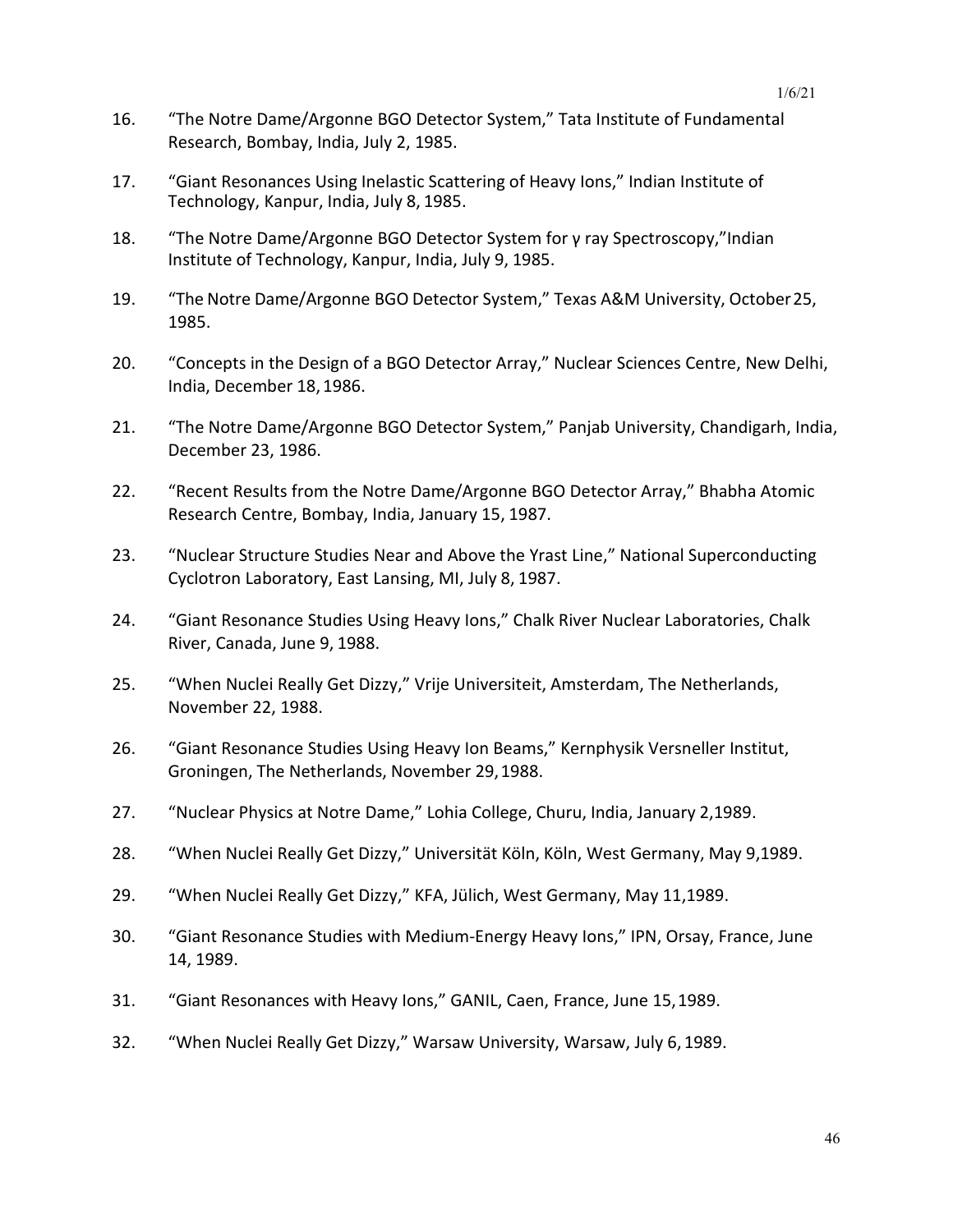16. “The Notre Dame/Argonne BGO Detector System,” Tata Institute of Fundamental Research, Bombay, India, July 2, 1985.

17. “Giant Resonances Using Inelastic Scattering of Heavy Ions,” Indian Institute of Technology, Kanpur, India, July 8, 1985.

18. “The Notre Dame/Argonne BGO Detector System for γ ray Spectroscopy,”Indian Institute of Technology, Kanpur, India, July 9, 1985.

19. “The Notre Dame/Argonne BGO Detector System,” Texas A&M University, October 25, 1985.

20. “Concepts in the Design of a BGO Detector Array,” Nuclear Sciences Centre, New Delhi, India, December 18, 1986.

21. “The Notre Dame/Argonne BGO Detector System,” Panjab University, Chandigarh, India, December 23, 1986.

22. “Recent Results from the Notre Dame/Argonne BGO Detector Array,” Bhabha Atomic Research Centre, Bombay, India, January 15, 1987.

23. “Nuclear Structure Studies Near and Above the Yrast Line,” National Superconducting Cyclotron Laboratory, East Lansing, MI, July 8, 1987.

24. “Giant Resonance Studies Using Heavy Ions,” Chalk River Nuclear Laboratories, Chalk River, Canada, June 9, 1988.

25. “When Nuclei Really Get Dizzy,” Vrije Universiteit, Amsterdam, The Netherlands, November 22, 1988.

26. “Giant Resonance Studies Using Heavy Ion Beams,” Kernphysik Versneller Institut, Groningen, The Netherlands, November 29, 1988.

27. “Nuclear Physics at Notre Dame,” Lohia College, Churu, India, January 2,1989.

28. “When Nuclei Really Get Dizzy,” Universität Köln, Köln, West Germany, May 9,1989.

29. “When Nuclei Really Get Dizzy,” KFA, Jülich, West Germany, May 11,1989.

30. “Giant Resonance Studies with Medium-Energy Heavy Ions,” IPN, Orsay, France, June 14, 1989.

31. “Giant Resonances with Heavy Ions,” GANIL, Caen, France, June 15, 1989.

32. “When Nuclei Really Get Dizzy,” Warsaw University, Warsaw, July 6, 1989.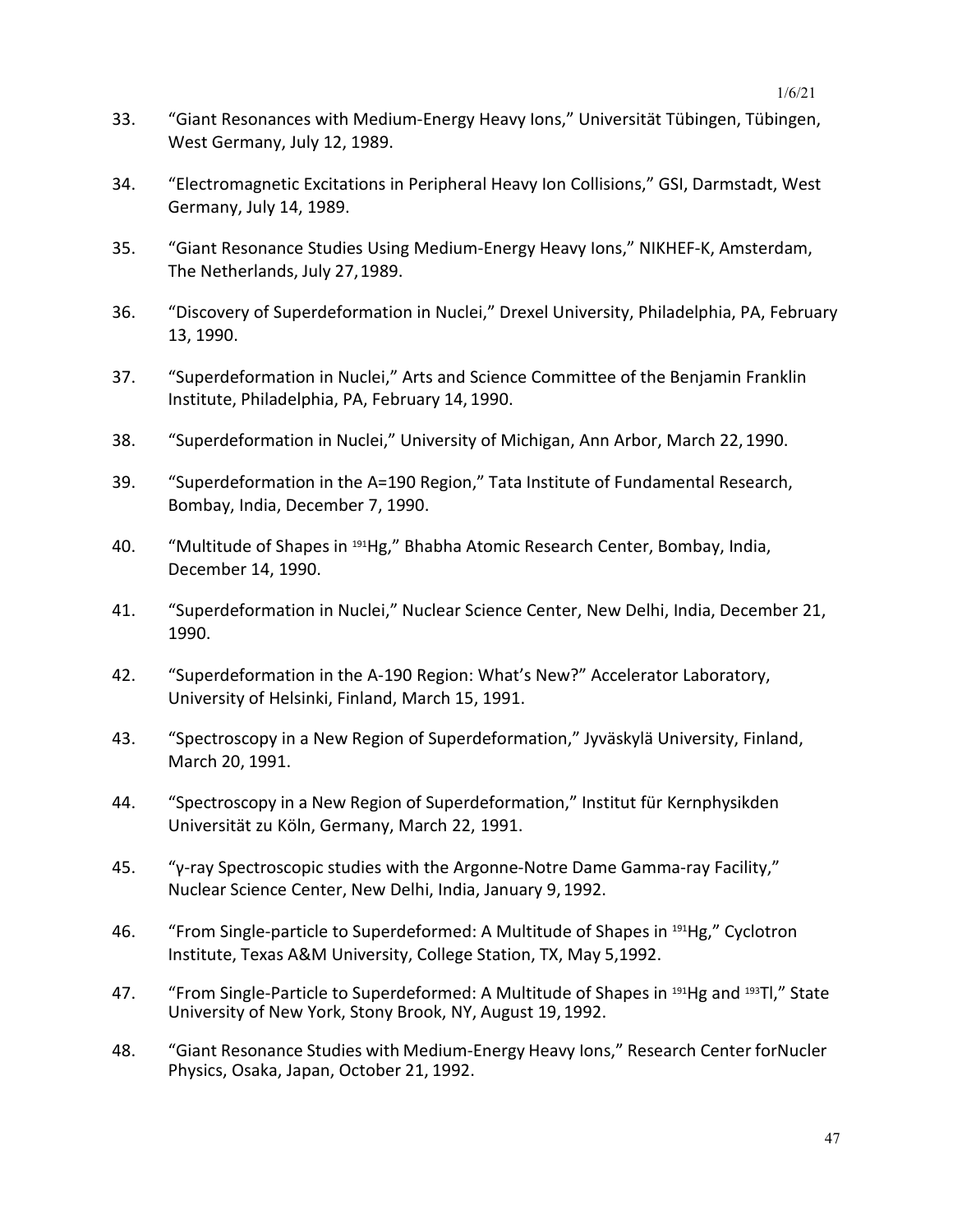33. “Giant Resonances with Medium-Energy Heavy Ions,” Universität Tübingen, Tübingen, West Germany, July 12, 1989.

34. “Electromagnetic Excitations in Peripheral Heavy Ion Collisions,” GSI, Darmstadt, West Germany, July 14, 1989.

35. “Giant Resonance Studies Using Medium-Energy Heavy Ions,” NIKHEF-K, Amsterdam, The Netherlands, July 27, 1989.

36. “Discovery of Superdeformation in Nuclei,” Drexel University, Philadelphia, PA, February 13, 1990.

37. “Superdeformation in Nuclei,” Arts and Science Committee of the Benjamin Franklin Institute, Philadelphia, PA, February 14, 1990.

38. “Superdeformation in Nuclei,” University of Michigan, Ann Arbor, March 22, 1990.

39. “Superdeformation in the A=190 Region,” Tata Institute of Fundamental Research, Bombay, India, December 7, 1990.

40. “Multitude of Shapes in $^{191}$Hg,” Bhabha Atomic Research Center, Bombay, India, December 14, 1990.

41. “Superdeformation in Nuclei,” Nuclear Science Center, New Delhi, India, December 21, 1990.

42. “Superdeformation in the A-190 Region: What’s New?” Accelerator Laboratory, University of Helsinki, Finland, March 15, 1991.

43. “Spectroscopy in a New Region of Superdeformation,” Jyväskylä University, Finland, March 20, 1991.

44. “Spectroscopy in a New Region of Superdeformation,” Institut für Kernphysikden Universität zu Köln, Germany, March 22, 1991.

45. “γ-ray Spectroscopic studies with the Argonne-Notre Dame Gamma-ray Facility,” Nuclear Science Center, New Delhi, India, January 9, 1992.

46. “From Single-particle to Superdeformed: A Multitude of Shapes in $^{191}$Hg,” Cyclotron Institute, Texas A&M University, College Station, TX, May 5,1992.

47. “From Single-Particle to Superdeformed: A Multitude of Shapes in $^{191}$Hg and $^{193}$Tl,” State University of New York, Stony Brook, NY, August 19, 1992.

48. “Giant Resonance Studies with Medium-Energy Heavy Ions,” Research Center forNucler Physics, Osaka, Japan, October 21, 1992.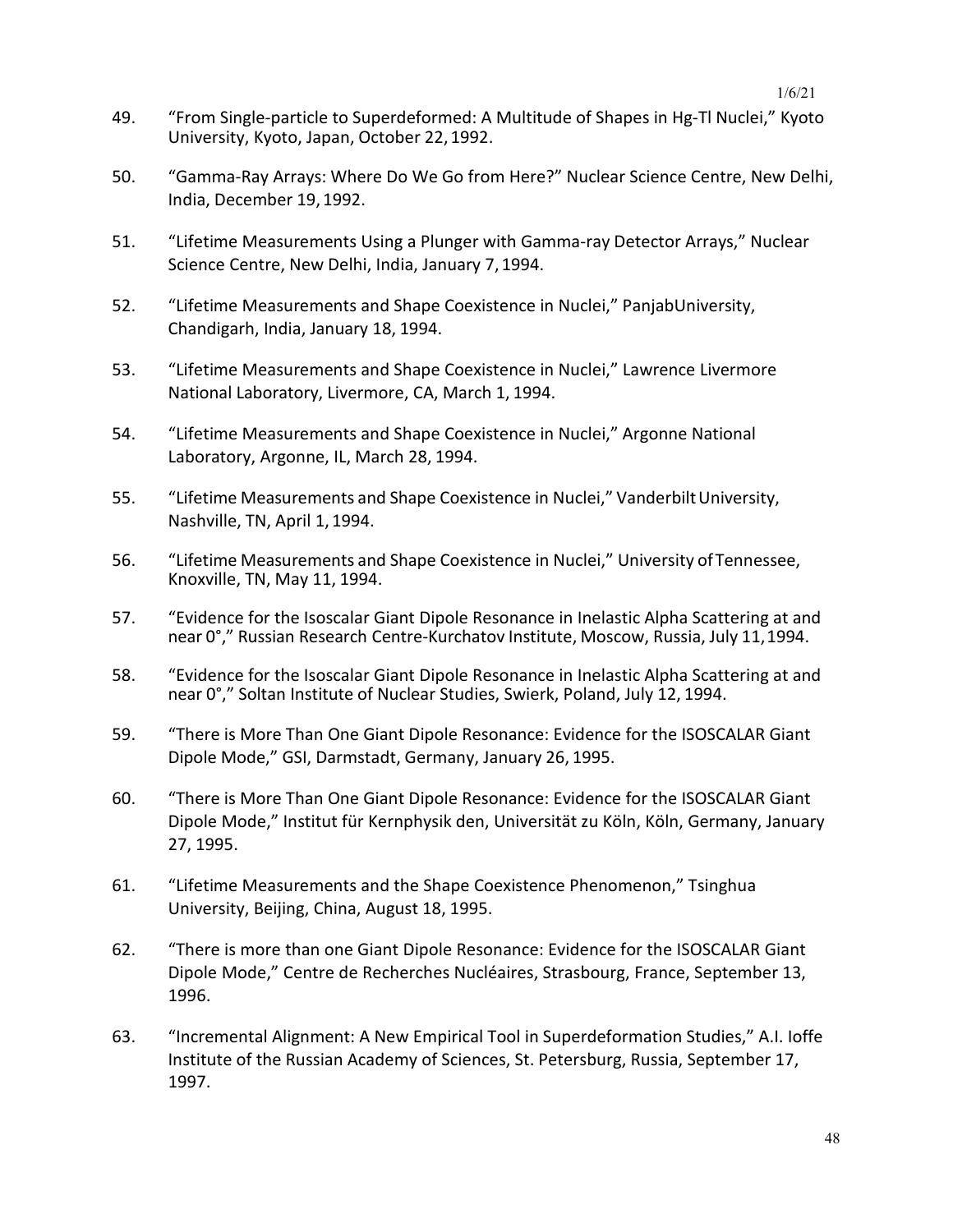49. "From Single-particle to Superdeformed: A Multitude of Shapes in Hg-Tl Nuclei," Kyoto University, Kyoto, Japan, October 22, 1992.

50. "Gamma-Ray Arrays: Where Do We Go from Here?" Nuclear Science Centre, New Delhi, India, December 19, 1992.

51. "Lifetime Measurements Using a Plunger with Gamma-ray Detector Arrays," Nuclear Science Centre, New Delhi, India, January 7, 1994.

52. "Lifetime Measurements and Shape Coexistence in Nuclei," PanjabUniversity, Chandigarh, India, January 18, 1994.

53. "Lifetime Measurements and Shape Coexistence in Nuclei," Lawrence Livermore National Laboratory, Livermore, CA, March 1, 1994.

54. "Lifetime Measurements and Shape Coexistence in Nuclei," Argonne National Laboratory, Argonne, IL, March 28, 1994.

55. "Lifetime Measurements and Shape Coexistence in Nuclei," Vanderbilt University, Nashville, TN, April 1, 1994.

56. "Lifetime Measurements and Shape Coexistence in Nuclei," University of Tennessee, Knoxville, TN, May 11, 1994.

57. "Evidence for the Isoscalar Giant Dipole Resonance in Inelastic Alpha Scattering at and near 0°," Russian Research Centre-Kurchatov Institute, Moscow, Russia, July 11, 1994.

58. "Evidence for the Isoscalar Giant Dipole Resonance in Inelastic Alpha Scattering at and near 0°," Soltan Institute of Nuclear Studies, Swierk, Poland, July 12, 1994.

59. "There is More Than One Giant Dipole Resonance: Evidence for the ISOSCALAR Giant Dipole Mode," GSI, Darmstadt, Germany, January 26, 1995.

60. "There is More Than One Giant Dipole Resonance: Evidence for the ISOSCALAR Giant Dipole Mode," Institut für Kernphysik den, Universität zu Köln, Köln, Germany, January 27, 1995.

61. "Lifetime Measurements and the Shape Coexistence Phenomenon," Tsinghua University, Beijing, China, August 18, 1995.

62. "There is more than one Giant Dipole Resonance: Evidence for the ISOSCALAR Giant Dipole Mode," Centre de Recherches Nucléaires, Strasbourg, France, September 13, 1996.

63. "Incremental Alignment: A New Empirical Tool in Superdeformation Studies," A.I. Ioffe Institute of the Russian Academy of Sciences, St. Petersburg, Russia, September 17, 1997.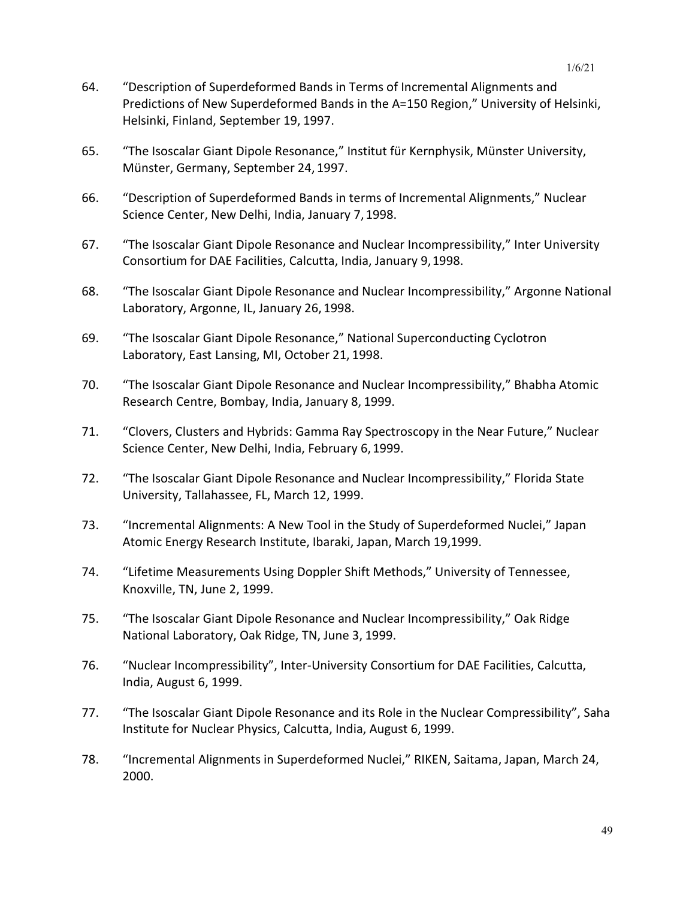64. "Description of Superdeformed Bands in Terms of Incremental Alignments and Predictions of New Superdeformed Bands in the A=150 Region," University of Helsinki, Helsinki, Finland, September 19, 1997.

65. "The Isoscalar Giant Dipole Resonance," Institut für Kernphysik, Münster University, Münster, Germany, September 24, 1997.

66. "Description of Superdeformed Bands in terms of Incremental Alignments," Nuclear Science Center, New Delhi, India, January 7, 1998.

67. "The Isoscalar Giant Dipole Resonance and Nuclear Incompressibility," Inter University Consortium for DAE Facilities, Calcutta, India, January 9, 1998.

68. "The Isoscalar Giant Dipole Resonance and Nuclear Incompressibility," Argonne National Laboratory, Argonne, IL, January 26, 1998.

69. "The Isoscalar Giant Dipole Resonance," National Superconducting Cyclotron Laboratory, East Lansing, MI, October 21, 1998.

70. "The Isoscalar Giant Dipole Resonance and Nuclear Incompressibility," Bhabha Atomic Research Centre, Bombay, India, January 8, 1999.

71. "Clovers, Clusters and Hybrids: Gamma Ray Spectroscopy in the Near Future," Nuclear Science Center, New Delhi, India, February 6, 1999.

72. "The Isoscalar Giant Dipole Resonance and Nuclear Incompressibility," Florida State University, Tallahassee, FL, March 12, 1999.

73. "Incremental Alignments: A New Tool in the Study of Superdeformed Nuclei," Japan Atomic Energy Research Institute, Ibaraki, Japan, March 19,1999.

74. "Lifetime Measurements Using Doppler Shift Methods," University of Tennessee, Knoxville, TN, June 2, 1999.

75. "The Isoscalar Giant Dipole Resonance and Nuclear Incompressibility," Oak Ridge National Laboratory, Oak Ridge, TN, June 3, 1999.

76. "Nuclear Incompressibility", Inter-University Consortium for DAE Facilities, Calcutta, India, August 6, 1999.

77. "The Isoscalar Giant Dipole Resonance and its Role in the Nuclear Compressibility", Saha Institute for Nuclear Physics, Calcutta, India, August 6, 1999.

78. "Incremental Alignments in Superdeformed Nuclei," RIKEN, Saitama, Japan, March 24, 2000.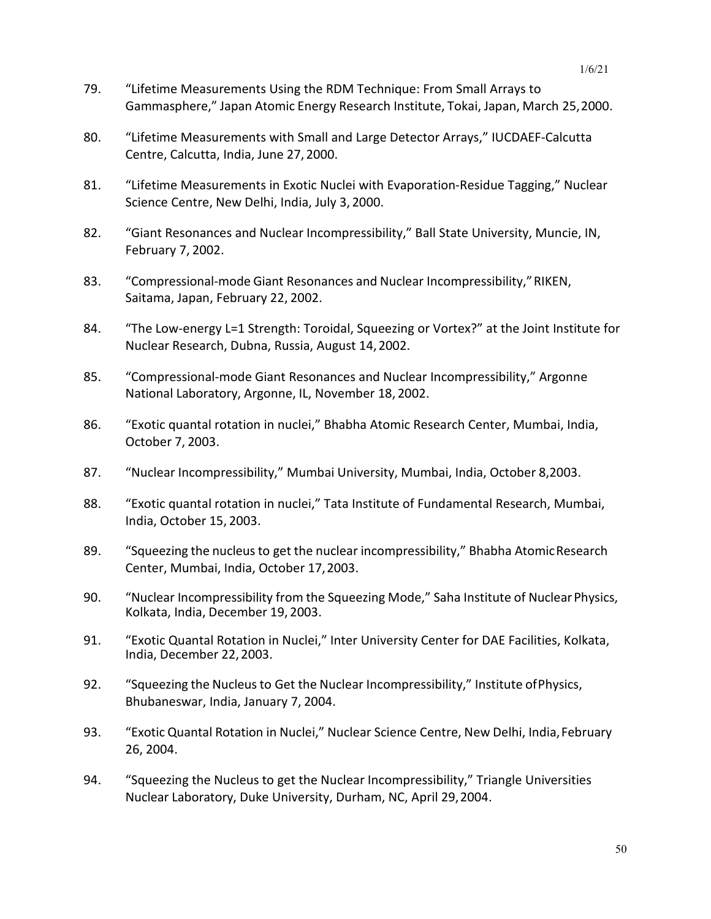79. “Lifetime Measurements Using the RDM Technique: From Small Arrays to Gammasphere,” Japan Atomic Energy Research Institute, Tokai, Japan, March 25, 2000.

80. “Lifetime Measurements with Small and Large Detector Arrays,” IUCDAEF-Calcutta Centre, Calcutta, India, June 27, 2000.

81. “Lifetime Measurements in Exotic Nuclei with Evaporation-Residue Tagging,” Nuclear Science Centre, New Delhi, India, July 3, 2000.

82. “Giant Resonances and Nuclear Incompressibility,” Ball State University, Muncie, IN, February 7, 2002.

83. “Compressional-mode Giant Resonances and Nuclear Incompressibility,” RIKEN, Saitama, Japan, February 22, 2002.

84. “The Low-energy L=1 Strength: Toroidal, Squeezing or Vortex?” at the Joint Institute for Nuclear Research, Dubna, Russia, August 14, 2002.

85. “Compressional-mode Giant Resonances and Nuclear Incompressibility,” Argonne National Laboratory, Argonne, IL, November 18, 2002.

86. “Exotic quantal rotation in nuclei,” Bhabha Atomic Research Center, Mumbai, India, October 7, 2003.

87. “Nuclear Incompressibility,” Mumbai University, Mumbai, India, October 8, 2003.

88. “Exotic quantal rotation in nuclei,” Tata Institute of Fundamental Research, Mumbai, India, October 15, 2003.

89. “Squeezing the nucleus to get the nuclear incompressibility,” Bhabha Atomic Research Center, Mumbai, India, October 17, 2003.

90. “Nuclear Incompressibility from the Squeezing Mode,” Saha Institute of Nuclear Physics, Kolkata, India, December 19, 2003.

91. “Exotic Quantal Rotation in Nuclei,” Inter University Center for DAE Facilities, Kolkata, India, December 22, 2003.

92. “Squeezing the Nucleus to Get the Nuclear Incompressibility,” Institute of Physics, Bhubaneswar, India, January 7, 2004.

93. “Exotic Quantal Rotation in Nuclei,” Nuclear Science Centre, New Delhi, India, February 26, 2004.

94. “Squeezing the Nucleus to get the Nuclear Incompressibility,” Triangle Universities Nuclear Laboratory, Duke University, Durham, NC, April 29, 2004.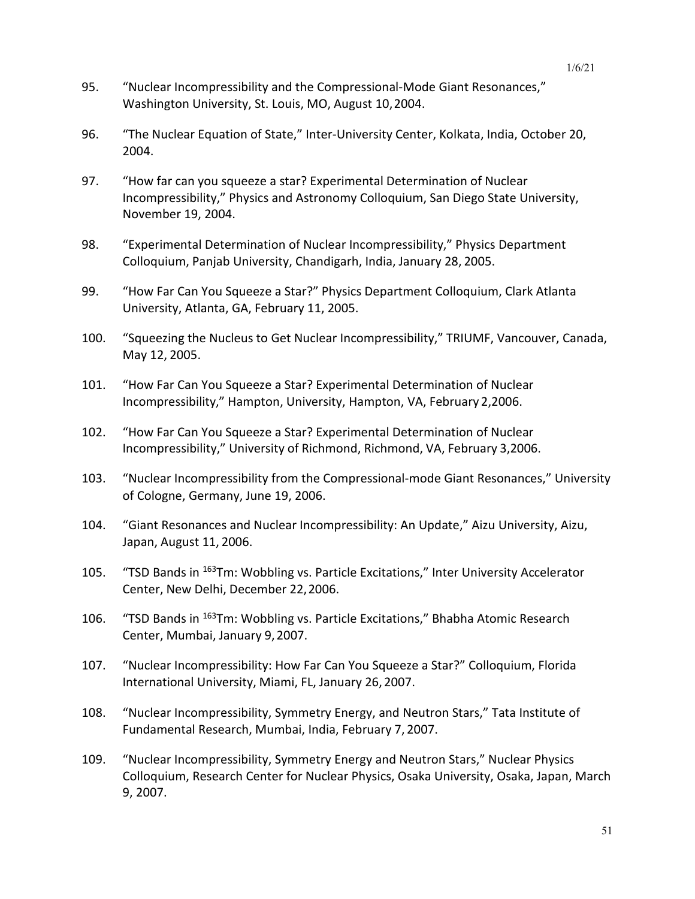95. “Nuclear Incompressibility and the Compressional-Mode Giant Resonances,” Washington University, St. Louis, MO, August 10, 2004.

96. “The Nuclear Equation of State,” Inter-University Center, Kolkata, India, October 20, 2004.

97. “How far can you squeeze a star? Experimental Determination of Nuclear Incompressibility,” Physics and Astronomy Colloquium, San Diego State University, November 19, 2004.

98. “Experimental Determination of Nuclear Incompressibility,” Physics Department Colloquium, Panjab University, Chandigarh, India, January 28, 2005.

99. “How Far Can You Squeeze a Star?” Physics Department Colloquium, Clark Atlanta University, Atlanta, GA, February 11, 2005.

100. “Squeezing the Nucleus to Get Nuclear Incompressibility,” TRIUMF, Vancouver, Canada, May 12, 2005.

101. “How Far Can You Squeeze a Star? Experimental Determination of Nuclear Incompressibility,” Hampton, University, Hampton, VA, February 2,2006.

102. “How Far Can You Squeeze a Star? Experimental Determination of Nuclear Incompressibility,” University of Richmond, Richmond, VA, February 3,2006.

103. “Nuclear Incompressibility from the Compressional-mode Giant Resonances,” University of Cologne, Germany, June 19, 2006.

104. “Giant Resonances and Nuclear Incompressibility: An Update,” Aizu University, Aizu, Japan, August 11, 2006.

105. “TSD Bands in $^{163}$Tm: Wobbling vs. Particle Excitations,” Inter University Accelerator Center, New Delhi, December 22, 2006.

106. “TSD Bands in $^{163}$Tm: Wobbling vs. Particle Excitations,” Bhabha Atomic Research Center, Mumbai, January 9, 2007.

107. “Nuclear Incompressibility: How Far Can You Squeeze a Star?” Colloquium, Florida International University, Miami, FL, January 26, 2007.

108. “Nuclear Incompressibility, Symmetry Energy, and Neutron Stars,” Tata Institute of Fundamental Research, Mumbai, India, February 7, 2007.

109. “Nuclear Incompressibility, Symmetry Energy and Neutron Stars,” Nuclear Physics Colloquium, Research Center for Nuclear Physics, Osaka University, Osaka, Japan, March 9, 2007.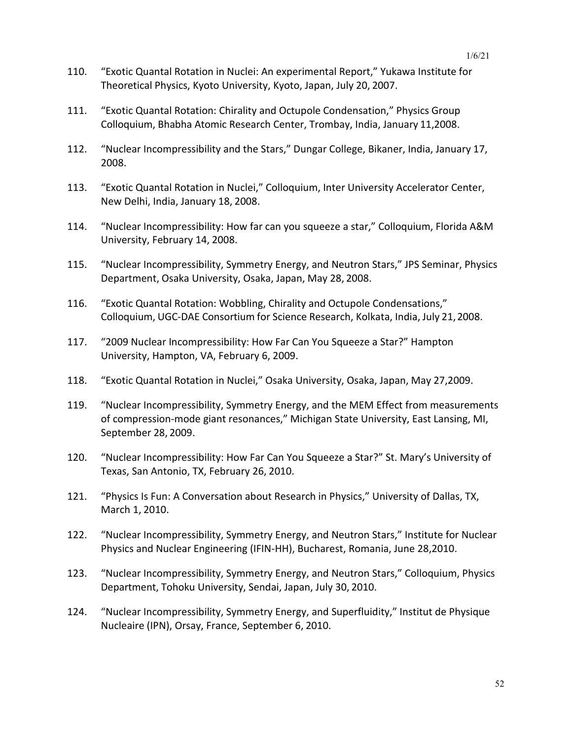110. “Exotic Quantal Rotation in Nuclei: An experimental Report,” Yukawa Institute for Theoretical Physics, Kyoto University, Kyoto, Japan, July 20, 2007.

111. “Exotic Quantal Rotation: Chirality and Octupole Condensation,” Physics Group Colloquium, Bhabha Atomic Research Center, Trombay, India, January 11,2008.

112. “Nuclear Incompressibility and the Stars,” Dungar College, Bikaner, India, January 17, 2008.

113. “Exotic Quantal Rotation in Nuclei,” Colloquium, Inter University Accelerator Center, New Delhi, India, January 18, 2008.

114. “Nuclear Incompressibility: How far can you squeeze a star,” Colloquium, Florida A&M University, February 14, 2008.

115. “Nuclear Incompressibility, Symmetry Energy, and Neutron Stars,” JPS Seminar, Physics Department, Osaka University, Osaka, Japan, May 28, 2008.

116. “Exotic Quantal Rotation: Wobbling, Chirality and Octupole Condensations,” Colloquium, UGC-DAE Consortium for Science Research, Kolkata, India, July 21, 2008.

117. “2009 Nuclear Incompressibility: How Far Can You Squeeze a Star?” Hampton University, Hampton, VA, February 6, 2009.

118. “Exotic Quantal Rotation in Nuclei,” Osaka University, Osaka, Japan, May 27,2009.

119. “Nuclear Incompressibility, Symmetry Energy, and the MEM Effect from measurements of compression-mode giant resonances,” Michigan State University, East Lansing, MI, September 28, 2009.

120. “Nuclear Incompressibility: How Far Can You Squeeze a Star?” St. Mary’s University of Texas, San Antonio, TX, February 26, 2010.

121. “Physics Is Fun: A Conversation about Research in Physics,” University of Dallas, TX, March 1, 2010.

122. “Nuclear Incompressibility, Symmetry Energy, and Neutron Stars,” Institute for Nuclear Physics and Nuclear Engineering (IFIN-HH), Bucharest, Romania, June 28,2010.

123. “Nuclear Incompressibility, Symmetry Energy, and Neutron Stars,” Colloquium, Physics Department, Tohoku University, Sendai, Japan, July 30, 2010.

124. “Nuclear Incompressibility, Symmetry Energy, and Superfluidity,” Institut de Physique Nucleaire (IPN), Orsay, France, September 6, 2010.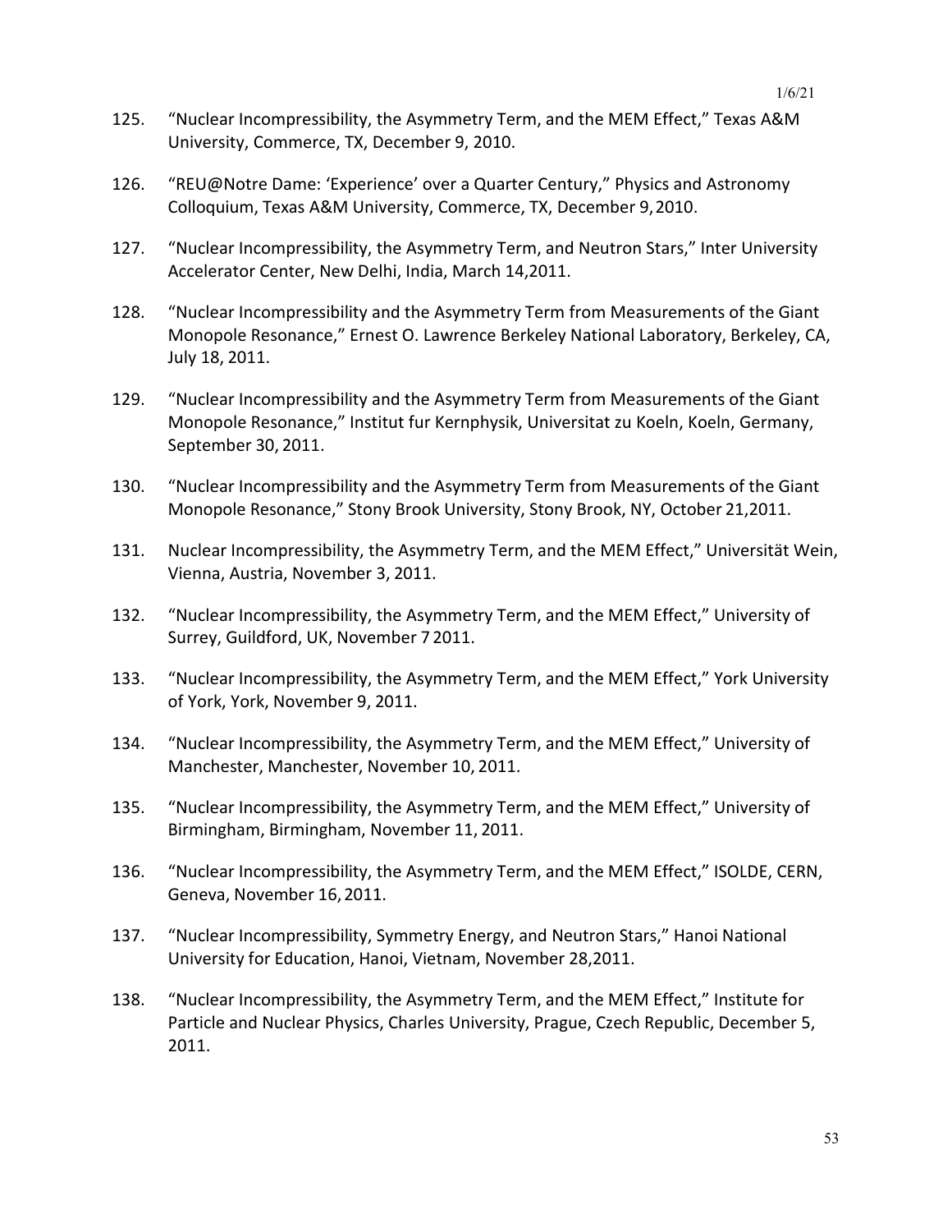125. "Nuclear Incompressibility, the Asymmetry Term, and the MEM Effect," Texas A&M University, Commerce, TX, December 9, 2010.

126. "REU@Notre Dame: 'Experience' over a Quarter Century," Physics and Astronomy Colloquium, Texas A&M University, Commerce, TX, December 9, 2010.

127. "Nuclear Incompressibility, the Asymmetry Term, and Neutron Stars," Inter University Accelerator Center, New Delhi, India, March 14,2011.

128. "Nuclear Incompressibility and the Asymmetry Term from Measurements of the Giant Monopole Resonance," Ernest O. Lawrence Berkeley National Laboratory, Berkeley, CA, July 18, 2011.

129. "Nuclear Incompressibility and the Asymmetry Term from Measurements of the Giant Monopole Resonance," Institut fur Kernphysik, Universitat zu Koeln, Koeln, Germany, September 30, 2011.

130. "Nuclear Incompressibility and the Asymmetry Term from Measurements of the Giant Monopole Resonance," Stony Brook University, Stony Brook, NY, October 21,2011.

131. Nuclear Incompressibility, the Asymmetry Term, and the MEM Effect," Universität Wein, Vienna, Austria, November 3, 2011.

132. "Nuclear Incompressibility, the Asymmetry Term, and the MEM Effect," University of Surrey, Guildford, UK, November 7 2011.

133. "Nuclear Incompressibility, the Asymmetry Term, and the MEM Effect," York University of York, York, November 9, 2011.

134. "Nuclear Incompressibility, the Asymmetry Term, and the MEM Effect," University of Manchester, Manchester, November 10, 2011.

135. "Nuclear Incompressibility, the Asymmetry Term, and the MEM Effect," University of Birmingham, Birmingham, November 11, 2011.

136. "Nuclear Incompressibility, the Asymmetry Term, and the MEM Effect," ISOLDE, CERN, Geneva, November 16, 2011.

137. "Nuclear Incompressibility, Symmetry Energy, and Neutron Stars," Hanoi National University for Education, Hanoi, Vietnam, November 28,2011.

138. "Nuclear Incompressibility, the Asymmetry Term, and the MEM Effect," Institute for Particle and Nuclear Physics, Charles University, Prague, Czech Republic, December 5, 2011.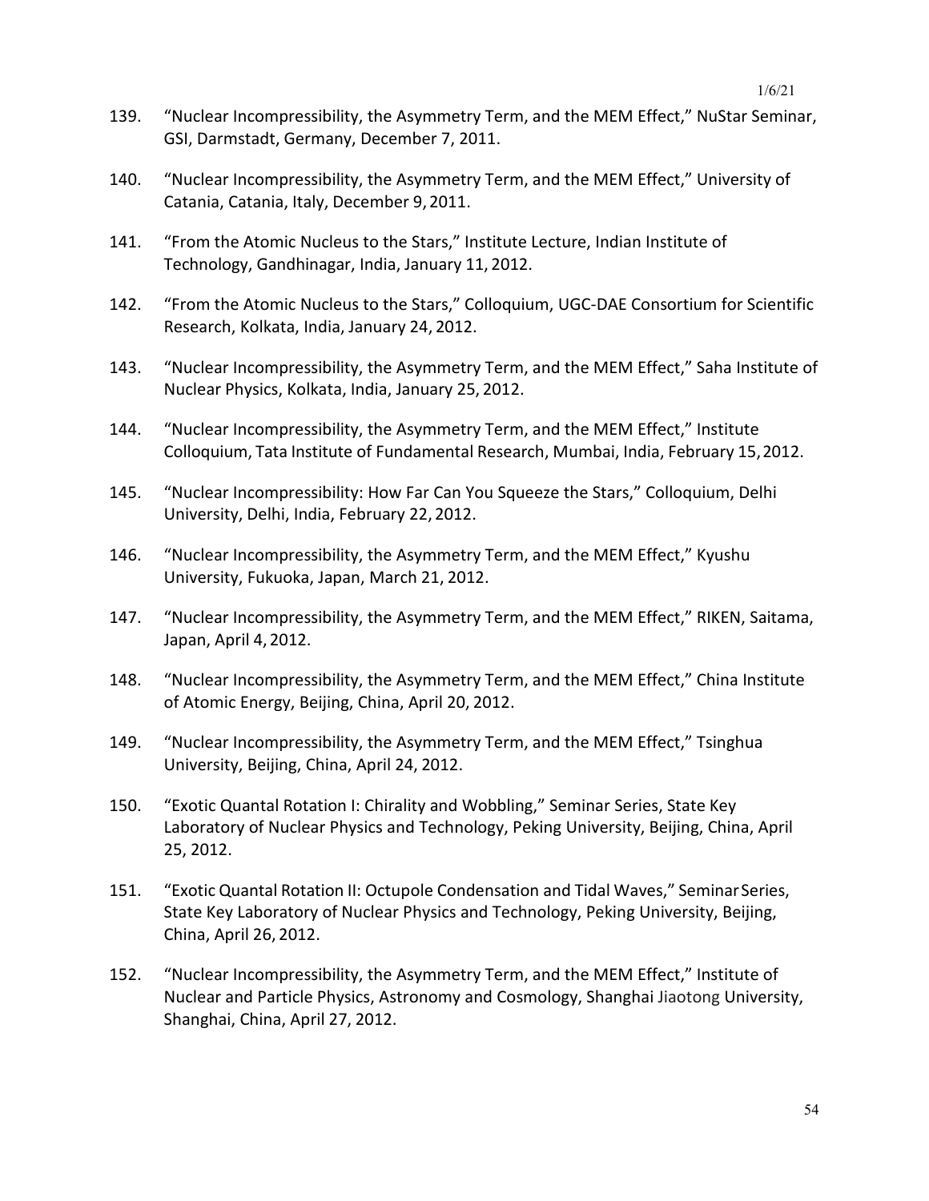139. "Nuclear Incompressibility, the Asymmetry Term, and the MEM Effect," NuStar Seminar, GSI, Darmstadt, Germany, December 7, 2011.

140. "Nuclear Incompressibility, the Asymmetry Term, and the MEM Effect," University of Catania, Catania, Italy, December 9, 2011.

141. "From the Atomic Nucleus to the Stars," Institute Lecture, Indian Institute of Technology, Gandhinagar, India, January 11, 2012.

142. "From the Atomic Nucleus to the Stars," Colloquium, UGC-DAE Consortium for Scientific Research, Kolkata, India, January 24, 2012.

143. "Nuclear Incompressibility, the Asymmetry Term, and the MEM Effect," Saha Institute of Nuclear Physics, Kolkata, India, January 25, 2012.

144. "Nuclear Incompressibility, the Asymmetry Term, and the MEM Effect," Institute Colloquium, Tata Institute of Fundamental Research, Mumbai, India, February 15, 2012.

145. "Nuclear Incompressibility: How Far Can You Squeeze the Stars," Colloquium, Delhi University, Delhi, India, February 22, 2012.

146. "Nuclear Incompressibility, the Asymmetry Term, and the MEM Effect," Kyushu University, Fukuoka, Japan, March 21, 2012.

147. "Nuclear Incompressibility, the Asymmetry Term, and the MEM Effect," RIKEN, Saitama, Japan, April 4, 2012.

148. "Nuclear Incompressibility, the Asymmetry Term, and the MEM Effect," China Institute of Atomic Energy, Beijing, China, April 20, 2012.

149. "Nuclear Incompressibility, the Asymmetry Term, and the MEM Effect," Tsinghua University, Beijing, China, April 24, 2012.

150. "Exotic Quantal Rotation I: Chirality and Wobbling," Seminar Series, State Key Laboratory of Nuclear Physics and Technology, Peking University, Beijing, China, April 25, 2012.

151. "Exotic Quantal Rotation II: Octupole Condensation and Tidal Waves," Seminar Series, State Key Laboratory of Nuclear Physics and Technology, Peking University, Beijing, China, April 26, 2012.

152. "Nuclear Incompressibility, the Asymmetry Term, and the MEM Effect," Institute of Nuclear and Particle Physics, Astronomy and Cosmology, Shanghai Jiaotong University, Shanghai, China, April 27, 2012.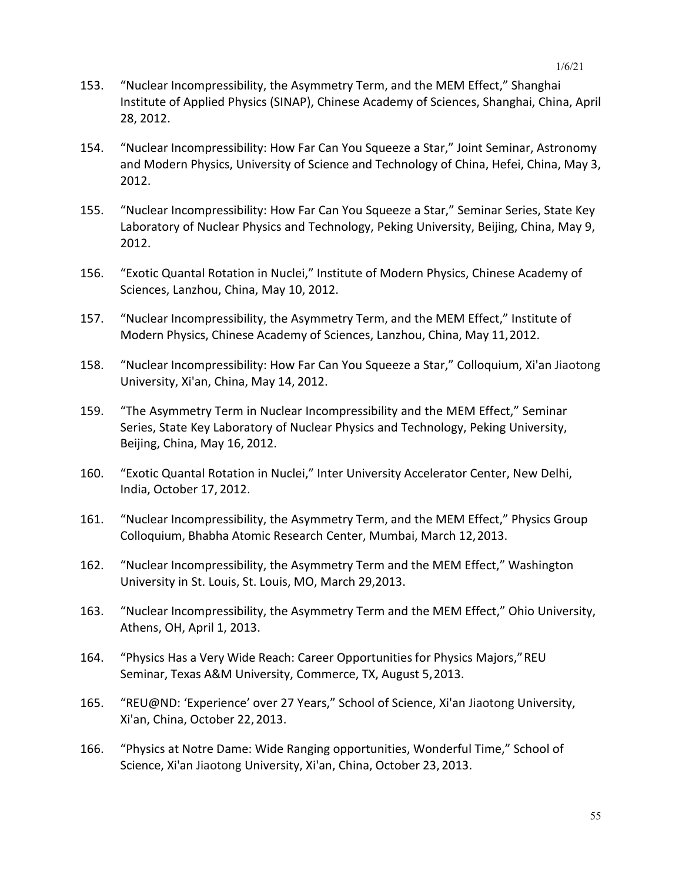153. “Nuclear Incompressibility, the Asymmetry Term, and the MEM Effect,” Shanghai Institute of Applied Physics (SINAP), Chinese Academy of Sciences, Shanghai, China, April 28, 2012.

154. “Nuclear Incompressibility: How Far Can You Squeeze a Star,” Joint Seminar, Astronomy and Modern Physics, University of Science and Technology of China, Hefei, China, May 3, 2012.

155. “Nuclear Incompressibility: How Far Can You Squeeze a Star,” Seminar Series, State Key Laboratory of Nuclear Physics and Technology, Peking University, Beijing, China, May 9, 2012.

156. “Exotic Quantal Rotation in Nuclei,” Institute of Modern Physics, Chinese Academy of Sciences, Lanzhou, China, May 10, 2012.

157. “Nuclear Incompressibility, the Asymmetry Term, and the MEM Effect,” Institute of Modern Physics, Chinese Academy of Sciences, Lanzhou, China, May 11, 2012.

158. “Nuclear Incompressibility: How Far Can You Squeeze a Star,” Colloquium, Xi'an Jiaotong University, Xi'an, China, May 14, 2012.

159. “The Asymmetry Term in Nuclear Incompressibility and the MEM Effect,” Seminar Series, State Key Laboratory of Nuclear Physics and Technology, Peking University, Beijing, China, May 16, 2012.

160. “Exotic Quantal Rotation in Nuclei,” Inter University Accelerator Center, New Delhi, India, October 17, 2012.

161. “Nuclear Incompressibility, the Asymmetry Term, and the MEM Effect,” Physics Group Colloquium, Bhabha Atomic Research Center, Mumbai, March 12, 2013.

162. “Nuclear Incompressibility, the Asymmetry Term and the MEM Effect,” Washington University in St. Louis, St. Louis, MO, March 29, 2013.

163. “Nuclear Incompressibility, the Asymmetry Term and the MEM Effect,” Ohio University, Athens, OH, April 1, 2013.

164. “Physics Has a Very Wide Reach: Career Opportunities for Physics Majors,” REU Seminar, Texas A&M University, Commerce, TX, August 5, 2013.

165. “REU@ND: ‘Experience’ over 27 Years,” School of Science, Xi'an Jiaotong University, Xi'an, China, October 22, 2013.

166. “Physics at Notre Dame: Wide Ranging opportunities, Wonderful Time,” School of Science, Xi'an Jiaotong University, Xi'an, China, October 23, 2013.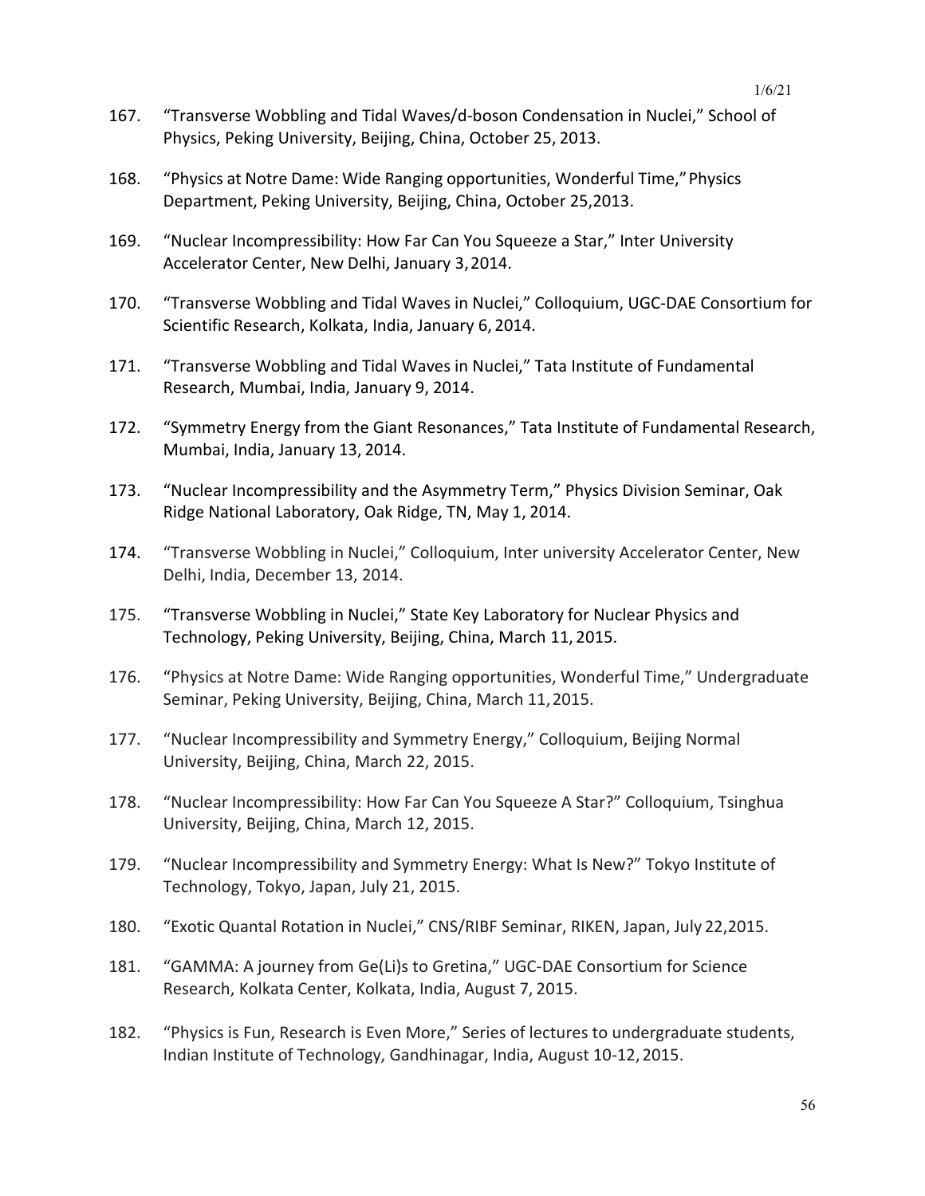167. "Transverse Wobbling and Tidal Waves/d-boson Condensation in Nuclei," School of Physics, Peking University, Beijing, China, October 25, 2013.

168. "Physics at Notre Dame: Wide Ranging opportunities, Wonderful Time," Physics Department, Peking University, Beijing, China, October 25,2013.

169. "Nuclear Incompressibility: How Far Can You Squeeze a Star," Inter University Accelerator Center, New Delhi, January 3, 2014.

170. "Transverse Wobbling and Tidal Waves in Nuclei," Colloquium, UGC-DAE Consortium for Scientific Research, Kolkata, India, January 6, 2014.

171. "Transverse Wobbling and Tidal Waves in Nuclei," Tata Institute of Fundamental Research, Mumbai, India, January 9, 2014.

172. "Symmetry Energy from the Giant Resonances," Tata Institute of Fundamental Research, Mumbai, India, January 13, 2014.

173. "Nuclear Incompressibility and the Asymmetry Term," Physics Division Seminar, Oak Ridge National Laboratory, Oak Ridge, TN, May 1, 2014.

174. "Transverse Wobbling in Nuclei," Colloquium, Inter university Accelerator Center, New Delhi, India, December 13, 2014.

175. "Transverse Wobbling in Nuclei," State Key Laboratory for Nuclear Physics and Technology, Peking University, Beijing, China, March 11, 2015.

176. "Physics at Notre Dame: Wide Ranging opportunities, Wonderful Time," Undergraduate Seminar, Peking University, Beijing, China, March 11, 2015.

177. "Nuclear Incompressibility and Symmetry Energy," Colloquium, Beijing Normal University, Beijing, China, March 22, 2015.

178. "Nuclear Incompressibility: How Far Can You Squeeze A Star?" Colloquium, Tsinghua University, Beijing, China, March 12, 2015.

179. "Nuclear Incompressibility and Symmetry Energy: What Is New?" Tokyo Institute of Technology, Tokyo, Japan, July 21, 2015.

180. "Exotic Quantal Rotation in Nuclei," CNS/RIBF Seminar, RIKEN, Japan, July 22,2015.

181. "GAMMA: A journey from Ge(Li)s to Gretina," UGC-DAE Consortium for Science Research, Kolkata Center, Kolkata, India, August 7, 2015.

182. "Physics is Fun, Research is Even More," Series of lectures to undergraduate students, Indian Institute of Technology, Gandhinagar, India, August 10-12, 2015.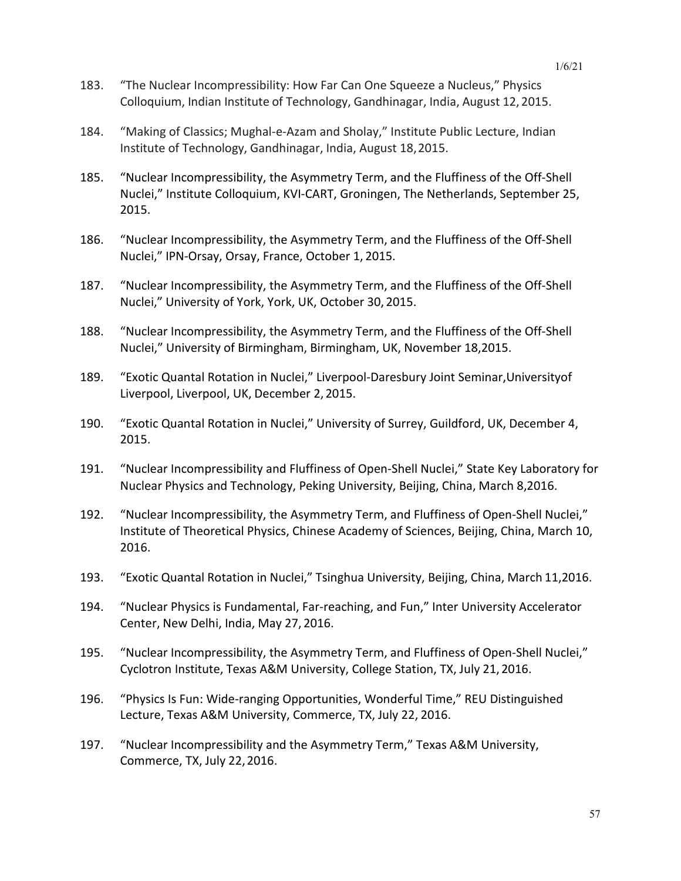183. "The Nuclear Incompressibility: How Far Can One Squeeze a Nucleus," Physics Colloquium, Indian Institute of Technology, Gandhinagar, India, August 12, 2015.

184. "Making of Classics; Mughal-e-Azam and Sholay," Institute Public Lecture, Indian Institute of Technology, Gandhinagar, India, August 18, 2015.

185. "Nuclear Incompressibility, the Asymmetry Term, and the Fluffiness of the Off-Shell Nuclei," Institute Colloquium, KVI-CART, Groningen, The Netherlands, September 25, 2015.

186. "Nuclear Incompressibility, the Asymmetry Term, and the Fluffiness of the Off-Shell Nuclei," IPN-Orsay, Orsay, France, October 1, 2015.

187. "Nuclear Incompressibility, the Asymmetry Term, and the Fluffiness of the Off-Shell Nuclei," University of York, York, UK, October 30, 2015.

188. "Nuclear Incompressibility, the Asymmetry Term, and the Fluffiness of the Off-Shell Nuclei," University of Birmingham, Birmingham, UK, November 18,2015.

189. "Exotic Quantal Rotation in Nuclei," Liverpool-Daresbury Joint Seminar,Universityof Liverpool, Liverpool, UK, December 2, 2015.

190. "Exotic Quantal Rotation in Nuclei," University of Surrey, Guildford, UK, December 4, 2015.

191. "Nuclear Incompressibility and Fluffiness of Open-Shell Nuclei," State Key Laboratory for Nuclear Physics and Technology, Peking University, Beijing, China, March 8,2016.

192. "Nuclear Incompressibility, the Asymmetry Term, and Fluffiness of Open-Shell Nuclei," Institute of Theoretical Physics, Chinese Academy of Sciences, Beijing, China, March 10, 2016.

193. "Exotic Quantal Rotation in Nuclei," Tsinghua University, Beijing, China, March 11,2016.

194. "Nuclear Physics is Fundamental, Far-reaching, and Fun," Inter University Accelerator Center, New Delhi, India, May 27, 2016.

195. "Nuclear Incompressibility, the Asymmetry Term, and Fluffiness of Open-Shell Nuclei," Cyclotron Institute, Texas A&M University, College Station, TX, July 21, 2016.

196. "Physics Is Fun: Wide-ranging Opportunities, Wonderful Time," REU Distinguished Lecture, Texas A&M University, Commerce, TX, July 22, 2016.

197. "Nuclear Incompressibility and the Asymmetry Term," Texas A&M University, Commerce, TX, July 22, 2016.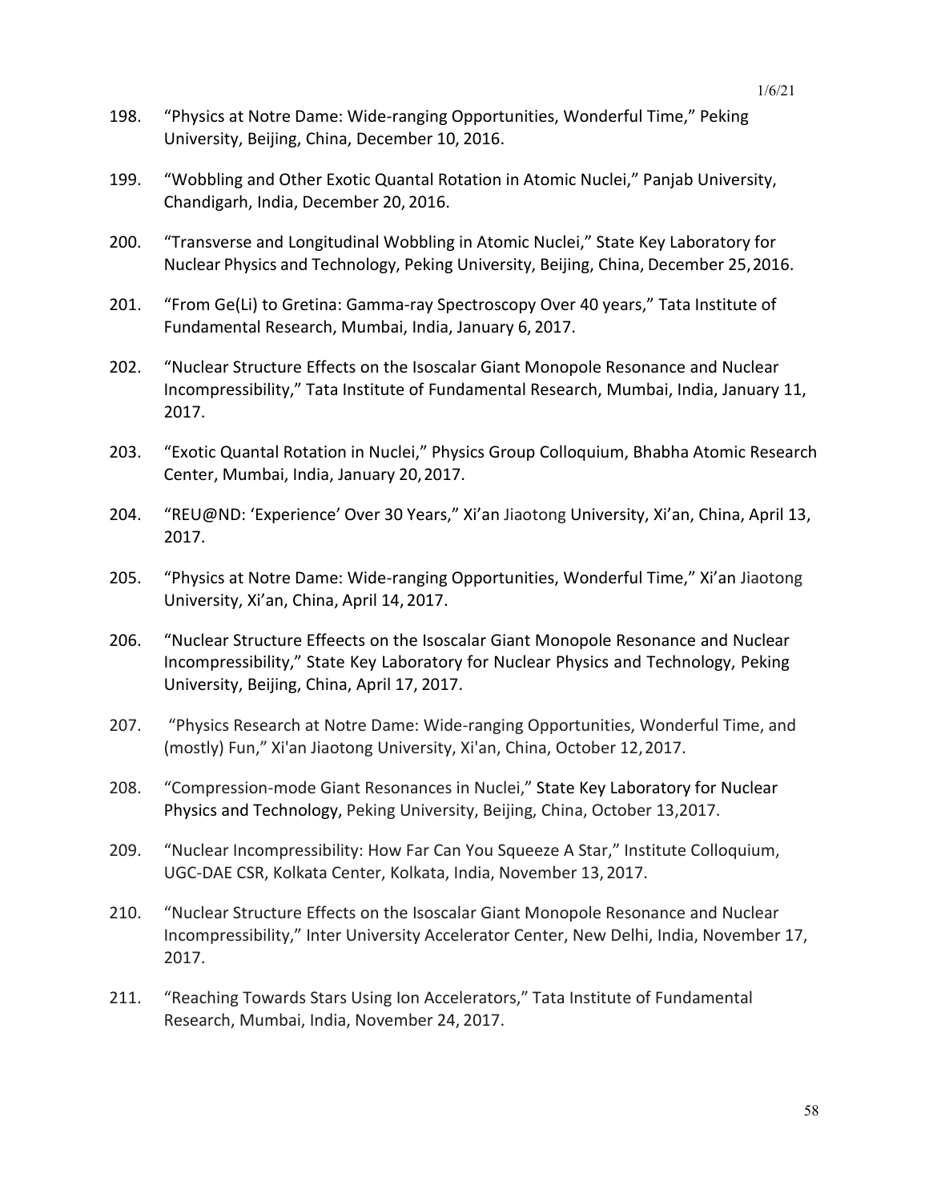198. "Physics at Notre Dame: Wide-ranging Opportunities, Wonderful Time," Peking University, Beijing, China, December 10, 2016.

199. "Wobbling and Other Exotic Quantal Rotation in Atomic Nuclei," Panjab University, Chandigarh, India, December 20, 2016.

200. "Transverse and Longitudinal Wobbling in Atomic Nuclei," State Key Laboratory for Nuclear Physics and Technology, Peking University, Beijing, China, December 25, 2016.

201. "From Ge(Li) to Gretina: Gamma-ray Spectroscopy Over 40 years," Tata Institute of Fundamental Research, Mumbai, India, January 6, 2017.

202. "Nuclear Structure Effects on the Isoscalar Giant Monopole Resonance and Nuclear Incompressibility," Tata Institute of Fundamental Research, Mumbai, India, January 11, 2017.

203. "Exotic Quantal Rotation in Nuclei," Physics Group Colloquium, Bhabha Atomic Research Center, Mumbai, India, January 20, 2017.

204. "REU@ND: 'Experience' Over 30 Years," Xi'an Jiaotong University, Xi'an, China, April 13, 2017.

205. "Physics at Notre Dame: Wide-ranging Opportunities, Wonderful Time," Xi'an Jiaotong University, Xi'an, China, April 14, 2017.

206. "Nuclear Structure Effeects on the Isoscalar Giant Monopole Resonance and Nuclear Incompressibility," State Key Laboratory for Nuclear Physics and Technology, Peking University, Beijing, China, April 17, 2017.

207. "Physics Research at Notre Dame: Wide-ranging Opportunities, Wonderful Time, and (mostly) Fun," Xi'an Jiaotong University, Xi'an, China, October 12, 2017.

208. "Compression-mode Giant Resonances in Nuclei," State Key Laboratory for Nuclear Physics and Technology, Peking University, Beijing, China, October 13, 2017.

209. "Nuclear Incompressibility: How Far Can You Squeeze A Star," Institute Colloquium, UGC-DAE CSR, Kolkata Center, Kolkata, India, November 13, 2017.

210. "Nuclear Structure Effects on the Isoscalar Giant Monopole Resonance and Nuclear Incompressibility," Inter University Accelerator Center, New Delhi, India, November 17, 2017.

211. "Reaching Towards Stars Using Ion Accelerators," Tata Institute of Fundamental Research, Mumbai, India, November 24, 2017.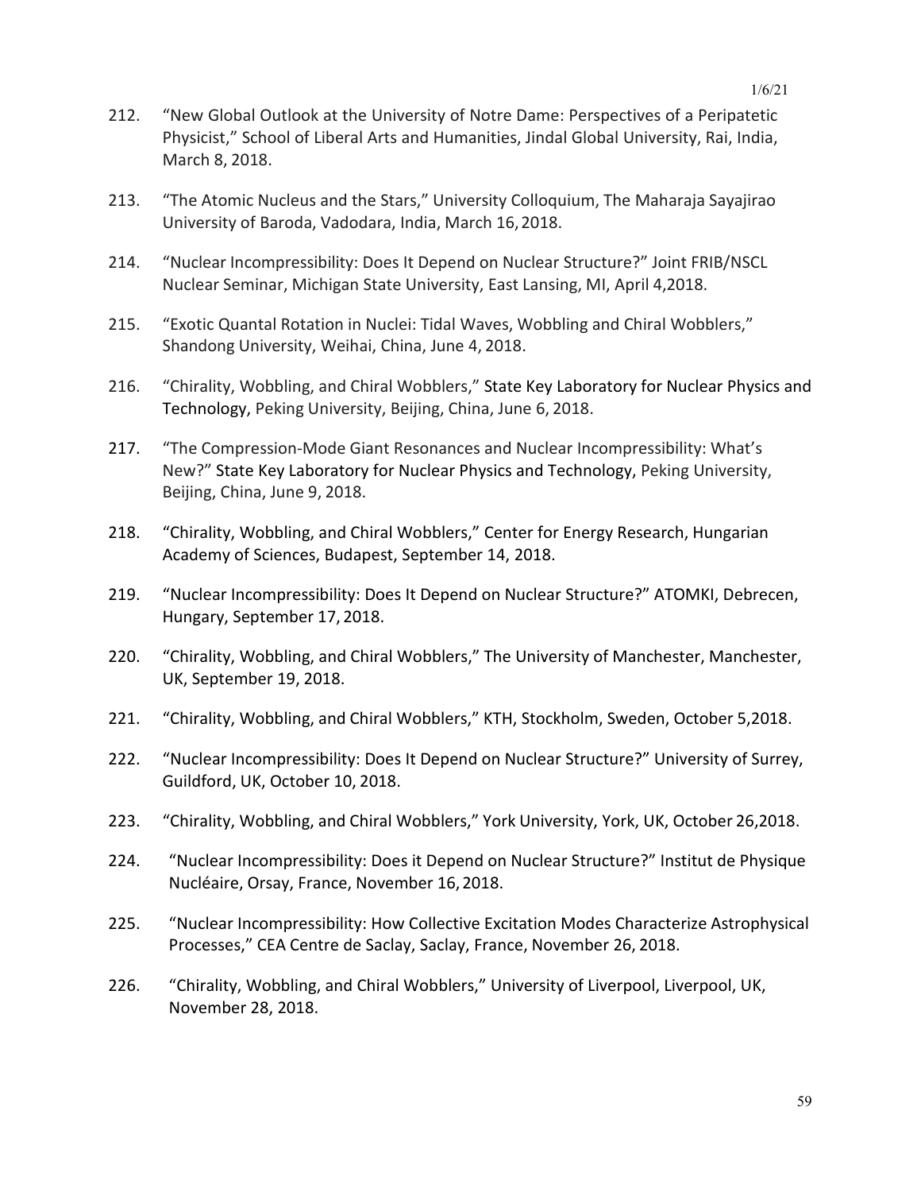212. “New Global Outlook at the University of Notre Dame: Perspectives of a Peripatetic Physicist,” School of Liberal Arts and Humanities, Jindal Global University, Rai, India, March 8, 2018.

213. “The Atomic Nucleus and the Stars,” University Colloquium, The Maharaja Sayajirao University of Baroda, Vadodara, India, March 16, 2018.

214. “Nuclear Incompressibility: Does It Depend on Nuclear Structure?” Joint FRIB/NSCL Nuclear Seminar, Michigan State University, East Lansing, MI, April 4,2018.

215. “Exotic Quantal Rotation in Nuclei: Tidal Waves, Wobbling and Chiral Wobblers,” Shandong University, Weihai, China, June 4, 2018.

216. “Chirality, Wobbling, and Chiral Wobblers,” State Key Laboratory for Nuclear Physics and Technology, Peking University, Beijing, China, June 6, 2018.

217. “The Compression-Mode Giant Resonances and Nuclear Incompressibility: What’s New?” State Key Laboratory for Nuclear Physics and Technology, Peking University, Beijing, China, June 9, 2018.

218. “Chirality, Wobbling, and Chiral Wobblers,” Center for Energy Research, Hungarian Academy of Sciences, Budapest, September 14, 2018.

219. “Nuclear Incompressibility: Does It Depend on Nuclear Structure?” ATOMKI, Debrecen, Hungary, September 17, 2018.

220. “Chirality, Wobbling, and Chiral Wobblers,” The University of Manchester, Manchester, UK, September 19, 2018.

221. “Chirality, Wobbling, and Chiral Wobblers,” KTH, Stockholm, Sweden, October 5,2018.

222. “Nuclear Incompressibility: Does It Depend on Nuclear Structure?” University of Surrey, Guildford, UK, October 10, 2018.

223. “Chirality, Wobbling, and Chiral Wobblers,” York University, York, UK, October 26,2018.

224. “Nuclear Incompressibility: Does it Depend on Nuclear Structure?” Institut de Physique Nucléaire, Orsay, France, November 16, 2018.

225. “Nuclear Incompressibility: How Collective Excitation Modes Characterize Astrophysical Processes,” CEA Centre de Saclay, Saclay, France, November 26, 2018.

226. “Chirality, Wobbling, and Chiral Wobblers,” University of Liverpool, Liverpool, UK, November 28, 2018.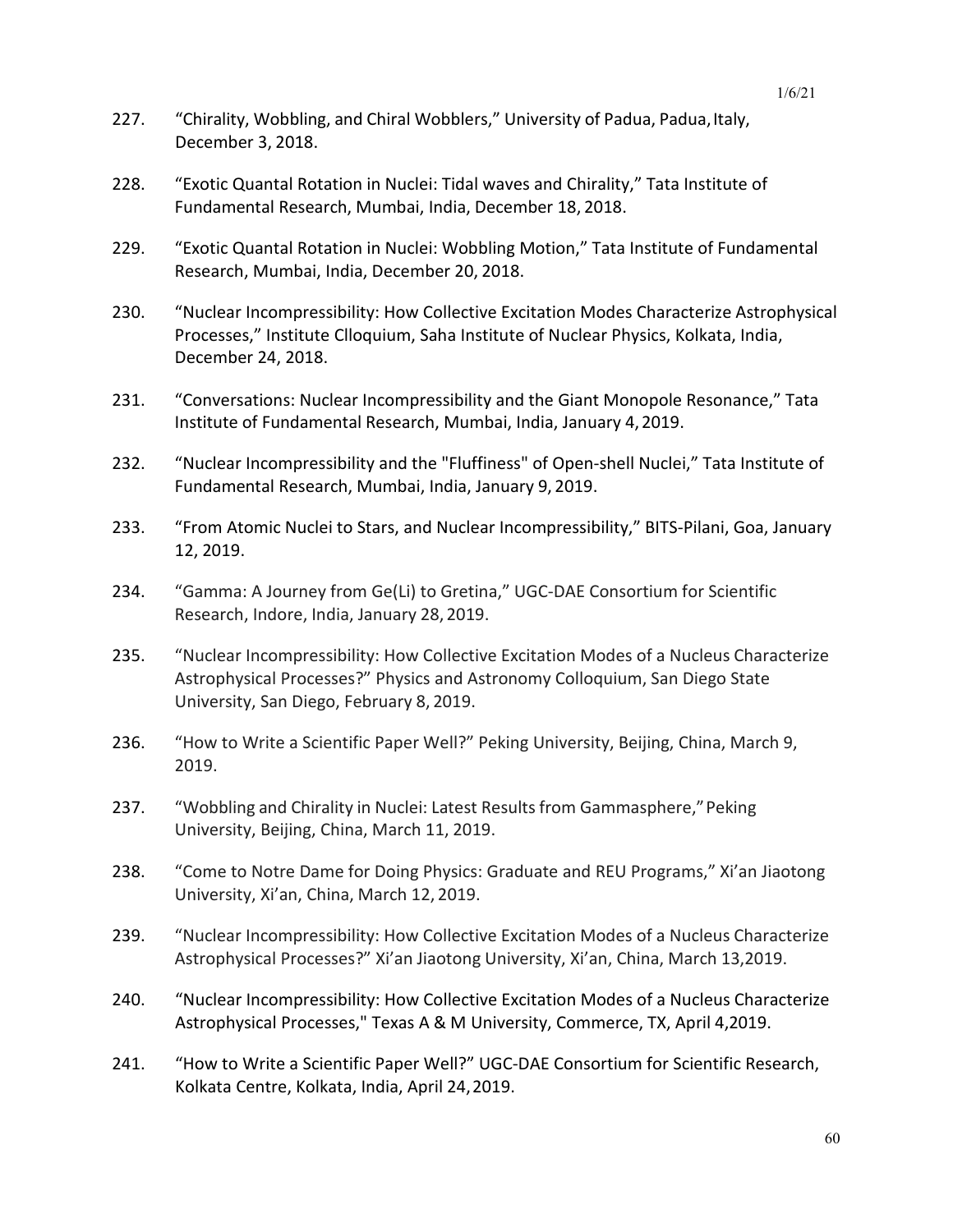227. "Chirality, Wobbling, and Chiral Wobblers," University of Padua, Padua, Italy, December 3, 2018.

228. "Exotic Quantal Rotation in Nuclei: Tidal waves and Chirality," Tata Institute of Fundamental Research, Mumbai, India, December 18, 2018.

229. "Exotic Quantal Rotation in Nuclei: Wobbling Motion," Tata Institute of Fundamental Research, Mumbai, India, December 20, 2018.

230. "Nuclear Incompressibility: How Collective Excitation Modes Characterize Astrophysical Processes," Institute Clloquium, Saha Institute of Nuclear Physics, Kolkata, India, December 24, 2018.

231. "Conversations: Nuclear Incompressibility and the Giant Monopole Resonance," Tata Institute of Fundamental Research, Mumbai, India, January 4, 2019.

232. "Nuclear Incompressibility and the "Fluffiness" of Open-shell Nuclei," Tata Institute of Fundamental Research, Mumbai, India, January 9, 2019.

233. "From Atomic Nuclei to Stars, and Nuclear Incompressibility," BITS-Pilani, Goa, January 12, 2019.

234. "Gamma: A Journey from Ge(Li) to Gretina," UGC-DAE Consortium for Scientific Research, Indore, India, January 28, 2019.

235. "Nuclear Incompressibility: How Collective Excitation Modes of a Nucleus Characterize Astrophysical Processes?" Physics and Astronomy Colloquium, San Diego State University, San Diego, February 8, 2019.

236. "How to Write a Scientific Paper Well?" Peking University, Beijing, China, March 9, 2019.

237. "Wobbling and Chirality in Nuclei: Latest Results from Gammasphere," Peking University, Beijing, China, March 11, 2019.

238. "Come to Notre Dame for Doing Physics: Graduate and REU Programs," Xi'an Jiaotong University, Xi'an, China, March 12, 2019.

239. "Nuclear Incompressibility: How Collective Excitation Modes of a Nucleus Characterize Astrophysical Processes?" Xi'an Jiaotong University, Xi'an, China, March 13,2019.

240. "Nuclear Incompressibility: How Collective Excitation Modes of a Nucleus Characterize Astrophysical Processes," Texas A & M University, Commerce, TX, April 4,2019.

241. "How to Write a Scientific Paper Well?" UGC-DAE Consortium for Scientific Research, Kolkata Centre, Kolkata, India, April 24, 2019.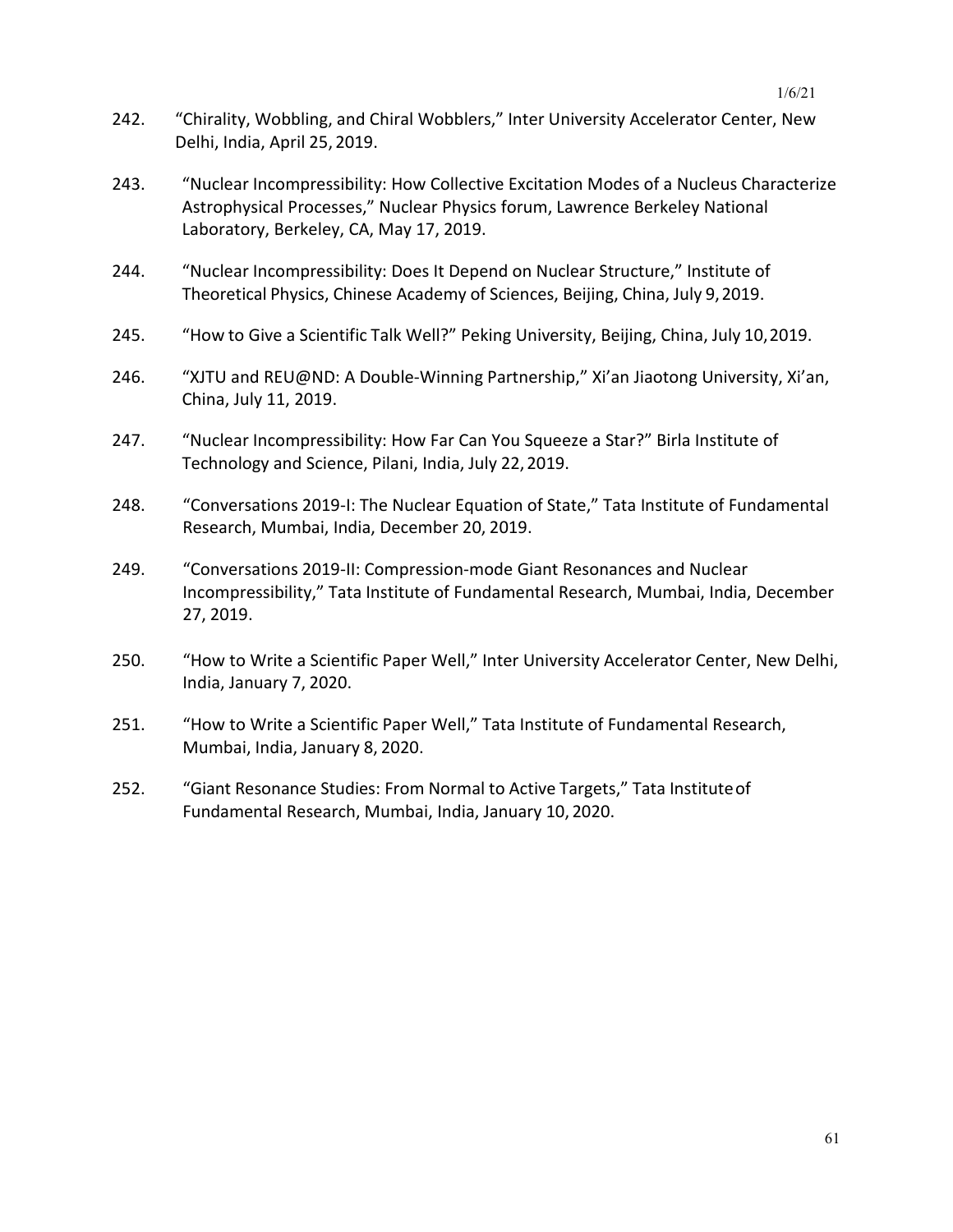242. “Chirality, Wobbling, and Chiral Wobblers,” Inter University Accelerator Center, New Delhi, India, April 25, 2019.

243. “Nuclear Incompressibility: How Collective Excitation Modes of a Nucleus Characterize Astrophysical Processes,” Nuclear Physics forum, Lawrence Berkeley National Laboratory, Berkeley, CA, May 17, 2019.

244. “Nuclear Incompressibility: Does It Depend on Nuclear Structure,” Institute of Theoretical Physics, Chinese Academy of Sciences, Beijing, China, July 9, 2019.

245. “How to Give a Scientific Talk Well?” Peking University, Beijing, China, July 10, 2019.

246. “XJTU and REU@ND: A Double-Winning Partnership,” Xi’an Jiaotong University, Xi’an, China, July 11, 2019.

247. “Nuclear Incompressibility: How Far Can You Squeeze a Star?” Birla Institute of Technology and Science, Pilani, India, July 22, 2019.

248. “Conversations 2019-I: The Nuclear Equation of State,” Tata Institute of Fundamental Research, Mumbai, India, December 20, 2019.

249. “Conversations 2019-II: Compression-mode Giant Resonances and Nuclear Incompressibility,” Tata Institute of Fundamental Research, Mumbai, India, December 27, 2019.

250. “How to Write a Scientific Paper Well,” Inter University Accelerator Center, New Delhi, India, January 7, 2020.

251. “How to Write a Scientific Paper Well,” Tata Institute of Fundamental Research, Mumbai, India, January 8, 2020.

252. “Giant Resonance Studies: From Normal to Active Targets,” Tata Institute of Fundamental Research, Mumbai, India, January 10, 2020.